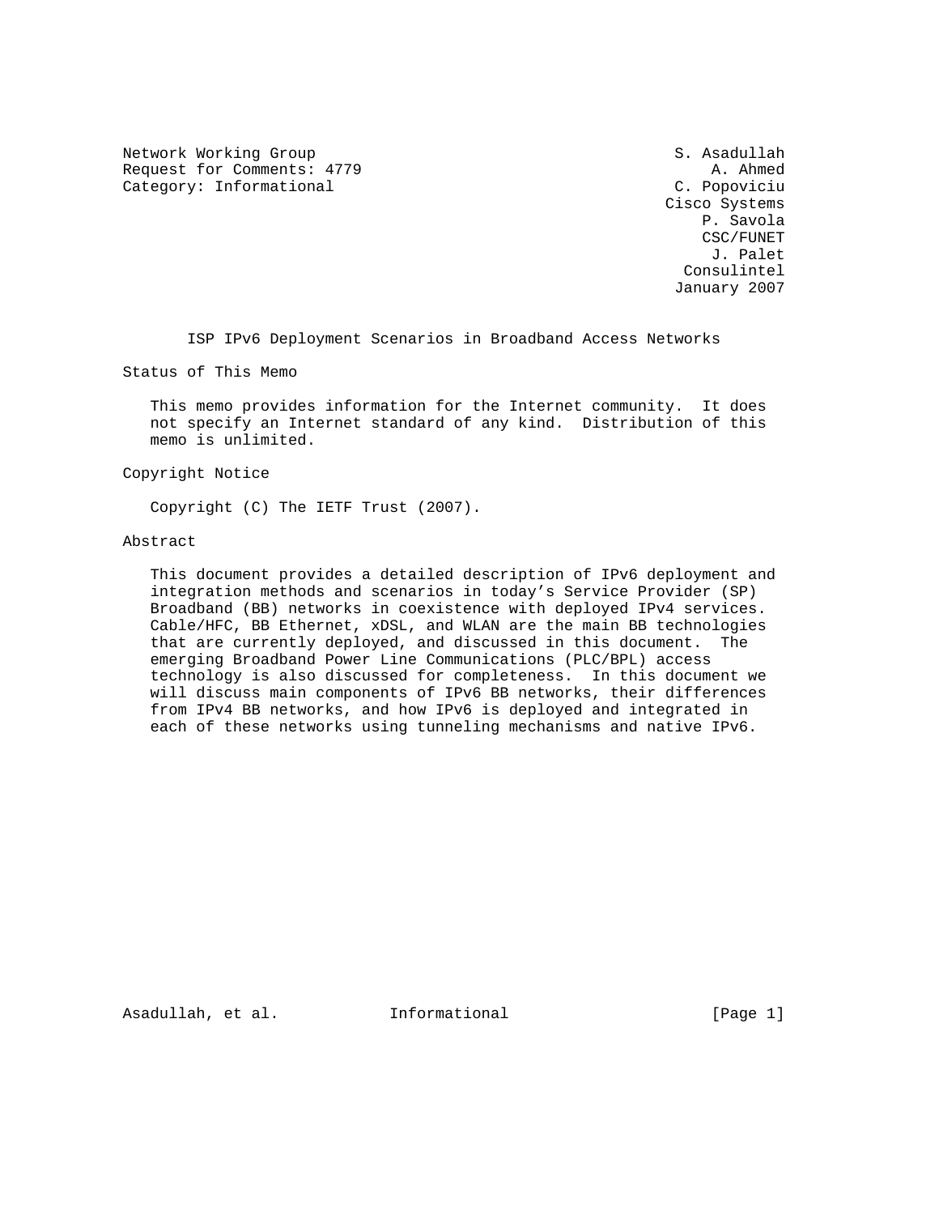Network Working Group S. Asadullah
Request for Comments: 4779 A. Ahmed
Category: Informational C. Popoviciu
Cisco Systems
P. Savola
CSC/FUNET
J. Palet
Consulintel
January 2007

# ISP IPv6 Deployment Scenarios in Broadband Access Networks

## Status of This Memo

This memo provides information for the Internet community. It does not specify an Internet standard of any kind. Distribution of this memo is unlimited.

## Copyright Notice

Copyright (C) The IETF Trust (2007).

## Abstract

This document provides a detailed description of IPv6 deployment and integration methods and scenarios in today's Service Provider (SP) Broadband (BB) networks in coexistence with deployed IPv4 services. Cable/HFC, BB Ethernet, xDSL, and WLAN are the main BB technologies that are currently deployed, and discussed in this document. The emerging Broadband Power Line Communications (PLC/BPL) access technology is also discussed for completeness. In this document we will discuss main components of IPv6 BB networks, their differences from IPv4 BB networks, and how IPv6 is deployed and integrated in each of these networks using tunneling mechanisms and native IPv6.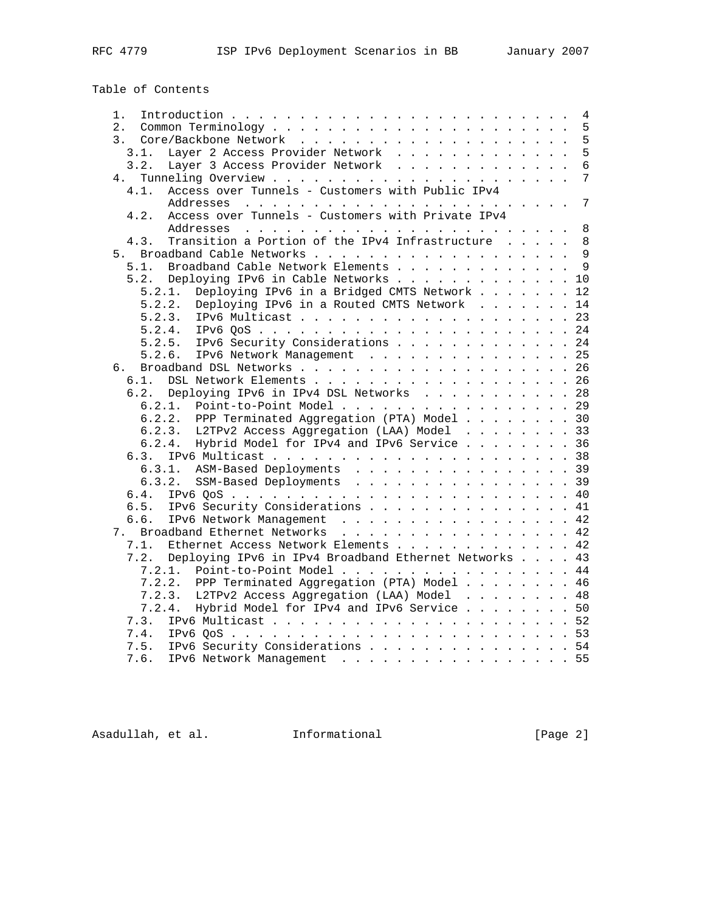## Table of Contents

```
   1.  Introduction . . . . . . . . . . . . . . . . . . . . . . . .  4
   2.  Common Terminology . . . . . . . . . . . . . . . . . . . . .  5
   3.  Core/Backbone Network  . . . . . . . . . . . . . . . . . . .  5
     3.1.  Layer 2 Access Provider Network  . . . . . . . . . . . .  5
     3.2.  Layer 3 Access Provider Network  . . . . . . . . . . . .  6
   4.  Tunneling Overview . . . . . . . . . . . . . . . . . . . . .  7
     4.1.  Access over Tunnels - Customers with Public IPv4
           Addresses  . . . . . . . . . . . . . . . . . . . . . . .  7
     4.2.  Access over Tunnels - Customers with Private IPv4
           Addresses  . . . . . . . . . . . . . . . . . . . . . . .  8
     4.3.  Transition a Portion of the IPv4 Infrastructure  . . . .  8
   5.  Broadband Cable Networks . . . . . . . . . . . . . . . . . .  9
     5.1.  Broadband Cable Network Elements . . . . . . . . . . . .  9
     5.2.  Deploying IPv6 in Cable Networks . . . . . . . . . . . . 10
       5.2.1.  Deploying IPv6 in a Bridged CMTS Network . . . . . . 12
       5.2.2.  Deploying IPv6 in a Routed CMTS Network  . . . . . . 14
       5.2.3.  IPv6 Multicast . . . . . . . . . . . . . . . . . . . 23
       5.2.4.  IPv6 QoS . . . . . . . . . . . . . . . . . . . . . . 24
       5.2.5.  IPv6 Security Considerations . . . . . . . . . . . . 24
       5.2.6.  IPv6 Network Management  . . . . . . . . . . . . . . 25
   6.  Broadband DSL Networks . . . . . . . . . . . . . . . . . . . 26
     6.1.  DSL Network Elements . . . . . . . . . . . . . . . . . . 26
     6.2.  Deploying IPv6 in IPv4 DSL Networks  . . . . . . . . . . 28
       6.2.1.  Point-to-Point Model . . . . . . . . . . . . . . . . 29
       6.2.2.  PPP Terminated Aggregation (PTA) Model . . . . . . . 30
       6.2.3.  L2TPv2 Access Aggregation (LAA) Model  . . . . . . . 33
       6.2.4.  Hybrid Model for IPv4 and IPv6 Service . . . . . . . 36
     6.3.  IPv6 Multicast . . . . . . . . . . . . . . . . . . . . . 38
       6.3.1.  ASM-Based Deployments  . . . . . . . . . . . . . . . 39
       6.3.2.  SSM-Based Deployments  . . . . . . . . . . . . . . . 39
     6.4.  IPv6 QoS . . . . . . . . . . . . . . . . . . . . . . . . 40
     6.5.  IPv6 Security Considerations . . . . . . . . . . . . . . 41
     6.6.  IPv6 Network Management  . . . . . . . . . . . . . . . . 42
   7.  Broadband Ethernet Networks  . . . . . . . . . . . . . . . . 42
     7.1.  Ethernet Access Network Elements . . . . . . . . . . . . 42
     7.2.  Deploying IPv6 in IPv4 Broadband Ethernet Networks . . . 43
       7.2.1.  Point-to-Point Model . . . . . . . . . . . . . . . . 44
       7.2.2.  PPP Terminated Aggregation (PTA) Model . . . . . . . 46
       7.2.3.  L2TPv2 Access Aggregation (LAA) Model  . . . . . . . 48
       7.2.4.  Hybrid Model for IPv4 and IPv6 Service . . . . . . . 50
     7.3.  IPv6 Multicast . . . . . . . . . . . . . . . . . . . . . 52
     7.4.  IPv6 QoS . . . . . . . . . . . . . . . . . . . . . . . . 53
     7.5.  IPv6 Security Considerations . . . . . . . . . . . . . . 54
     7.6.  IPv6 Network Management  . . . . . . . . . . . . . . . . 55
```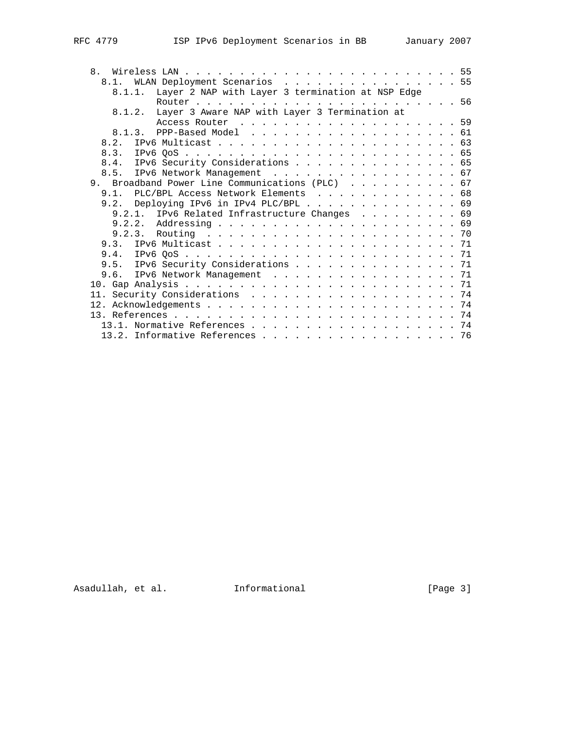```
   8.  Wireless LAN . . . . . . . . . . . . . . . . . . . . . . . . . 55
     8.1.  WLAN Deployment Scenarios  . . . . . . . . . . . . . . . . 55
       8.1.1.  Layer 2 NAP with Layer 3 termination at NSP Edge
               Router . . . . . . . . . . . . . . . . . . . . . . . . 56
       8.1.2.  Layer 3 Aware NAP with Layer 3 Termination at
               Access Router  . . . . . . . . . . . . . . . . . . . . 59
       8.1.3.  PPP-Based Model  . . . . . . . . . . . . . . . . . . . 61
     8.2.  IPv6 Multicast . . . . . . . . . . . . . . . . . . . . . . 63
     8.3.  IPv6 QoS . . . . . . . . . . . . . . . . . . . . . . . . . 65
     8.4.  IPv6 Security Considerations . . . . . . . . . . . . . . . 65
     8.5.  IPv6 Network Management  . . . . . . . . . . . . . . . . . 67
   9.  Broadband Power Line Communications (PLC)  . . . . . . . . . . 67
     9.1.  PLC/BPL Access Network Elements  . . . . . . . . . . . . . 68
     9.2.  Deploying IPv6 in IPv4 PLC/BPL . . . . . . . . . . . . . . 69
       9.2.1.  IPv6 Related Infrastructure Changes  . . . . . . . . . 69
       9.2.2.  Addressing . . . . . . . . . . . . . . . . . . . . . . 69
       9.2.3.  Routing  . . . . . . . . . . . . . . . . . . . . . . . 70
     9.3.  IPv6 Multicast . . . . . . . . . . . . . . . . . . . . . . 71
     9.4.  IPv6 QoS . . . . . . . . . . . . . . . . . . . . . . . . . 71
     9.5.  IPv6 Security Considerations . . . . . . . . . . . . . . . 71
     9.6.  IPv6 Network Management  . . . . . . . . . . . . . . . . . 71
   10. Gap Analysis . . . . . . . . . . . . . . . . . . . . . . . . . 71
   11. Security Considerations  . . . . . . . . . . . . . . . . . . . 74
   12. Acknowledgements . . . . . . . . . . . . . . . . . . . . . . . 74
   13. References . . . . . . . . . . . . . . . . . . . . . . . . . . 74
     13.1. Normative References . . . . . . . . . . . . . . . . . . . 74
     13.2. Informative References . . . . . . . . . . . . . . . . . . 76
```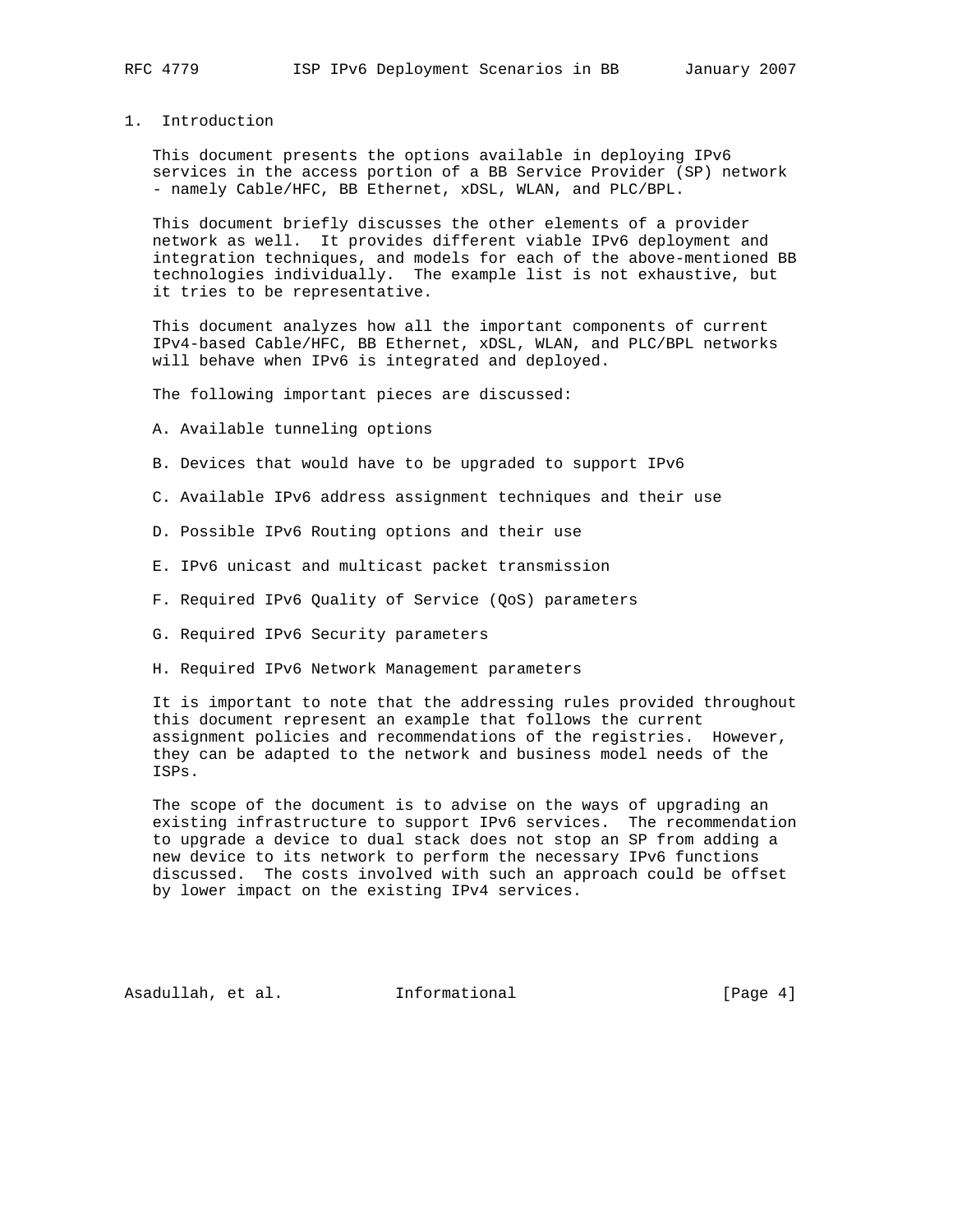# 1. Introduction

This document presents the options available in deploying IPv6 services in the access portion of a BB Service Provider (SP) network - namely Cable/HFC, BB Ethernet, xDSL, WLAN, and PLC/BPL.

This document briefly discusses the other elements of a provider network as well. It provides different viable IPv6 deployment and integration techniques, and models for each of the above-mentioned BB technologies individually. The example list is not exhaustive, but it tries to be representative.

This document analyzes how all the important components of current IPv4-based Cable/HFC, BB Ethernet, xDSL, WLAN, and PLC/BPL networks will behave when IPv6 is integrated and deployed.

The following important pieces are discussed:

A. Available tunneling options

B. Devices that would have to be upgraded to support IPv6

C. Available IPv6 address assignment techniques and their use

D. Possible IPv6 Routing options and their use

E. IPv6 unicast and multicast packet transmission

F. Required IPv6 Quality of Service (QoS) parameters

G. Required IPv6 Security parameters

H. Required IPv6 Network Management parameters

It is important to note that the addressing rules provided throughout this document represent an example that follows the current assignment policies and recommendations of the registries. However, they can be adapted to the network and business model needs of the ISPs.

The scope of the document is to advise on the ways of upgrading an existing infrastructure to support IPv6 services. The recommendation to upgrade a device to dual stack does not stop an SP from adding a new device to its network to perform the necessary IPv6 functions discussed. The costs involved with such an approach could be offset by lower impact on the existing IPv4 services.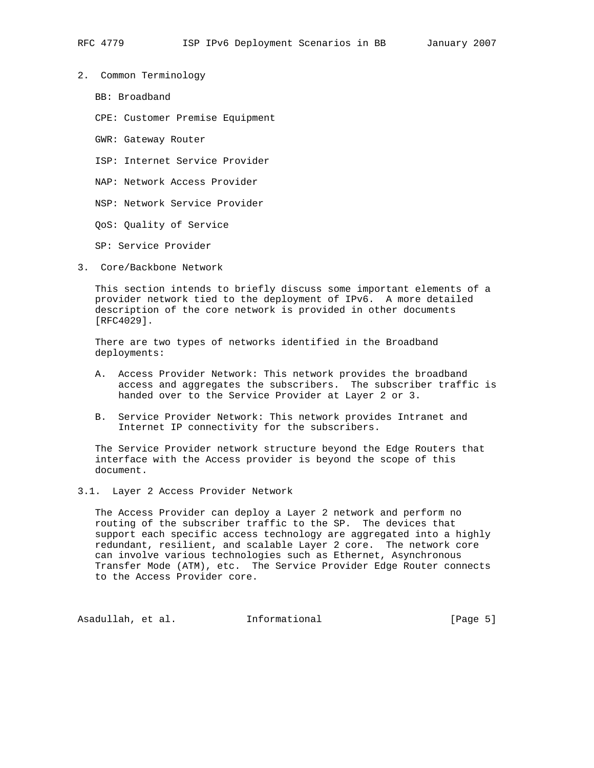## 2. Common Terminology

BB: Broadband

CPE: Customer Premise Equipment

GWR: Gateway Router

ISP: Internet Service Provider

NAP: Network Access Provider

NSP: Network Service Provider

QoS: Quality of Service

SP: Service Provider

## 3. Core/Backbone Network

This section intends to briefly discuss some important elements of a provider network tied to the deployment of IPv6. A more detailed description of the core network is provided in other documents [RFC4029].

There are two types of networks identified in the Broadband deployments:

A. Access Provider Network: This network provides the broadband access and aggregates the subscribers. The subscriber traffic is handed over to the Service Provider at Layer 2 or 3.

B. Service Provider Network: This network provides Intranet and Internet IP connectivity for the subscribers.

The Service Provider network structure beyond the Edge Routers that interface with the Access provider is beyond the scope of this document.

### 3.1. Layer 2 Access Provider Network

The Access Provider can deploy a Layer 2 network and perform no routing of the subscriber traffic to the SP. The devices that support each specific access technology are aggregated into a highly redundant, resilient, and scalable Layer 2 core. The network core can involve various technologies such as Ethernet, Asynchronous Transfer Mode (ATM), etc. The Service Provider Edge Router connects to the Access Provider core.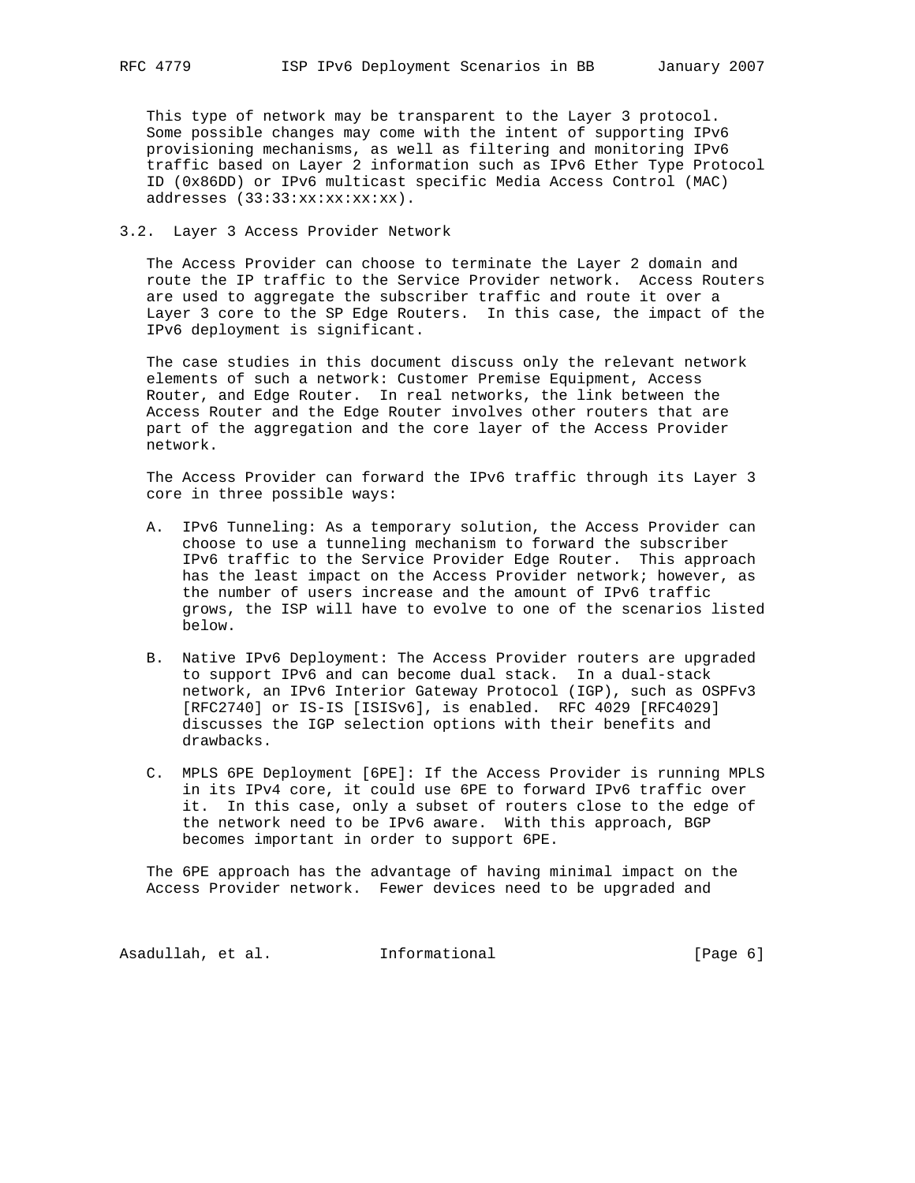This type of network may be transparent to the Layer 3 protocol. Some possible changes may come with the intent of supporting IPv6 provisioning mechanisms, as well as filtering and monitoring IPv6 traffic based on Layer 2 information such as IPv6 Ether Type Protocol ID (0x86DD) or IPv6 multicast specific Media Access Control (MAC) addresses (33:33:xx:xx:xx:xx).

### 3.2. Layer 3 Access Provider Network

The Access Provider can choose to terminate the Layer 2 domain and route the IP traffic to the Service Provider network. Access Routers are used to aggregate the subscriber traffic and route it over a Layer 3 core to the SP Edge Routers. In this case, the impact of the IPv6 deployment is significant.

The case studies in this document discuss only the relevant network elements of such a network: Customer Premise Equipment, Access Router, and Edge Router. In real networks, the link between the Access Router and the Edge Router involves other routers that are part of the aggregation and the core layer of the Access Provider network.

The Access Provider can forward the IPv6 traffic through its Layer 3 core in three possible ways:

A. IPv6 Tunneling: As a temporary solution, the Access Provider can choose to use a tunneling mechanism to forward the subscriber IPv6 traffic to the Service Provider Edge Router. This approach has the least impact on the Access Provider network; however, as the number of users increase and the amount of IPv6 traffic grows, the ISP will have to evolve to one of the scenarios listed below.

B. Native IPv6 Deployment: The Access Provider routers are upgraded to support IPv6 and can become dual stack. In a dual-stack network, an IPv6 Interior Gateway Protocol (IGP), such as OSPFv3 [RFC2740] or IS-IS [ISISv6], is enabled. RFC 4029 [RFC4029] discusses the IGP selection options with their benefits and drawbacks.

C. MPLS 6PE Deployment [6PE]: If the Access Provider is running MPLS in its IPv4 core, it could use 6PE to forward IPv6 traffic over it. In this case, only a subset of routers close to the edge of the network need to be IPv6 aware. With this approach, BGP becomes important in order to support 6PE.

The 6PE approach has the advantage of having minimal impact on the Access Provider network. Fewer devices need to be upgraded and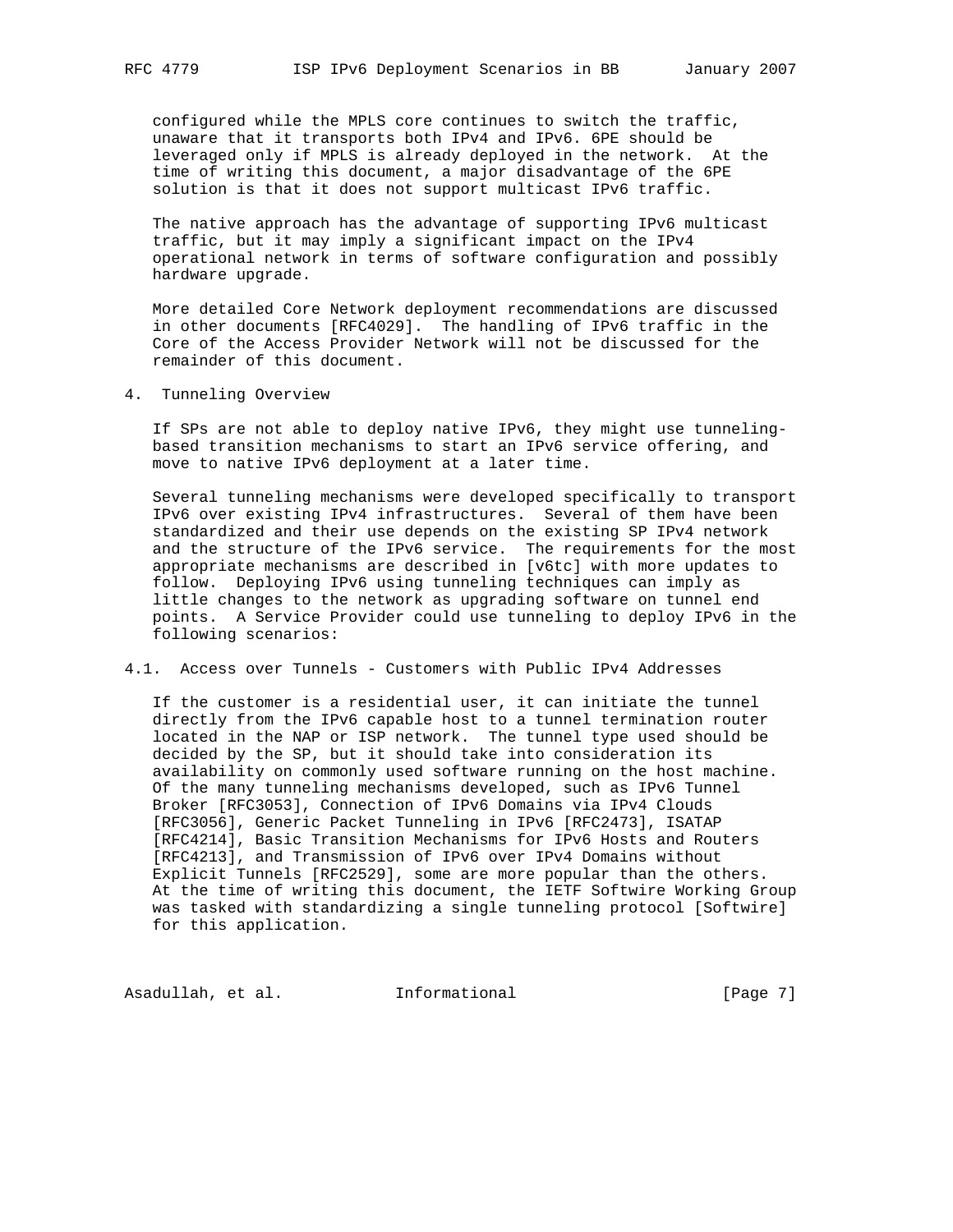configured while the MPLS core continues to switch the traffic, unaware that it transports both IPv4 and IPv6. 6PE should be leveraged only if MPLS is already deployed in the network. At the time of writing this document, a major disadvantage of the 6PE solution is that it does not support multicast IPv6 traffic.

The native approach has the advantage of supporting IPv6 multicast traffic, but it may imply a significant impact on the IPv4 operational network in terms of software configuration and possibly hardware upgrade.

More detailed Core Network deployment recommendations are discussed in other documents [RFC4029]. The handling of IPv6 traffic in the Core of the Access Provider Network will not be discussed for the remainder of this document.

## 4. Tunneling Overview

If SPs are not able to deploy native IPv6, they might use tunneling-based transition mechanisms to start an IPv6 service offering, and move to native IPv6 deployment at a later time.

Several tunneling mechanisms were developed specifically to transport IPv6 over existing IPv4 infrastructures. Several of them have been standardized and their use depends on the existing SP IPv4 network and the structure of the IPv6 service. The requirements for the most appropriate mechanisms are described in [v6tc] with more updates to follow. Deploying IPv6 using tunneling techniques can imply as little changes to the network as upgrading software on tunnel end points. A Service Provider could use tunneling to deploy IPv6 in the following scenarios:

### 4.1. Access over Tunnels - Customers with Public IPv4 Addresses

If the customer is a residential user, it can initiate the tunnel directly from the IPv6 capable host to a tunnel termination router located in the NAP or ISP network. The tunnel type used should be decided by the SP, but it should take into consideration its availability on commonly used software running on the host machine. Of the many tunneling mechanisms developed, such as IPv6 Tunnel Broker [RFC3053], Connection of IPv6 Domains via IPv4 Clouds [RFC3056], Generic Packet Tunneling in IPv6 [RFC2473], ISATAP [RFC4214], Basic Transition Mechanisms for IPv6 Hosts and Routers [RFC4213], and Transmission of IPv6 over IPv4 Domains without Explicit Tunnels [RFC2529], some are more popular than the others. At the time of writing this document, the IETF Softwire Working Group was tasked with standardizing a single tunneling protocol [Softwire] for this application.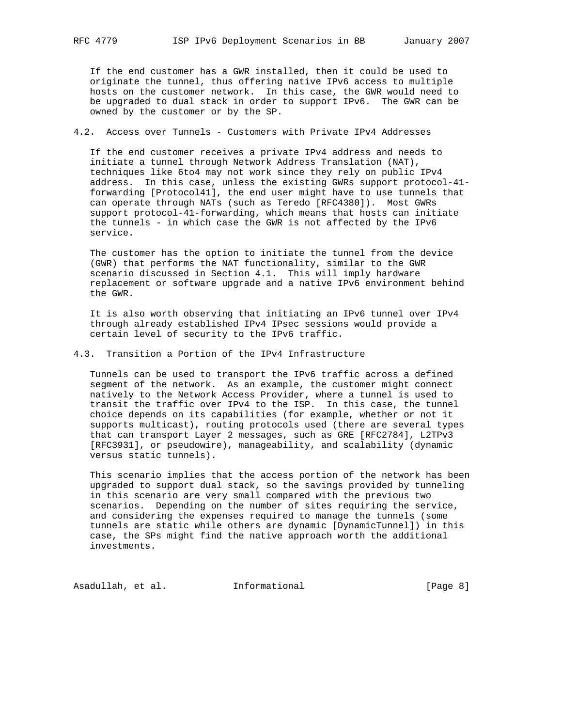If the end customer has a GWR installed, then it could be used to originate the tunnel, thus offering native IPv6 access to multiple hosts on the customer network. In this case, the GWR would need to be upgraded to dual stack in order to support IPv6. The GWR can be owned by the customer or by the SP.

## 4.2. Access over Tunnels - Customers with Private IPv4 Addresses

If the end customer receives a private IPv4 address and needs to initiate a tunnel through Network Address Translation (NAT), techniques like 6to4 may not work since they rely on public IPv4 address. In this case, unless the existing GWRs support protocol-41-forwarding [Protocol41], the end user might have to use tunnels that can operate through NATs (such as Teredo [RFC4380]). Most GWRs support protocol-41-forwarding, which means that hosts can initiate the tunnels - in which case the GWR is not affected by the IPv6 service.

The customer has the option to initiate the tunnel from the device (GWR) that performs the NAT functionality, similar to the GWR scenario discussed in Section 4.1. This will imply hardware replacement or software upgrade and a native IPv6 environment behind the GWR.

It is also worth observing that initiating an IPv6 tunnel over IPv4 through already established IPv4 IPsec sessions would provide a certain level of security to the IPv6 traffic.

## 4.3. Transition a Portion of the IPv4 Infrastructure

Tunnels can be used to transport the IPv6 traffic across a defined segment of the network. As an example, the customer might connect natively to the Network Access Provider, where a tunnel is used to transit the traffic over IPv4 to the ISP. In this case, the tunnel choice depends on its capabilities (for example, whether or not it supports multicast), routing protocols used (there are several types that can transport Layer 2 messages, such as GRE [RFC2784], L2TPv3 [RFC3931], or pseudowire), manageability, and scalability (dynamic versus static tunnels).

This scenario implies that the access portion of the network has been upgraded to support dual stack, so the savings provided by tunneling in this scenario are very small compared with the previous two scenarios. Depending on the number of sites requiring the service, and considering the expenses required to manage the tunnels (some tunnels are static while others are dynamic [DynamicTunnel]) in this case, the SPs might find the native approach worth the additional investments.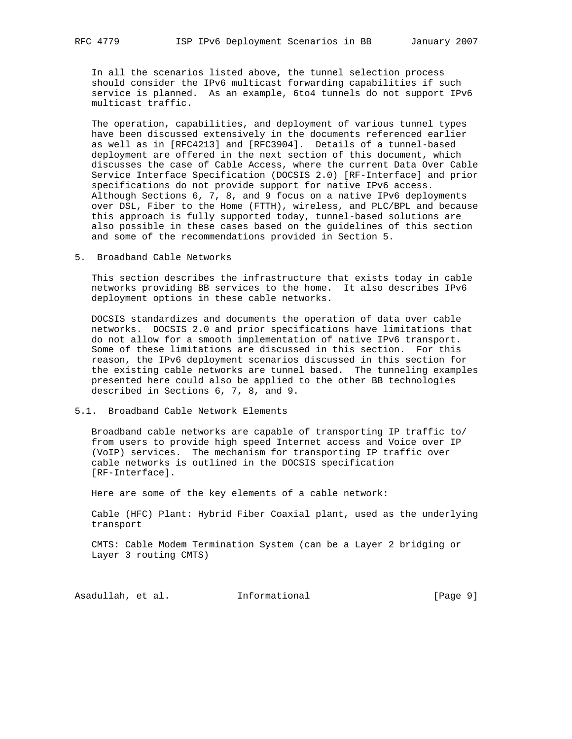In all the scenarios listed above, the tunnel selection process should consider the IPv6 multicast forwarding capabilities if such service is planned. As an example, 6to4 tunnels do not support IPv6 multicast traffic.

The operation, capabilities, and deployment of various tunnel types have been discussed extensively in the documents referenced earlier as well as in [RFC4213] and [RFC3904]. Details of a tunnel-based deployment are offered in the next section of this document, which discusses the case of Cable Access, where the current Data Over Cable Service Interface Specification (DOCSIS 2.0) [RF-Interface] and prior specifications do not provide support for native IPv6 access. Although Sections 6, 7, 8, and 9 focus on a native IPv6 deployments over DSL, Fiber to the Home (FTTH), wireless, and PLC/BPL and because this approach is fully supported today, tunnel-based solutions are also possible in these cases based on the guidelines of this section and some of the recommendations provided in Section 5.

## 5. Broadband Cable Networks

This section describes the infrastructure that exists today in cable networks providing BB services to the home. It also describes IPv6 deployment options in these cable networks.

DOCSIS standardizes and documents the operation of data over cable networks. DOCSIS 2.0 and prior specifications have limitations that do not allow for a smooth implementation of native IPv6 transport. Some of these limitations are discussed in this section. For this reason, the IPv6 deployment scenarios discussed in this section for the existing cable networks are tunnel based. The tunneling examples presented here could also be applied to the other BB technologies described in Sections 6, 7, 8, and 9.

### 5.1. Broadband Cable Network Elements

Broadband cable networks are capable of transporting IP traffic to/from users to provide high speed Internet access and Voice over IP (VoIP) services. The mechanism for transporting IP traffic over cable networks is outlined in the DOCSIS specification [RF-Interface].

Here are some of the key elements of a cable network:

Cable (HFC) Plant: Hybrid Fiber Coaxial plant, used as the underlying transport

CMTS: Cable Modem Termination System (can be a Layer 2 bridging or Layer 3 routing CMTS)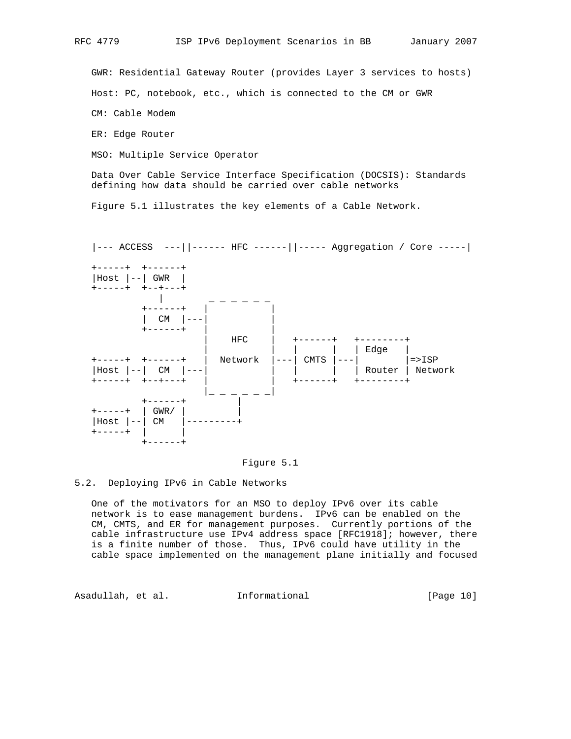GWR: Residential Gateway Router (provides Layer 3 services to hosts)

Host: PC, notebook, etc., which is connected to the CM or GWR

CM: Cable Modem

ER: Edge Router

MSO: Multiple Service Operator

Data Over Cable Service Interface Specification (DOCSIS): Standards defining how data should be carried over cable networks

Figure 5.1 illustrates the key elements of a Cable Network.

```
|--- ACCESS  ---||------ HFC ------||----- Aggregation / Core -----|

+-----+  +------+
|Host |--| GWR  |
+-----+  +--+---+
            |       _ _ _ _ _ _
         +------+   |           |
         |  CM  |---|           |
         +------+   |           |
                    |    HFC    |   +------+   +--------+
                    |           |   |      |   | Edge   |
+-----+  +------+   |  Network  |---| CMTS |---|        |=>ISP
|Host |--|  CM  |---|           |   |      |   | Router | Network
+-----+  +--+---+   |           |   +------+   +--------+
                    |_ _ _ _ _ _|
         +------+         |
+-----+  | GWR/ |         |
|Host |--| CM   |---------+
+-----+  |      |
         +------+
```

Figure 5.1

## 5.2. Deploying IPv6 in Cable Networks

One of the motivators for an MSO to deploy IPv6 over its cable network is to ease management burdens. IPv6 can be enabled on the CM, CMTS, and ER for management purposes. Currently portions of the cable infrastructure use IPv4 address space [RFC1918]; however, there is a finite number of those. Thus, IPv6 could have utility in the cable space implemented on the management plane initially and focused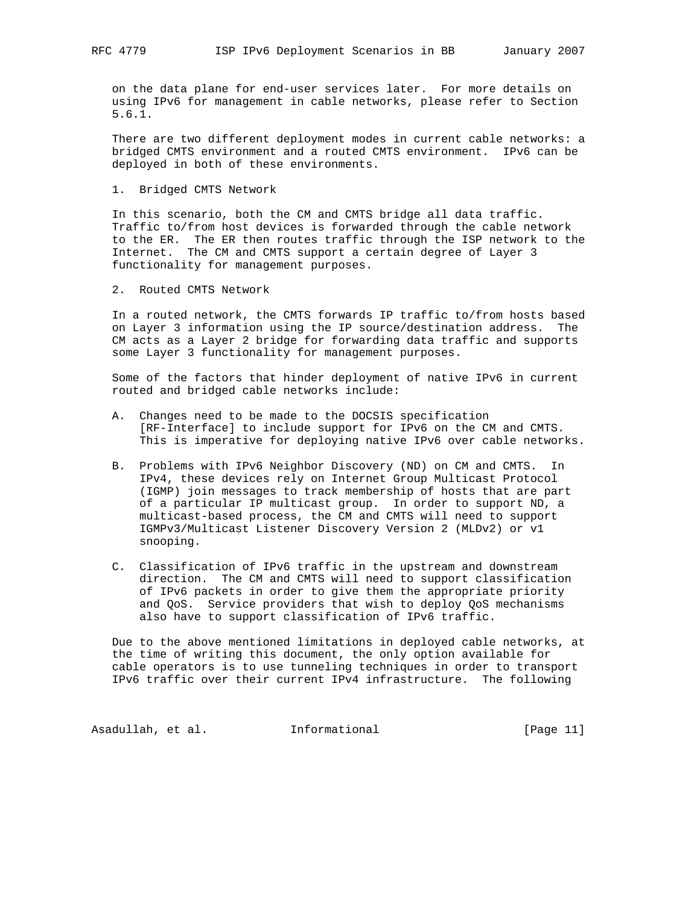on the data plane for end-user services later. For more details on using IPv6 for management in cable networks, please refer to Section 5.6.1.

There are two different deployment modes in current cable networks: a bridged CMTS environment and a routed CMTS environment. IPv6 can be deployed in both of these environments.

1. Bridged CMTS Network

In this scenario, both the CM and CMTS bridge all data traffic. Traffic to/from host devices is forwarded through the cable network to the ER. The ER then routes traffic through the ISP network to the Internet. The CM and CMTS support a certain degree of Layer 3 functionality for management purposes.

2. Routed CMTS Network

In a routed network, the CMTS forwards IP traffic to/from hosts based on Layer 3 information using the IP source/destination address. The CM acts as a Layer 2 bridge for forwarding data traffic and supports some Layer 3 functionality for management purposes.

Some of the factors that hinder deployment of native IPv6 in current routed and bridged cable networks include:

A. Changes need to be made to the DOCSIS specification [RF-Interface] to include support for IPv6 on the CM and CMTS. This is imperative for deploying native IPv6 over cable networks.

B. Problems with IPv6 Neighbor Discovery (ND) on CM and CMTS. In IPv4, these devices rely on Internet Group Multicast Protocol (IGMP) join messages to track membership of hosts that are part of a particular IP multicast group. In order to support ND, a multicast-based process, the CM and CMTS will need to support IGMPv3/Multicast Listener Discovery Version 2 (MLDv2) or v1 snooping.

C. Classification of IPv6 traffic in the upstream and downstream direction. The CM and CMTS will need to support classification of IPv6 packets in order to give them the appropriate priority and QoS. Service providers that wish to deploy QoS mechanisms also have to support classification of IPv6 traffic.

Due to the above mentioned limitations in deployed cable networks, at the time of writing this document, the only option available for cable operators is to use tunneling techniques in order to transport IPv6 traffic over their current IPv4 infrastructure. The following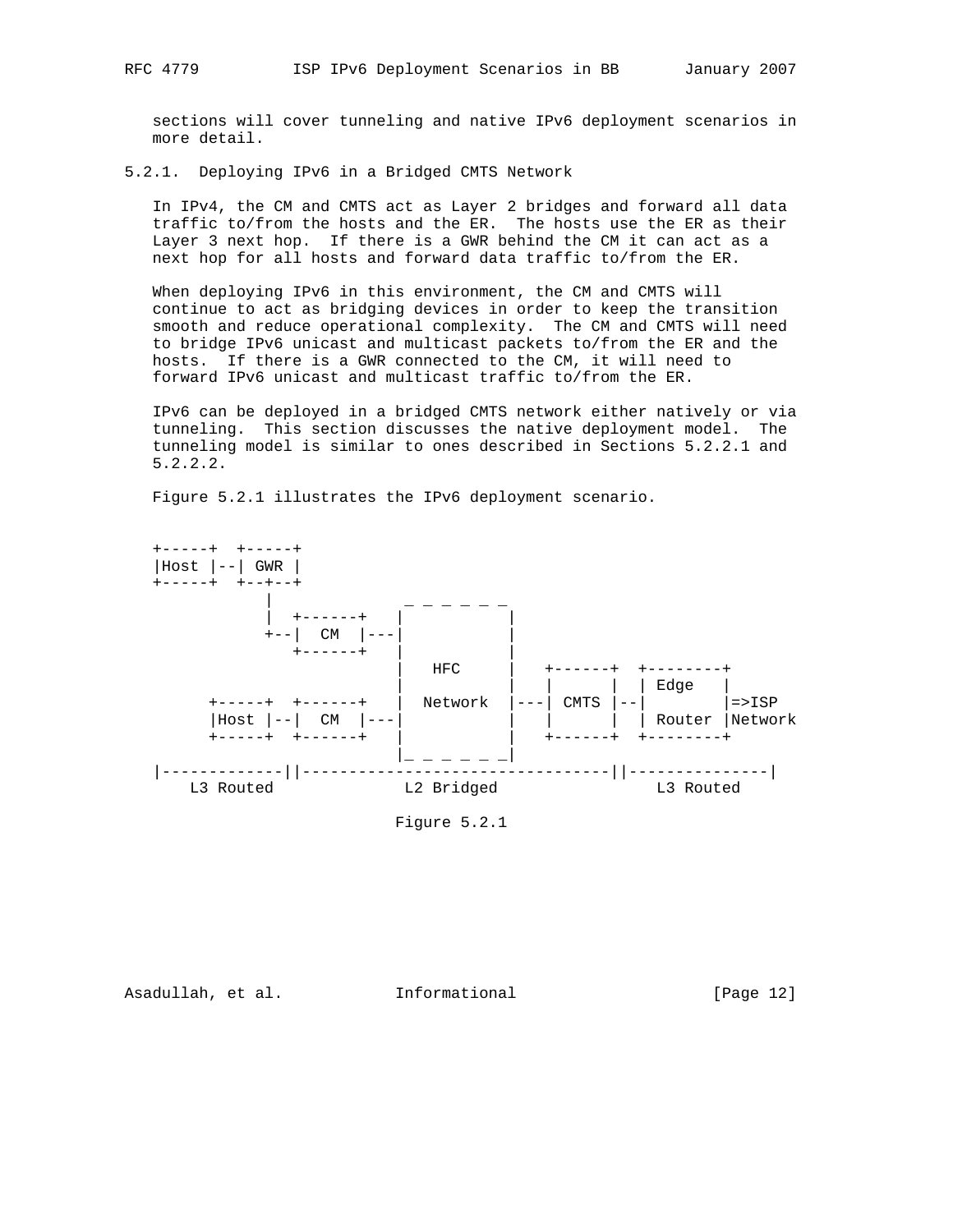sections will cover tunneling and native IPv6 deployment scenarios in more detail.

### 5.2.1. Deploying IPv6 in a Bridged CMTS Network

In IPv4, the CM and CMTS act as Layer 2 bridges and forward all data traffic to/from the hosts and the ER. The hosts use the ER as their Layer 3 next hop. If there is a GWR behind the CM it can act as a next hop for all hosts and forward data traffic to/from the ER.

When deploying IPv6 in this environment, the CM and CMTS will continue to act as bridging devices in order to keep the transition smooth and reduce operational complexity. The CM and CMTS will need to bridge IPv6 unicast and multicast packets to/from the ER and the hosts. If there is a GWR connected to the CM, it will need to forward IPv6 unicast and multicast traffic to/from the ER.

IPv6 can be deployed in a bridged CMTS network either natively or via tunneling. This section discusses the native deployment model. The tunneling model is similar to ones described in Sections 5.2.2.1 and 5.2.2.2.

Figure 5.2.1 illustrates the IPv6 deployment scenario.

```
+-----+  +-----+
|Host |--| GWR |
+-----+  +--+--+
            |                _ _ _ _ _ _
            |  +------+   |           |
            +--|  CM  |---|           |
               +------+   |           |
                          |   HFC     |   +------+  +--------+
                          |           |   |      |  | Edge   |
      +-----+  +------+   |  Network  |---| CMTS |--|        |=>ISP
      |Host |--|  CM  |---|           |   |      |  | Router |Network
      +-----+  +------+   |           |   +------+  +--------+
                          |_ _ _ _ _ _|
|-------------||---------------------------------||---------------|
    L3 Routed             L2 Bridged                L3 Routed
```

Figure 5.2.1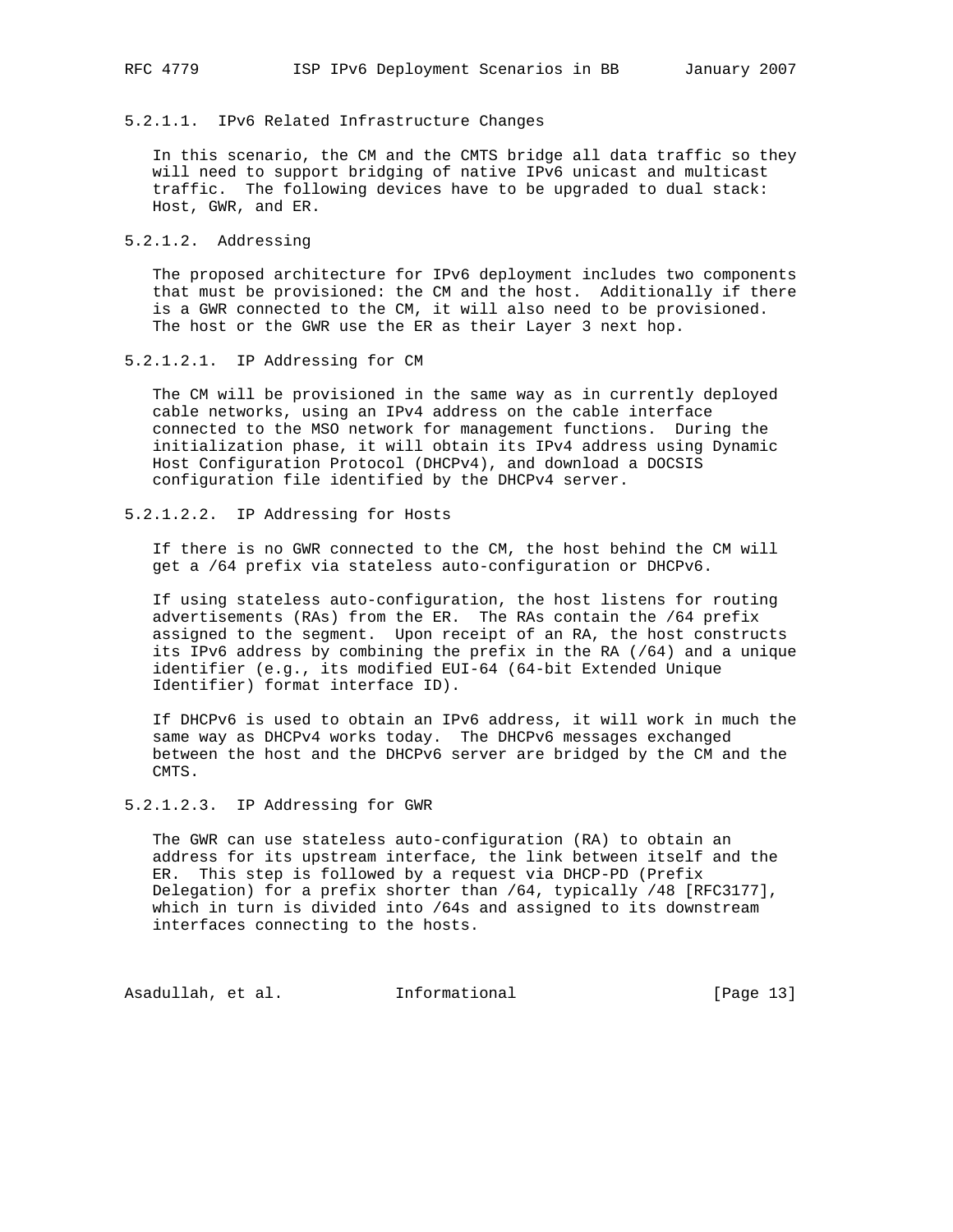#### 5.2.1.1. IPv6 Related Infrastructure Changes

In this scenario, the CM and the CMTS bridge all data traffic so they will need to support bridging of native IPv6 unicast and multicast traffic. The following devices have to be upgraded to dual stack: Host, GWR, and ER.

#### 5.2.1.2. Addressing

The proposed architecture for IPv6 deployment includes two components that must be provisioned: the CM and the host. Additionally if there is a GWR connected to the CM, it will also need to be provisioned. The host or the GWR use the ER as their Layer 3 next hop.

##### 5.2.1.2.1. IP Addressing for CM

The CM will be provisioned in the same way as in currently deployed cable networks, using an IPv4 address on the cable interface connected to the MSO network for management functions. During the initialization phase, it will obtain its IPv4 address using Dynamic Host Configuration Protocol (DHCPv4), and download a DOCSIS configuration file identified by the DHCPv4 server.

##### 5.2.1.2.2. IP Addressing for Hosts

If there is no GWR connected to the CM, the host behind the CM will get a /64 prefix via stateless auto-configuration or DHCPv6.

If using stateless auto-configuration, the host listens for routing advertisements (RAs) from the ER. The RAs contain the /64 prefix assigned to the segment. Upon receipt of an RA, the host constructs its IPv6 address by combining the prefix in the RA (/64) and a unique identifier (e.g., its modified EUI-64 (64-bit Extended Unique Identifier) format interface ID).

If DHCPv6 is used to obtain an IPv6 address, it will work in much the same way as DHCPv4 works today. The DHCPv6 messages exchanged between the host and the DHCPv6 server are bridged by the CM and the CMTS.

##### 5.2.1.2.3. IP Addressing for GWR

The GWR can use stateless auto-configuration (RA) to obtain an address for its upstream interface, the link between itself and the ER. This step is followed by a request via DHCP-PD (Prefix Delegation) for a prefix shorter than /64, typically /48 [RFC3177], which in turn is divided into /64s and assigned to its downstream interfaces connecting to the hosts.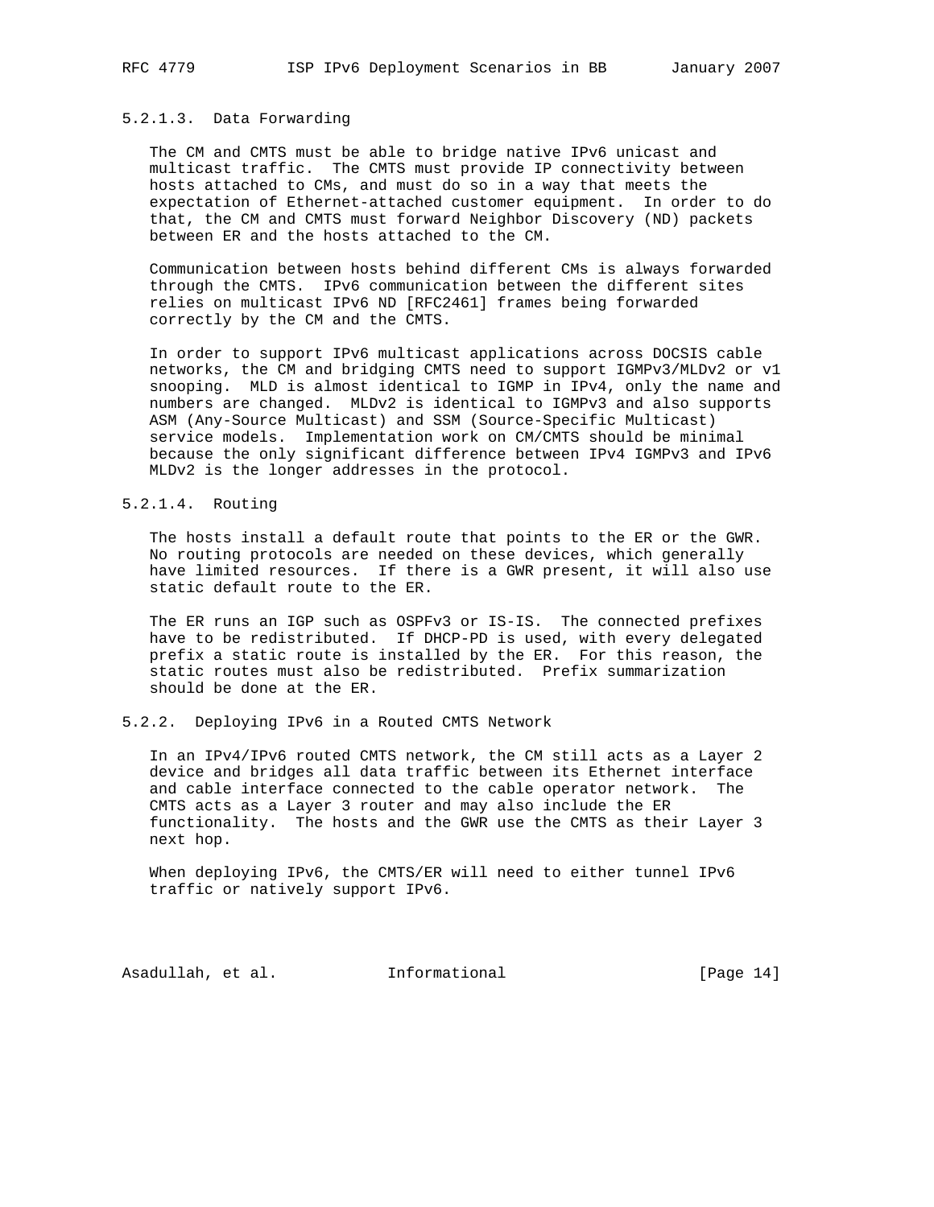#### 5.2.1.3. Data Forwarding

The CM and CMTS must be able to bridge native IPv6 unicast and multicast traffic. The CMTS must provide IP connectivity between hosts attached to CMs, and must do so in a way that meets the expectation of Ethernet-attached customer equipment. In order to do that, the CM and CMTS must forward Neighbor Discovery (ND) packets between ER and the hosts attached to the CM.

Communication between hosts behind different CMs is always forwarded through the CMTS. IPv6 communication between the different sites relies on multicast IPv6 ND [RFC2461] frames being forwarded correctly by the CM and the CMTS.

In order to support IPv6 multicast applications across DOCSIS cable networks, the CM and bridging CMTS need to support IGMPv3/MLDv2 or v1 snooping. MLD is almost identical to IGMP in IPv4, only the name and numbers are changed. MLDv2 is identical to IGMPv3 and also supports ASM (Any-Source Multicast) and SSM (Source-Specific Multicast) service models. Implementation work on CM/CMTS should be minimal because the only significant difference between IPv4 IGMPv3 and IPv6 MLDv2 is the longer addresses in the protocol.

#### 5.2.1.4. Routing

The hosts install a default route that points to the ER or the GWR. No routing protocols are needed on these devices, which generally have limited resources. If there is a GWR present, it will also use static default route to the ER.

The ER runs an IGP such as OSPFv3 or IS-IS. The connected prefixes have to be redistributed. If DHCP-PD is used, with every delegated prefix a static route is installed by the ER. For this reason, the static routes must also be redistributed. Prefix summarization should be done at the ER.

### 5.2.2. Deploying IPv6 in a Routed CMTS Network

In an IPv4/IPv6 routed CMTS network, the CM still acts as a Layer 2 device and bridges all data traffic between its Ethernet interface and cable interface connected to the cable operator network. The CMTS acts as a Layer 3 router and may also include the ER functionality. The hosts and the GWR use the CMTS as their Layer 3 next hop.

When deploying IPv6, the CMTS/ER will need to either tunnel IPv6 traffic or natively support IPv6.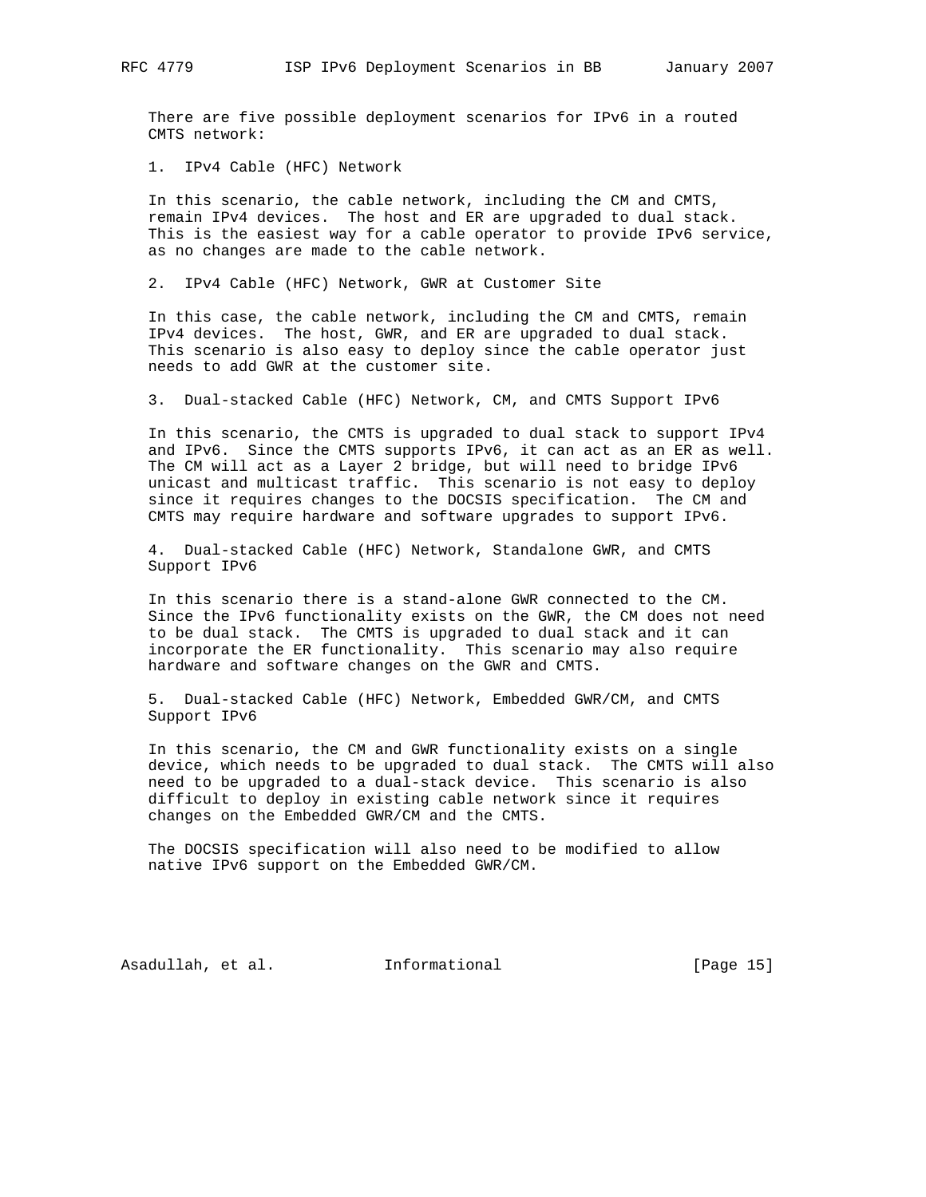There are five possible deployment scenarios for IPv6 in a routed CMTS network:

1. IPv4 Cable (HFC) Network

In this scenario, the cable network, including the CM and CMTS, remain IPv4 devices. The host and ER are upgraded to dual stack. This is the easiest way for a cable operator to provide IPv6 service, as no changes are made to the cable network.

2. IPv4 Cable (HFC) Network, GWR at Customer Site

In this case, the cable network, including the CM and CMTS, remain IPv4 devices. The host, GWR, and ER are upgraded to dual stack. This scenario is also easy to deploy since the cable operator just needs to add GWR at the customer site.

3. Dual-stacked Cable (HFC) Network, CM, and CMTS Support IPv6

In this scenario, the CMTS is upgraded to dual stack to support IPv4 and IPv6. Since the CMTS supports IPv6, it can act as an ER as well. The CM will act as a Layer 2 bridge, but will need to bridge IPv6 unicast and multicast traffic. This scenario is not easy to deploy since it requires changes to the DOCSIS specification. The CM and CMTS may require hardware and software upgrades to support IPv6.

4. Dual-stacked Cable (HFC) Network, Standalone GWR, and CMTS Support IPv6

In this scenario there is a stand-alone GWR connected to the CM. Since the IPv6 functionality exists on the GWR, the CM does not need to be dual stack. The CMTS is upgraded to dual stack and it can incorporate the ER functionality. This scenario may also require hardware and software changes on the GWR and CMTS.

5. Dual-stacked Cable (HFC) Network, Embedded GWR/CM, and CMTS Support IPv6

In this scenario, the CM and GWR functionality exists on a single device, which needs to be upgraded to dual stack. The CMTS will also need to be upgraded to a dual-stack device. This scenario is also difficult to deploy in existing cable network since it requires changes on the Embedded GWR/CM and the CMTS.

The DOCSIS specification will also need to be modified to allow native IPv6 support on the Embedded GWR/CM.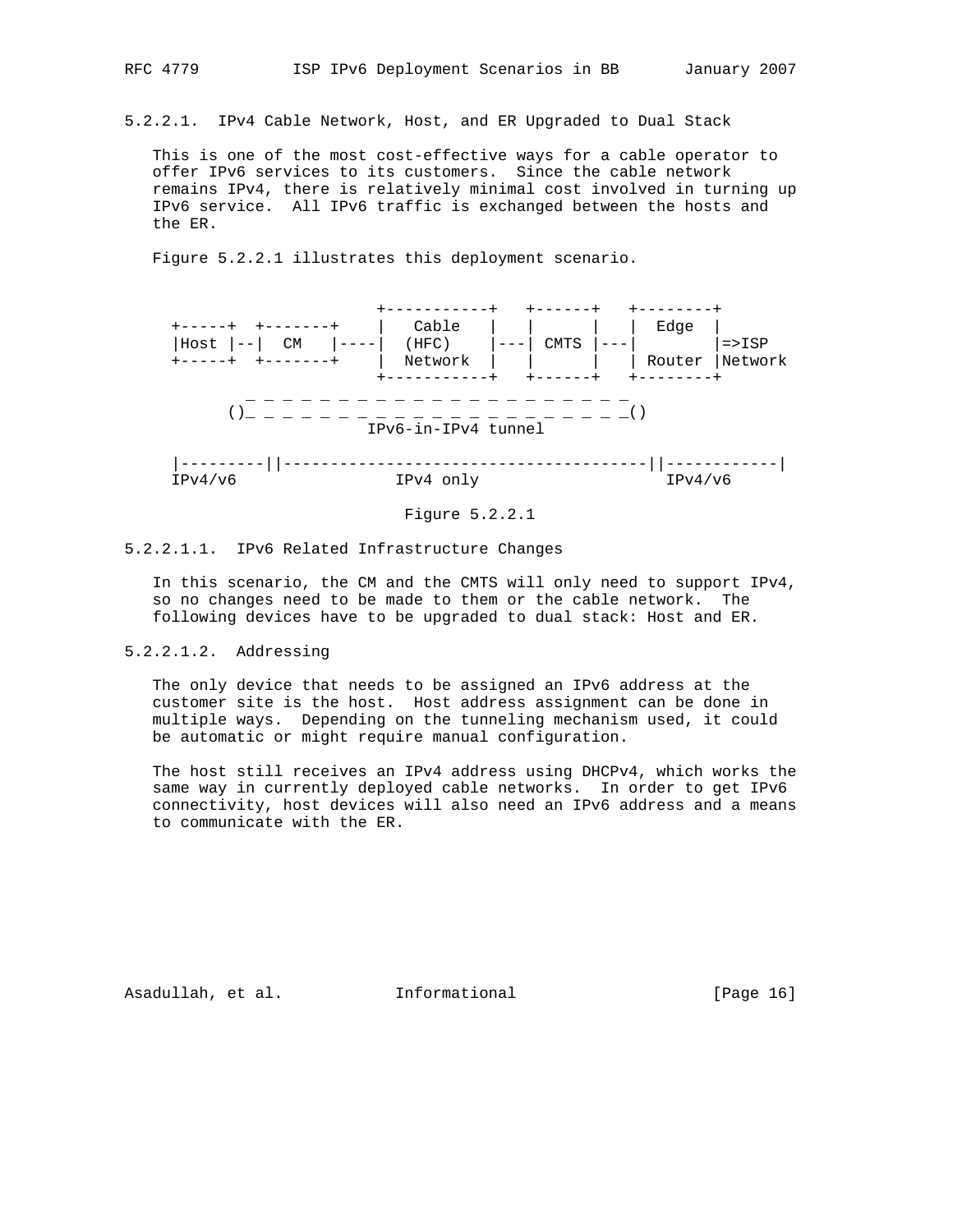#### 5.2.2.1. IPv4 Cable Network, Host, and ER Upgraded to Dual Stack

This is one of the most cost-effective ways for a cable operator to offer IPv6 services to its customers. Since the cable network remains IPv4, there is relatively minimal cost involved in turning up IPv6 service. All IPv6 traffic is exchanged between the hosts and the ER.

Figure 5.2.2.1 illustrates this deployment scenario.

```
                          +-----------+   +------+   +--------+
  +-----+  +-------+     |   Cable   |   |      |   |  Edge  |
  |Host |--|  CM   |----|  (HFC)    |---| CMTS |---|        |=>ISP
  +-----+  +-------+     |  Network  |   |      |   | Router |Network
                          +-----------+   +------+   +--------+
              _ _ _ _ _ _ _ _ _ _ _ _ _ _ _ _ _ _ _ _ _ _ _
           ()_ _ _ _ _ _ _ _ _ _ _ _ _ _ _ _ _ _ _ _ _ _ _()
                         IPv6-in-IPv4 tunnel

  |---------||---------------------------------------||------------|
  IPv4/v6                 IPv4 only                  IPv4/v6
```

Figure 5.2.2.1

##### 5.2.2.1.1. IPv6 Related Infrastructure Changes

In this scenario, the CM and the CMTS will only need to support IPv4, so no changes need to be made to them or the cable network. The following devices have to be upgraded to dual stack: Host and ER.

##### 5.2.2.1.2. Addressing

The only device that needs to be assigned an IPv6 address at the customer site is the host. Host address assignment can be done in multiple ways. Depending on the tunneling mechanism used, it could be automatic or might require manual configuration.

The host still receives an IPv4 address using DHCPv4, which works the same way in currently deployed cable networks. In order to get IPv6 connectivity, host devices will also need an IPv6 address and a means to communicate with the ER.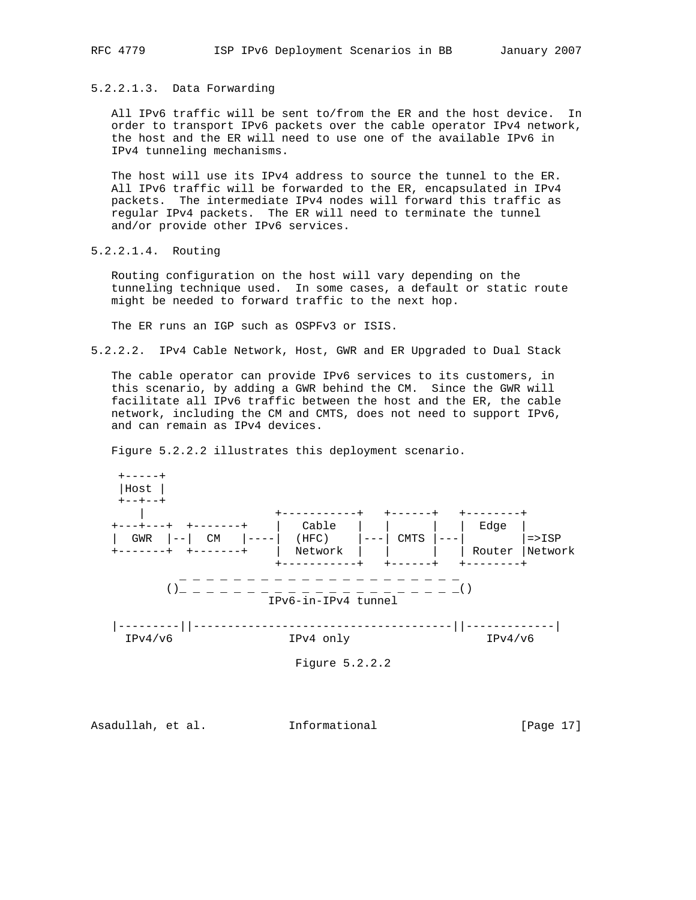#### 5.2.2.1.3. Data Forwarding

All IPv6 traffic will be sent to/from the ER and the host device. In order to transport IPv6 packets over the cable operator IPv4 network, the host and the ER will need to use one of the available IPv6 in IPv4 tunneling mechanisms.

The host will use its IPv4 address to source the tunnel to the ER. All IPv6 traffic will be forwarded to the ER, encapsulated in IPv4 packets. The intermediate IPv4 nodes will forward this traffic as regular IPv4 packets. The ER will need to terminate the tunnel and/or provide other IPv6 services.

#### 5.2.2.1.4. Routing

Routing configuration on the host will vary depending on the tunneling technique used. In some cases, a default or static route might be needed to forward traffic to the next hop.

The ER runs an IGP such as OSPFv3 or ISIS.

### 5.2.2.2. IPv4 Cable Network, Host, GWR and ER Upgraded to Dual Stack

The cable operator can provide IPv6 services to its customers, in this scenario, by adding a GWR behind the CM. Since the GWR will facilitate all IPv6 traffic between the host and the ER, the cable network, including the CM and CMTS, does not need to support IPv6, and can remain as IPv4 devices.

Figure 5.2.2.2 illustrates this deployment scenario.

```
  +-----+
  |Host |
  +--+--+
     |                 +-----------+   +------+   +--------+
+---+---+  +-------+    |   Cable   |   |      |   |  Edge  |
|  GWR  |--|  CM   |----|  (HFC)    |---| CMTS |---|        |=>ISP
+-------+  +-------+    |  Network  |   |      |   | Router |Network
                        +-----------+   +------+   +--------+
              _ _ _ _ _ _ _ _ _ _ _ _ _ _ _ _ _ _ _ _ _ _ _
         ()_ _ _ _ _ _ _ _ _ _ _ _ _ _ _ _ _ _ _ _ _ _ _ _()
                          IPv6-in-IPv4 tunnel

|---------||--------------------------------------||-------------|
  IPv4/v6                IPv4 only                     IPv4/v6
```

Figure 5.2.2.2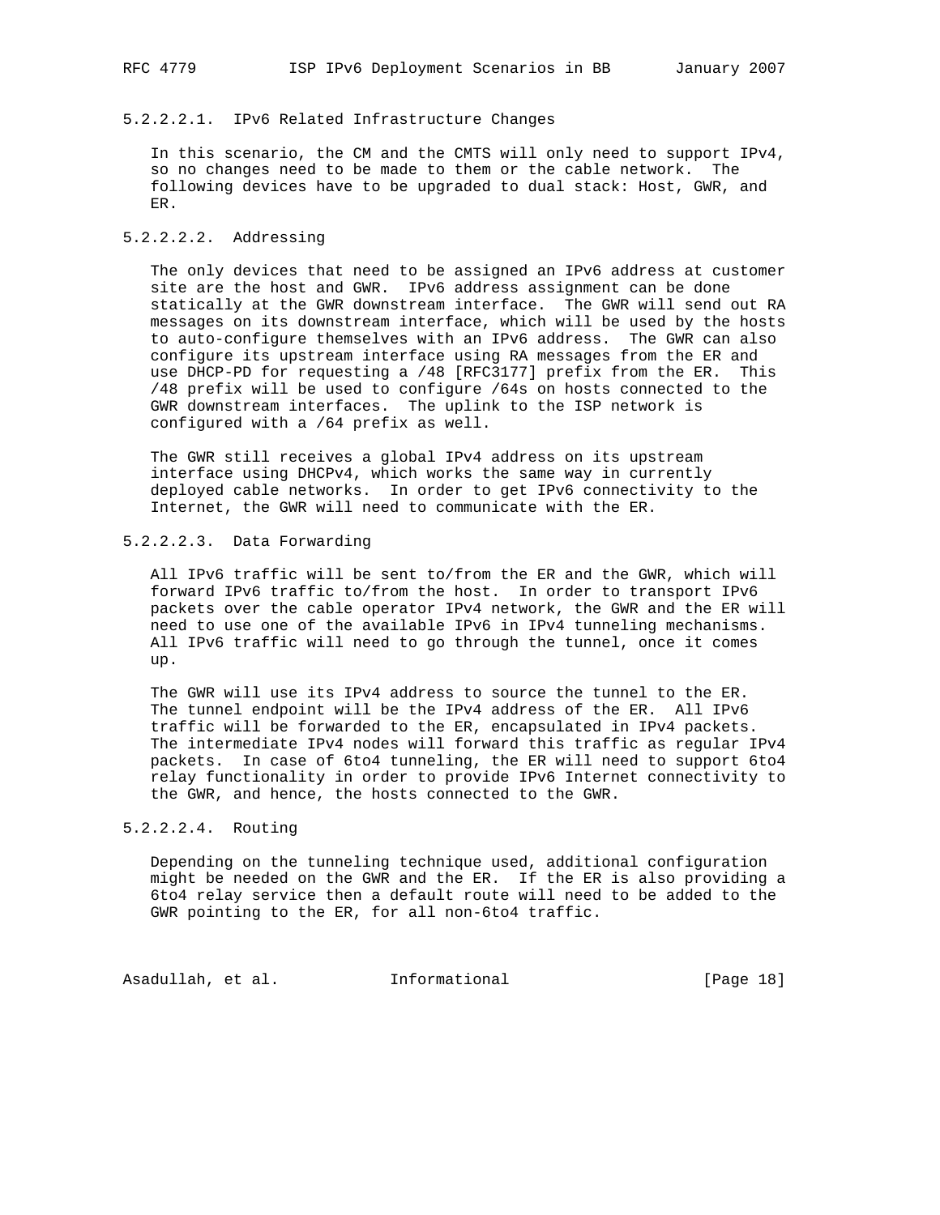#### 5.2.2.2.1. IPv6 Related Infrastructure Changes

In this scenario, the CM and the CMTS will only need to support IPv4, so no changes need to be made to them or the cable network. The following devices have to be upgraded to dual stack: Host, GWR, and ER.

#### 5.2.2.2.2. Addressing

The only devices that need to be assigned an IPv6 address at customer site are the host and GWR. IPv6 address assignment can be done statically at the GWR downstream interface. The GWR will send out RA messages on its downstream interface, which will be used by the hosts to auto-configure themselves with an IPv6 address. The GWR can also configure its upstream interface using RA messages from the ER and use DHCP-PD for requesting a /48 [RFC3177] prefix from the ER. This /48 prefix will be used to configure /64s on hosts connected to the GWR downstream interfaces. The uplink to the ISP network is configured with a /64 prefix as well.

The GWR still receives a global IPv4 address on its upstream interface using DHCPv4, which works the same way in currently deployed cable networks. In order to get IPv6 connectivity to the Internet, the GWR will need to communicate with the ER.

#### 5.2.2.2.3. Data Forwarding

All IPv6 traffic will be sent to/from the ER and the GWR, which will forward IPv6 traffic to/from the host. In order to transport IPv6 packets over the cable operator IPv4 network, the GWR and the ER will need to use one of the available IPv6 in IPv4 tunneling mechanisms. All IPv6 traffic will need to go through the tunnel, once it comes up.

The GWR will use its IPv4 address to source the tunnel to the ER. The tunnel endpoint will be the IPv4 address of the ER. All IPv6 traffic will be forwarded to the ER, encapsulated in IPv4 packets. The intermediate IPv4 nodes will forward this traffic as regular IPv4 packets. In case of 6to4 tunneling, the ER will need to support 6to4 relay functionality in order to provide IPv6 Internet connectivity to the GWR, and hence, the hosts connected to the GWR.

#### 5.2.2.2.4. Routing

Depending on the tunneling technique used, additional configuration might be needed on the GWR and the ER. If the ER is also providing a 6to4 relay service then a default route will need to be added to the GWR pointing to the ER, for all non-6to4 traffic.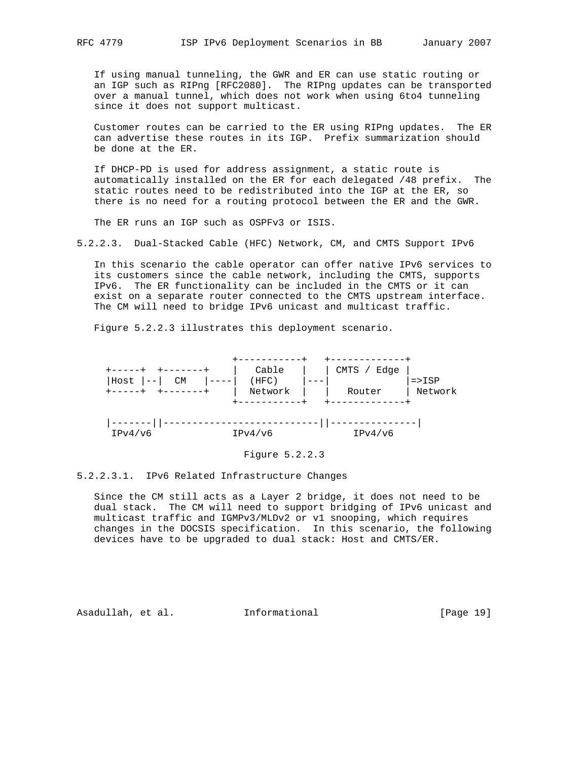If using manual tunneling, the GWR and ER can use static routing or an IGP such as RIPng [RFC2080]. The RIPng updates can be transported over a manual tunnel, which does not work when using 6to4 tunneling since it does not support multicast.

Customer routes can be carried to the ER using RIPng updates. The ER can advertise these routes in its IGP. Prefix summarization should be done at the ER.

If DHCP-PD is used for address assignment, a static route is automatically installed on the ER for each delegated /48 prefix. The static routes need to be redistributed into the IGP at the ER, so there is no need for a routing protocol between the ER and the GWR.

The ER runs an IGP such as OSPFv3 or ISIS.

#### 5.2.2.3. Dual-Stacked Cable (HFC) Network, CM, and CMTS Support IPv6

In this scenario the cable operator can offer native IPv6 services to its customers since the cable network, including the CMTS, supports IPv6. The ER functionality can be included in the CMTS or it can exist on a separate router connected to the CMTS upstream interface. The CM will need to bridge IPv6 unicast and multicast traffic.

Figure 5.2.2.3 illustrates this deployment scenario.

```
                           +-----------+   +-------------+
 +-----+  +-------+    |   Cable   |   | CMTS / Edge |
 |Host |--|  CM   |----|  (HFC)    |---|             |=>ISP
 +-----+  +-------+    |  Network  |   |   Router    | Network
                           +-----------+   +-------------+

 |-------||---------------------------||---------------|
  IPv4/v6             IPv4/v6              IPv4/v6
```

Figure 5.2.2.3

##### 5.2.2.3.1. IPv6 Related Infrastructure Changes

Since the CM still acts as a Layer 2 bridge, it does not need to be dual stack. The CM will need to support bridging of IPv6 unicast and multicast traffic and IGMPv3/MLDv2 or v1 snooping, which requires changes in the DOCSIS specification. In this scenario, the following devices have to be upgraded to dual stack: Host and CMTS/ER.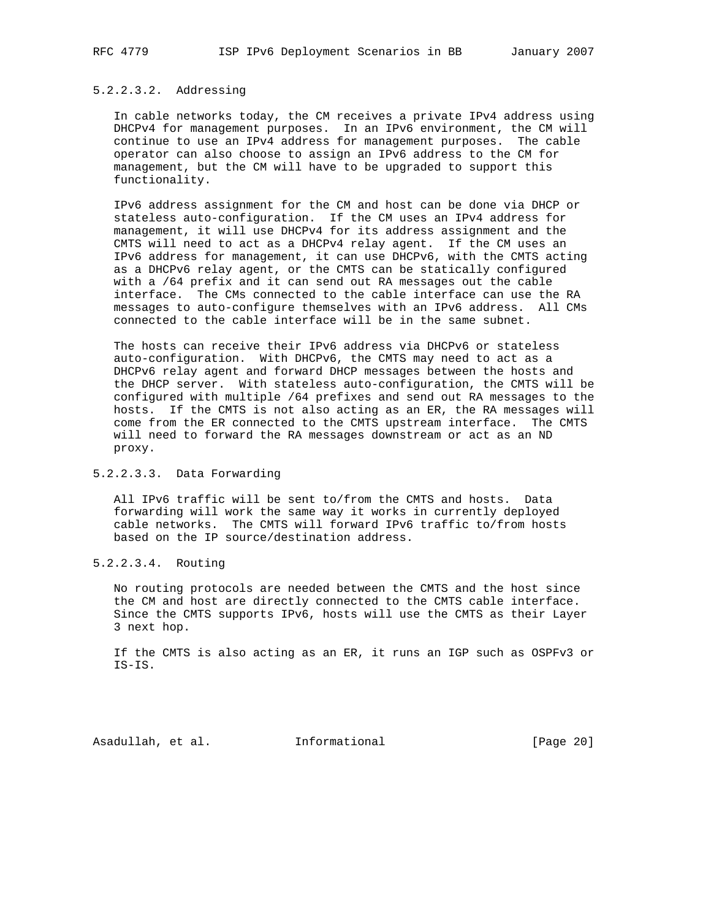#### 5.2.2.3.2. Addressing

In cable networks today, the CM receives a private IPv4 address using DHCPv4 for management purposes. In an IPv6 environment, the CM will continue to use an IPv4 address for management purposes. The cable operator can also choose to assign an IPv6 address to the CM for management, but the CM will have to be upgraded to support this functionality.

IPv6 address assignment for the CM and host can be done via DHCP or stateless auto-configuration. If the CM uses an IPv4 address for management, it will use DHCPv4 for its address assignment and the CMTS will need to act as a DHCPv4 relay agent. If the CM uses an IPv6 address for management, it can use DHCPv6, with the CMTS acting as a DHCPv6 relay agent, or the CMTS can be statically configured with a /64 prefix and it can send out RA messages out the cable interface. The CMs connected to the cable interface can use the RA messages to auto-configure themselves with an IPv6 address. All CMs connected to the cable interface will be in the same subnet.

The hosts can receive their IPv6 address via DHCPv6 or stateless auto-configuration. With DHCPv6, the CMTS may need to act as a DHCPv6 relay agent and forward DHCP messages between the hosts and the DHCP server. With stateless auto-configuration, the CMTS will be configured with multiple /64 prefixes and send out RA messages to the hosts. If the CMTS is not also acting as an ER, the RA messages will come from the ER connected to the CMTS upstream interface. The CMTS will need to forward the RA messages downstream or act as an ND proxy.

#### 5.2.2.3.3. Data Forwarding

All IPv6 traffic will be sent to/from the CMTS and hosts. Data forwarding will work the same way it works in currently deployed cable networks. The CMTS will forward IPv6 traffic to/from hosts based on the IP source/destination address.

#### 5.2.2.3.4. Routing

No routing protocols are needed between the CMTS and the host since the CM and host are directly connected to the CMTS cable interface. Since the CMTS supports IPv6, hosts will use the CMTS as their Layer 3 next hop.

If the CMTS is also acting as an ER, it runs an IGP such as OSPFv3 or IS-IS.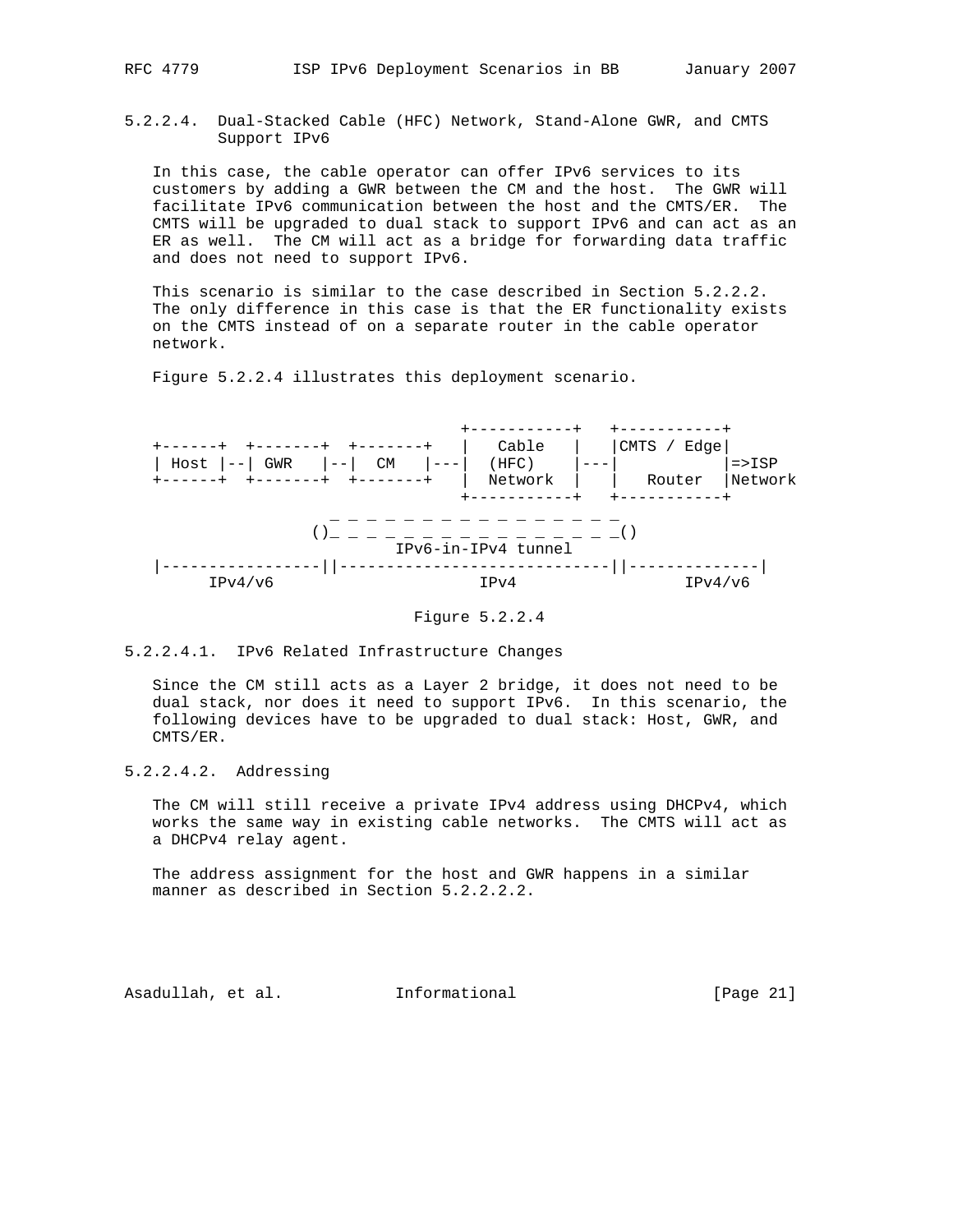#### 5.2.2.4. Dual-Stacked Cable (HFC) Network, Stand-Alone GWR, and CMTS Support IPv6

In this case, the cable operator can offer IPv6 services to its customers by adding a GWR between the CM and the host. The GWR will facilitate IPv6 communication between the host and the CMTS/ER. The CMTS will be upgraded to dual stack to support IPv6 and can act as an ER as well. The CM will act as a bridge for forwarding data traffic and does not need to support IPv6.

This scenario is similar to the case described in Section 5.2.2.2. The only difference in this case is that the ER functionality exists on the CMTS instead of on a separate router in the cable operator network.

Figure 5.2.2.4 illustrates this deployment scenario.

```
                                         +-----------+   +-----------+
+------+  +-------+  +-------+   |   Cable   |   |CMTS / Edge|
| Host |--| GWR   |--|  CM   |---|  (HFC)    |---|           |=>ISP
+------+  +-------+  +-------+   |  Network  |   |   Router  |Network
                                         +-----------+   +-----------+
                  _ _ _ _ _ _ _ _ _ _ _ _ _ _ _ _ _
                ()_ _ _ _ _ _ _ _ _ _ _ _ _ _ _ _ _()
                         IPv6-in-IPv4 tunnel
|----------------||----------------------------||--------------|
     IPv4/v6                    IPv4                 IPv4/v6
```

Figure 5.2.2.4

##### 5.2.2.4.1. IPv6 Related Infrastructure Changes

Since the CM still acts as a Layer 2 bridge, it does not need to be dual stack, nor does it need to support IPv6. In this scenario, the following devices have to be upgraded to dual stack: Host, GWR, and CMTS/ER.

##### 5.2.2.4.2. Addressing

The CM will still receive a private IPv4 address using DHCPv4, which works the same way in existing cable networks. The CMTS will act as a DHCPv4 relay agent.

The address assignment for the host and GWR happens in a similar manner as described in Section 5.2.2.2.2.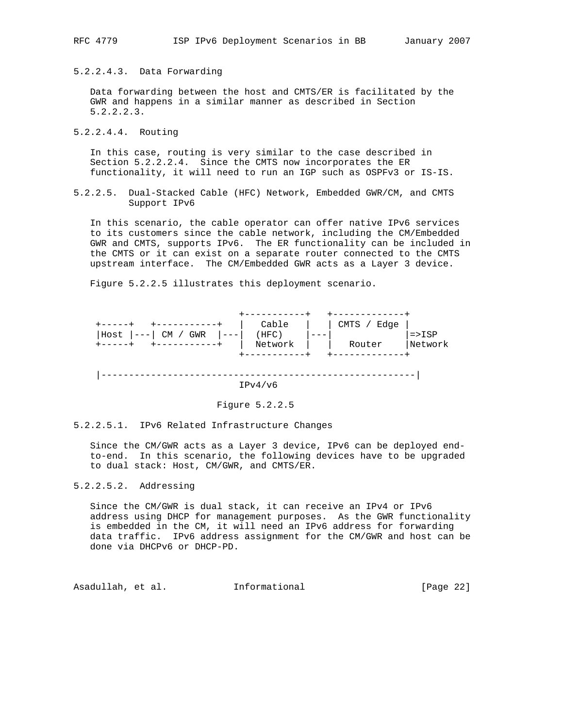#### 5.2.2.4.3. Data Forwarding

Data forwarding between the host and CMTS/ER is facilitated by the GWR and happens in a similar manner as described in Section 5.2.2.2.3.

#### 5.2.2.4.4. Routing

In this case, routing is very similar to the case described in Section 5.2.2.2.4. Since the CMTS now incorporates the ER functionality, it will need to run an IGP such as OSPFv3 or IS-IS.

### 5.2.2.5. Dual-Stacked Cable (HFC) Network, Embedded GWR/CM, and CMTS Support IPv6

In this scenario, the cable operator can offer native IPv6 services to its customers since the cable network, including the CM/Embedded GWR and CMTS, supports IPv6. The ER functionality can be included in the CMTS or it can exist on a separate router connected to the CMTS upstream interface. The CM/Embedded GWR acts as a Layer 3 device.

Figure 5.2.2.5 illustrates this deployment scenario.

```
                          +-----------+   +-------------+
 +-----+   +-----------+  |   Cable   |   | CMTS / Edge |
 |Host |---| CM / GWR  |--|  (HFC)    |---|             |=>ISP
 +-----+   +-----------+  |  Network  |   |   Router    |Network
                          +-----------+   +-------------+

 |--------------------------------------------------------|
                          IPv4/v6
```

Figure 5.2.2.5

#### 5.2.2.5.1. IPv6 Related Infrastructure Changes

Since the CM/GWR acts as a Layer 3 device, IPv6 can be deployed end-to-end. In this scenario, the following devices have to be upgraded to dual stack: Host, CM/GWR, and CMTS/ER.

#### 5.2.2.5.2. Addressing

Since the CM/GWR is dual stack, it can receive an IPv4 or IPv6 address using DHCP for management purposes. As the GWR functionality is embedded in the CM, it will need an IPv6 address for forwarding data traffic. IPv6 address assignment for the CM/GWR and host can be done via DHCPv6 or DHCP-PD.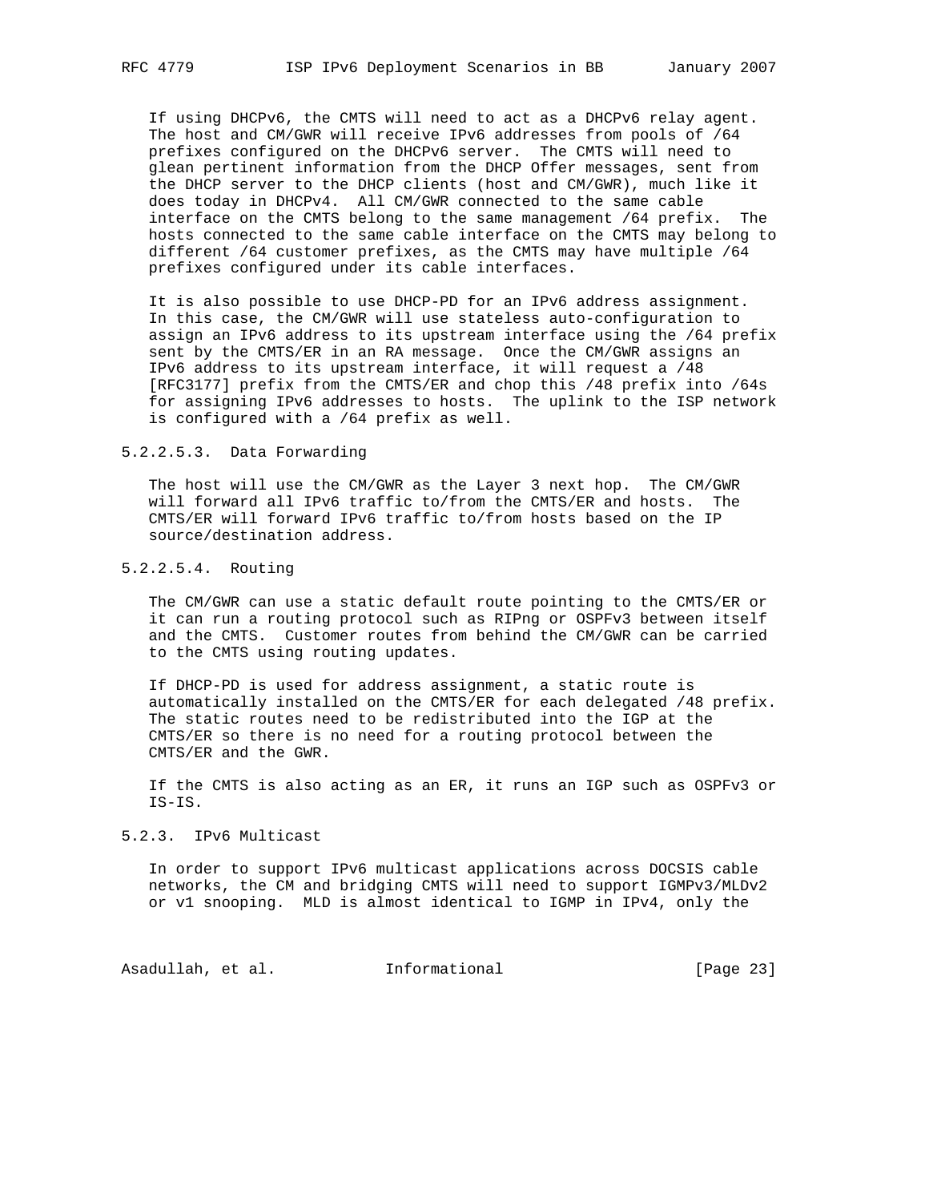If using DHCPv6, the CMTS will need to act as a DHCPv6 relay agent. The host and CM/GWR will receive IPv6 addresses from pools of /64 prefixes configured on the DHCPv6 server. The CMTS will need to glean pertinent information from the DHCP Offer messages, sent from the DHCP server to the DHCP clients (host and CM/GWR), much like it does today in DHCPv4. All CM/GWR connected to the same cable interface on the CMTS belong to the same management /64 prefix. The hosts connected to the same cable interface on the CMTS may belong to different /64 customer prefixes, as the CMTS may have multiple /64 prefixes configured under its cable interfaces.

It is also possible to use DHCP-PD for an IPv6 address assignment. In this case, the CM/GWR will use stateless auto-configuration to assign an IPv6 address to its upstream interface using the /64 prefix sent by the CMTS/ER in an RA message. Once the CM/GWR assigns an IPv6 address to its upstream interface, it will request a /48 [RFC3177] prefix from the CMTS/ER and chop this /48 prefix into /64s for assigning IPv6 addresses to hosts. The uplink to the ISP network is configured with a /64 prefix as well.

##### 5.2.2.5.3. Data Forwarding

The host will use the CM/GWR as the Layer 3 next hop. The CM/GWR will forward all IPv6 traffic to/from the CMTS/ER and hosts. The CMTS/ER will forward IPv6 traffic to/from hosts based on the IP source/destination address.

##### 5.2.2.5.4. Routing

The CM/GWR can use a static default route pointing to the CMTS/ER or it can run a routing protocol such as RIPng or OSPFv3 between itself and the CMTS. Customer routes from behind the CM/GWR can be carried to the CMTS using routing updates.

If DHCP-PD is used for address assignment, a static route is automatically installed on the CMTS/ER for each delegated /48 prefix. The static routes need to be redistributed into the IGP at the CMTS/ER so there is no need for a routing protocol between the CMTS/ER and the GWR.

If the CMTS is also acting as an ER, it runs an IGP such as OSPFv3 or IS-IS.

### 5.2.3. IPv6 Multicast

In order to support IPv6 multicast applications across DOCSIS cable networks, the CM and bridging CMTS will need to support IGMPv3/MLDv2 or v1 snooping. MLD is almost identical to IGMP in IPv4, only the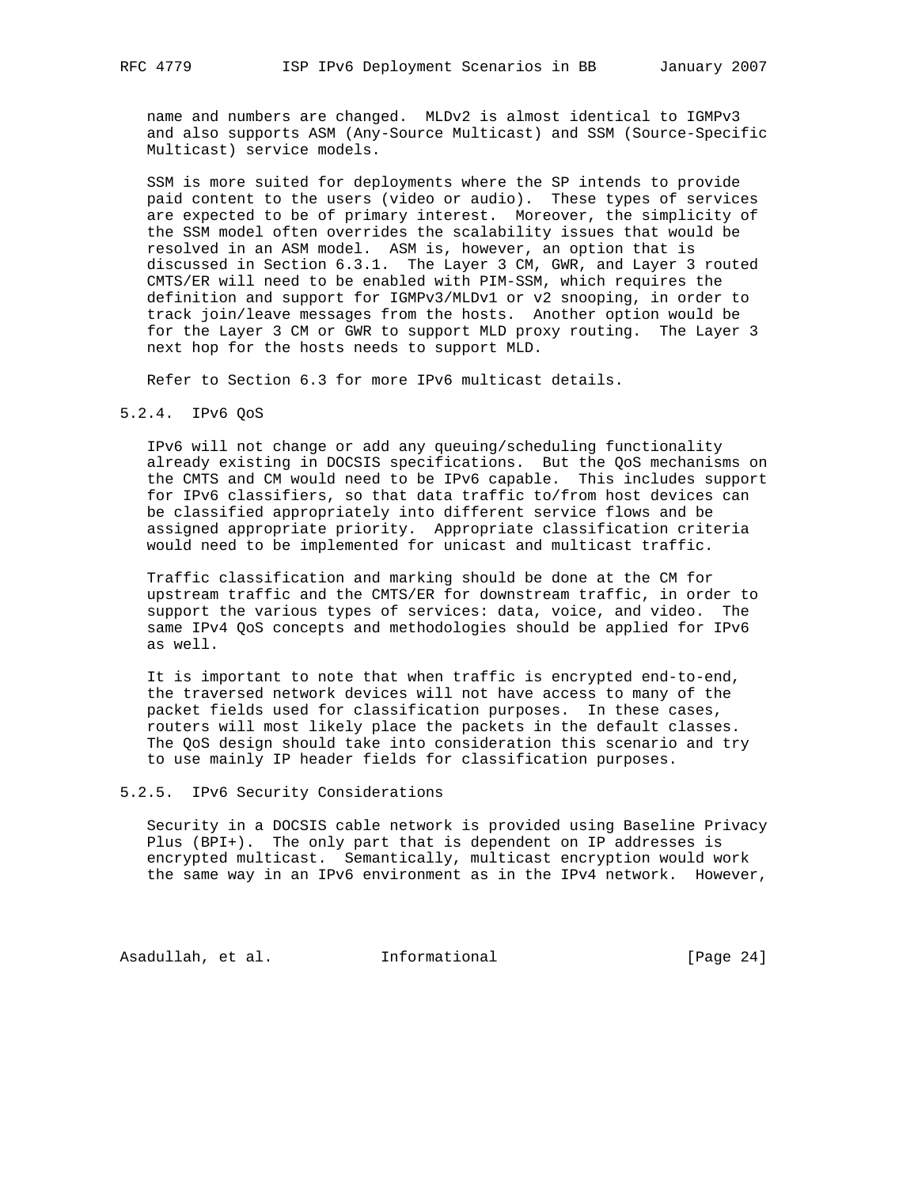name and numbers are changed. MLDv2 is almost identical to IGMPv3 and also supports ASM (Any-Source Multicast) and SSM (Source-Specific Multicast) service models.

SSM is more suited for deployments where the SP intends to provide paid content to the users (video or audio). These types of services are expected to be of primary interest. Moreover, the simplicity of the SSM model often overrides the scalability issues that would be resolved in an ASM model. ASM is, however, an option that is discussed in Section 6.3.1. The Layer 3 CM, GWR, and Layer 3 routed CMTS/ER will need to be enabled with PIM-SSM, which requires the definition and support for IGMPv3/MLDv1 or v2 snooping, in order to track join/leave messages from the hosts. Another option would be for the Layer 3 CM or GWR to support MLD proxy routing. The Layer 3 next hop for the hosts needs to support MLD.

Refer to Section 6.3 for more IPv6 multicast details.

### 5.2.4. IPv6 QoS

IPv6 will not change or add any queuing/scheduling functionality already existing in DOCSIS specifications. But the QoS mechanisms on the CMTS and CM would need to be IPv6 capable. This includes support for IPv6 classifiers, so that data traffic to/from host devices can be classified appropriately into different service flows and be assigned appropriate priority. Appropriate classification criteria would need to be implemented for unicast and multicast traffic.

Traffic classification and marking should be done at the CM for upstream traffic and the CMTS/ER for downstream traffic, in order to support the various types of services: data, voice, and video. The same IPv4 QoS concepts and methodologies should be applied for IPv6 as well.

It is important to note that when traffic is encrypted end-to-end, the traversed network devices will not have access to many of the packet fields used for classification purposes. In these cases, routers will most likely place the packets in the default classes. The QoS design should take into consideration this scenario and try to use mainly IP header fields for classification purposes.

### 5.2.5. IPv6 Security Considerations

Security in a DOCSIS cable network is provided using Baseline Privacy Plus (BPI+). The only part that is dependent on IP addresses is encrypted multicast. Semantically, multicast encryption would work the same way in an IPv6 environment as in the IPv4 network. However,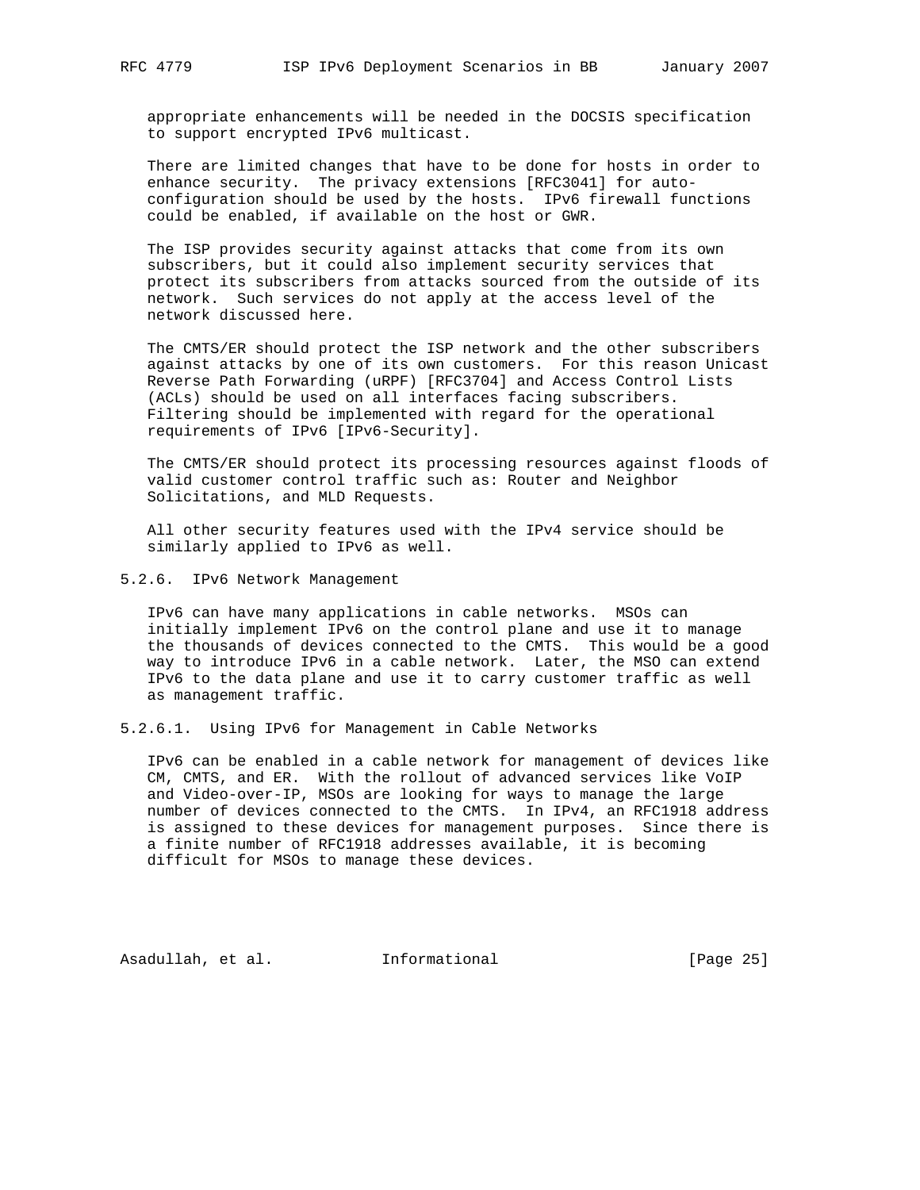appropriate enhancements will be needed in the DOCSIS specification to support encrypted IPv6 multicast.

There are limited changes that have to be done for hosts in order to enhance security. The privacy extensions [RFC3041] for auto-configuration should be used by the hosts. IPv6 firewall functions could be enabled, if available on the host or GWR.

The ISP provides security against attacks that come from its own subscribers, but it could also implement security services that protect its subscribers from attacks sourced from the outside of its network. Such services do not apply at the access level of the network discussed here.

The CMTS/ER should protect the ISP network and the other subscribers against attacks by one of its own customers. For this reason Unicast Reverse Path Forwarding (uRPF) [RFC3704] and Access Control Lists (ACLs) should be used on all interfaces facing subscribers. Filtering should be implemented with regard for the operational requirements of IPv6 [IPv6-Security].

The CMTS/ER should protect its processing resources against floods of valid customer control traffic such as: Router and Neighbor Solicitations, and MLD Requests.

All other security features used with the IPv4 service should be similarly applied to IPv6 as well.

#### 5.2.6. IPv6 Network Management

IPv6 can have many applications in cable networks. MSOs can initially implement IPv6 on the control plane and use it to manage the thousands of devices connected to the CMTS. This would be a good way to introduce IPv6 in a cable network. Later, the MSO can extend IPv6 to the data plane and use it to carry customer traffic as well as management traffic.

##### 5.2.6.1. Using IPv6 for Management in Cable Networks

IPv6 can be enabled in a cable network for management of devices like CM, CMTS, and ER. With the rollout of advanced services like VoIP and Video-over-IP, MSOs are looking for ways to manage the large number of devices connected to the CMTS. In IPv4, an RFC1918 address is assigned to these devices for management purposes. Since there is a finite number of RFC1918 addresses available, it is becoming difficult for MSOs to manage these devices.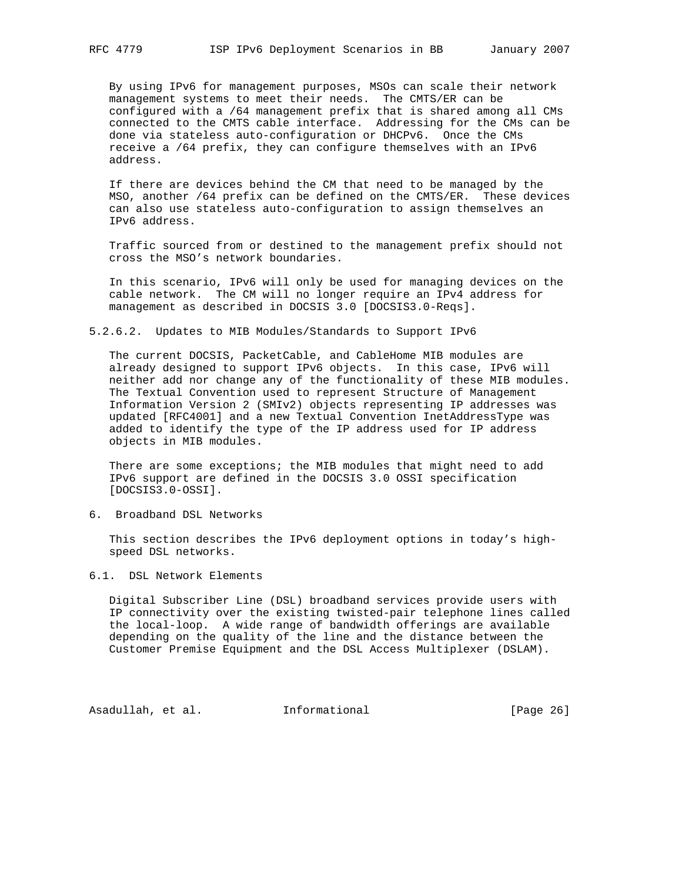By using IPv6 for management purposes, MSOs can scale their network management systems to meet their needs. The CMTS/ER can be configured with a /64 management prefix that is shared among all CMs connected to the CMTS cable interface. Addressing for the CMs can be done via stateless auto-configuration or DHCPv6. Once the CMs receive a /64 prefix, they can configure themselves with an IPv6 address.

If there are devices behind the CM that need to be managed by the MSO, another /64 prefix can be defined on the CMTS/ER. These devices can also use stateless auto-configuration to assign themselves an IPv6 address.

Traffic sourced from or destined to the management prefix should not cross the MSO's network boundaries.

In this scenario, IPv6 will only be used for managing devices on the cable network. The CM will no longer require an IPv4 address for management as described in DOCSIS 3.0 [DOCSIS3.0-Reqs].

#### 5.2.6.2. Updates to MIB Modules/Standards to Support IPv6

The current DOCSIS, PacketCable, and CableHome MIB modules are already designed to support IPv6 objects. In this case, IPv6 will neither add nor change any of the functionality of these MIB modules. The Textual Convention used to represent Structure of Management Information Version 2 (SMIv2) objects representing IP addresses was updated [RFC4001] and a new Textual Convention InetAddressType was added to identify the type of the IP address used for IP address objects in MIB modules.

There are some exceptions; the MIB modules that might need to add IPv6 support are defined in the DOCSIS 3.0 OSSI specification [DOCSIS3.0-OSSI].

## 6. Broadband DSL Networks

This section describes the IPv6 deployment options in today's high-speed DSL networks.

### 6.1. DSL Network Elements

Digital Subscriber Line (DSL) broadband services provide users with IP connectivity over the existing twisted-pair telephone lines called the local-loop. A wide range of bandwidth offerings are available depending on the quality of the line and the distance between the Customer Premise Equipment and the DSL Access Multiplexer (DSLAM).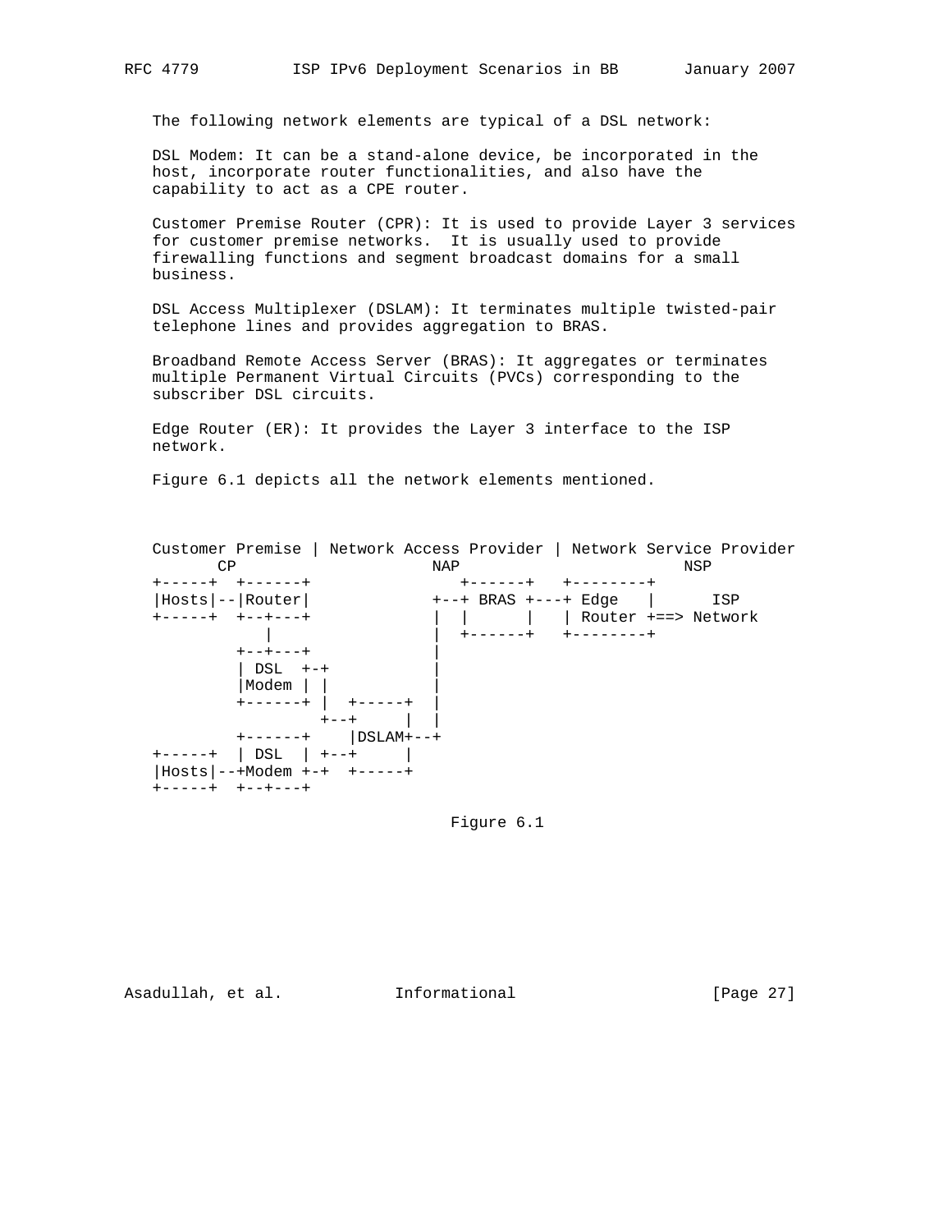The following network elements are typical of a DSL network:

DSL Modem: It can be a stand-alone device, be incorporated in the host, incorporate router functionalities, and also have the capability to act as a CPE router.

Customer Premise Router (CPR): It is used to provide Layer 3 services for customer premise networks. It is usually used to provide firewalling functions and segment broadcast domains for a small business.

DSL Access Multiplexer (DSLAM): It terminates multiple twisted-pair telephone lines and provides aggregation to BRAS.

Broadband Remote Access Server (BRAS): It aggregates or terminates multiple Permanent Virtual Circuits (PVCs) corresponding to the subscriber DSL circuits.

Edge Router (ER): It provides the Layer 3 interface to the ISP network.

Figure 6.1 depicts all the network elements mentioned.

```
Customer Premise | Network Access Provider | Network Service Provider
       CP                     NAP                        NSP
+-----+  +------+                +------+   +--------+
|Hosts|--|Router|             +--+ BRAS +---+ Edge   |      ISP
+-----+  +--+---+             |  |      |   | Router +==> Network
            |                 |  +------+   +--------+
         +--+---+             |
         | DSL  +-+           |
         |Modem | |           |
         +------+ |  +-----+  |
                  +--+     |  |
         +------+    |DSLAM+--+
+-----+  | DSL  | +--+     |
|Hosts|--+Modem +-+  +-----+
+-----+  +--+---+
```

Figure 6.1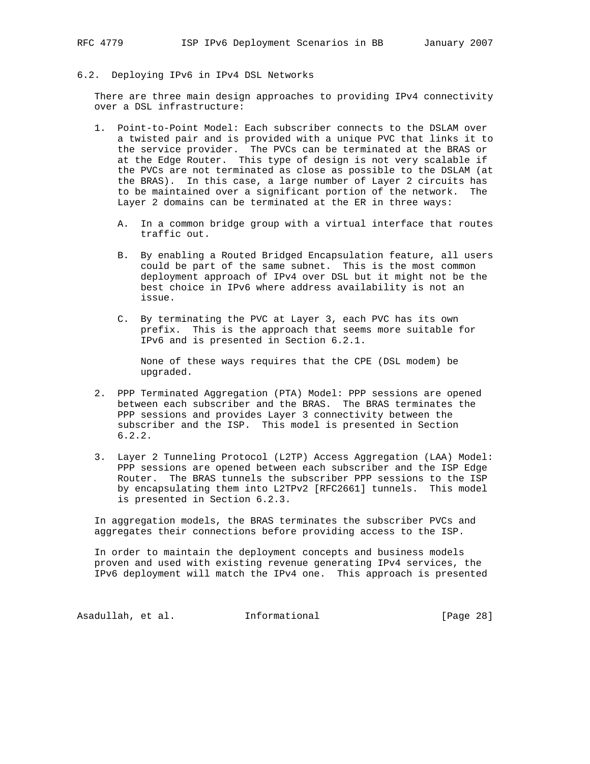### 6.2. Deploying IPv6 in IPv4 DSL Networks

There are three main design approaches to providing IPv4 connectivity over a DSL infrastructure:

1. Point-to-Point Model: Each subscriber connects to the DSLAM over a twisted pair and is provided with a unique PVC that links it to the service provider. The PVCs can be terminated at the BRAS or at the Edge Router. This type of design is not very scalable if the PVCs are not terminated as close as possible to the DSLAM (at the BRAS). In this case, a large number of Layer 2 circuits has to be maintained over a significant portion of the network. The Layer 2 domains can be terminated at the ER in three ways:

   A. In a common bridge group with a virtual interface that routes traffic out.

   B. By enabling a Routed Bridged Encapsulation feature, all users could be part of the same subnet. This is the most common deployment approach of IPv4 over DSL but it might not be the best choice in IPv6 where address availability is not an issue.

   C. By terminating the PVC at Layer 3, each PVC has its own prefix. This is the approach that seems more suitable for IPv6 and is presented in Section 6.2.1.

   None of these ways requires that the CPE (DSL modem) be upgraded.

2. PPP Terminated Aggregation (PTA) Model: PPP sessions are opened between each subscriber and the BRAS. The BRAS terminates the PPP sessions and provides Layer 3 connectivity between the subscriber and the ISP. This model is presented in Section 6.2.2.

3. Layer 2 Tunneling Protocol (L2TP) Access Aggregation (LAA) Model: PPP sessions are opened between each subscriber and the ISP Edge Router. The BRAS tunnels the subscriber PPP sessions to the ISP by encapsulating them into L2TPv2 [RFC2661] tunnels. This model is presented in Section 6.2.3.

In aggregation models, the BRAS terminates the subscriber PVCs and aggregates their connections before providing access to the ISP.

In order to maintain the deployment concepts and business models proven and used with existing revenue generating IPv4 services, the IPv6 deployment will match the IPv4 one. This approach is presented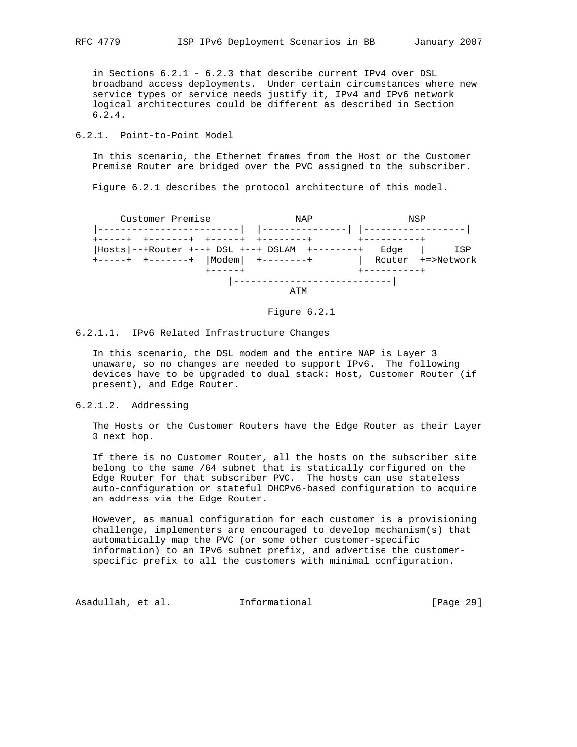in Sections 6.2.1 - 6.2.3 that describe current IPv4 over DSL broadband access deployments. Under certain circumstances where new service types or service needs justify it, IPv4 and IPv6 network logical architectures could be different as described in Section 6.2.4.

### 6.2.1. Point-to-Point Model

In this scenario, the Ethernet frames from the Host or the Customer Premise Router are bridged over the PVC assigned to the subscriber.

Figure 6.2.1 describes the protocol architecture of this model.

```
     Customer Premise               NAP               NSP
|-------------------------|  |---------------| |------------------|
+-----+  +-------+  +-----+  +--------+       +----------+
|Hosts|--+Router +--+ DSL +--+ DSLAM  +--------+   Edge   |     ISP
+-----+  +-------+  |Modem|  +--------+       |  Router  +=>Network
                    +-----+                   +----------+
                       |----------------------------|
                                  ATM
```

Figure 6.2.1

#### 6.2.1.1. IPv6 Related Infrastructure Changes

In this scenario, the DSL modem and the entire NAP is Layer 3 unaware, so no changes are needed to support IPv6. The following devices have to be upgraded to dual stack: Host, Customer Router (if present), and Edge Router.

#### 6.2.1.2. Addressing

The Hosts or the Customer Routers have the Edge Router as their Layer 3 next hop.

If there is no Customer Router, all the hosts on the subscriber site belong to the same /64 subnet that is statically configured on the Edge Router for that subscriber PVC. The hosts can use stateless auto-configuration or stateful DHCPv6-based configuration to acquire an address via the Edge Router.

However, as manual configuration for each customer is a provisioning challenge, implementers are encouraged to develop mechanism(s) that automatically map the PVC (or some other customer-specific information) to an IPv6 subnet prefix, and advertise the customer-specific prefix to all the customers with minimal configuration.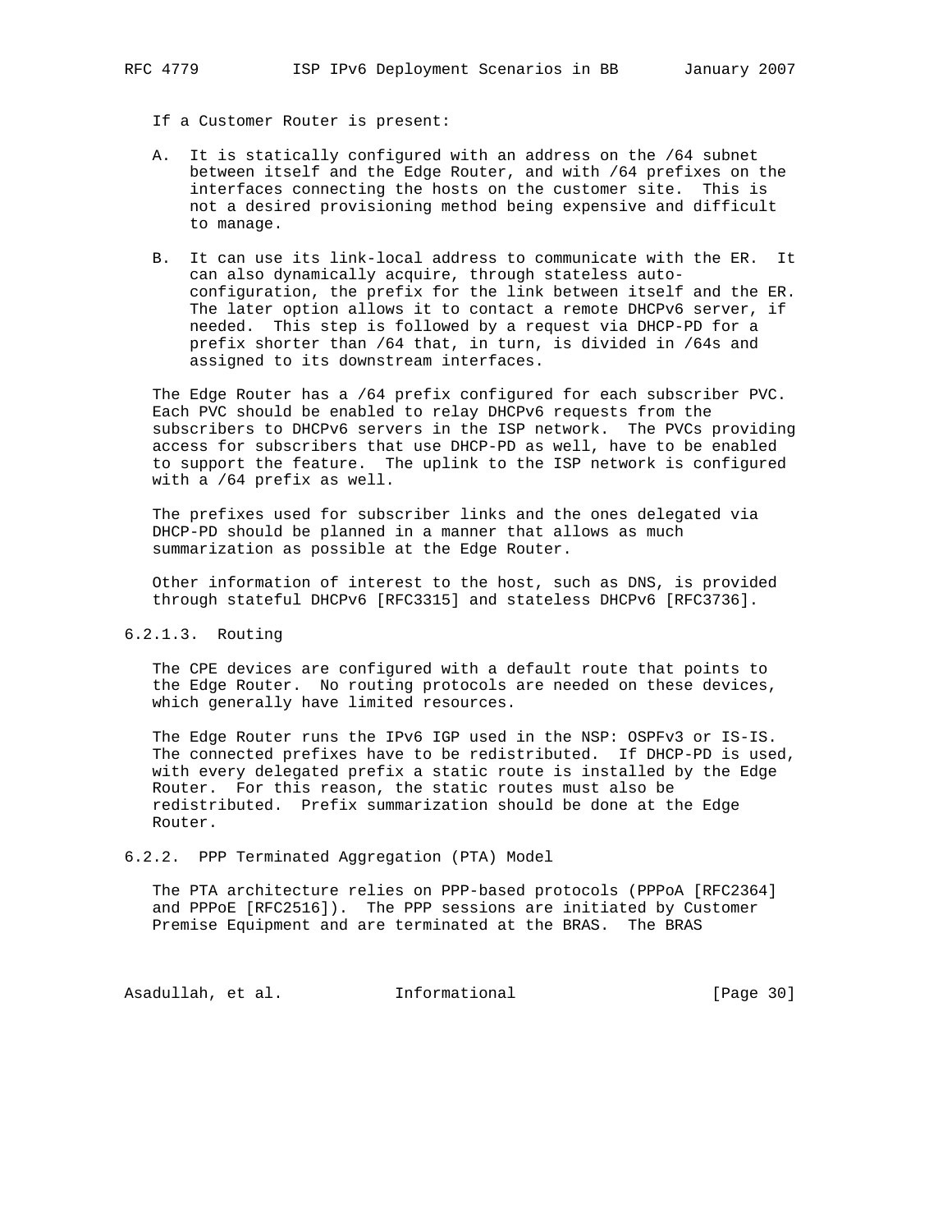If a Customer Router is present:

A. It is statically configured with an address on the /64 subnet between itself and the Edge Router, and with /64 prefixes on the interfaces connecting the hosts on the customer site. This is not a desired provisioning method being expensive and difficult to manage.

B. It can use its link-local address to communicate with the ER. It can also dynamically acquire, through stateless auto-configuration, the prefix for the link between itself and the ER. The later option allows it to contact a remote DHCPv6 server, if needed. This step is followed by a request via DHCP-PD for a prefix shorter than /64 that, in turn, is divided in /64s and assigned to its downstream interfaces.

The Edge Router has a /64 prefix configured for each subscriber PVC. Each PVC should be enabled to relay DHCPv6 requests from the subscribers to DHCPv6 servers in the ISP network. The PVCs providing access for subscribers that use DHCP-PD as well, have to be enabled to support the feature. The uplink to the ISP network is configured with a /64 prefix as well.

The prefixes used for subscriber links and the ones delegated via DHCP-PD should be planned in a manner that allows as much summarization as possible at the Edge Router.

Other information of interest to the host, such as DNS, is provided through stateful DHCPv6 [RFC3315] and stateless DHCPv6 [RFC3736].

#### 6.2.1.3. Routing

The CPE devices are configured with a default route that points to the Edge Router. No routing protocols are needed on these devices, which generally have limited resources.

The Edge Router runs the IPv6 IGP used in the NSP: OSPFv3 or IS-IS. The connected prefixes have to be redistributed. If DHCP-PD is used, with every delegated prefix a static route is installed by the Edge Router. For this reason, the static routes must also be redistributed. Prefix summarization should be done at the Edge Router.

### 6.2.2. PPP Terminated Aggregation (PTA) Model

The PTA architecture relies on PPP-based protocols (PPPoA [RFC2364] and PPPoE [RFC2516]). The PPP sessions are initiated by Customer Premise Equipment and are terminated at the BRAS. The BRAS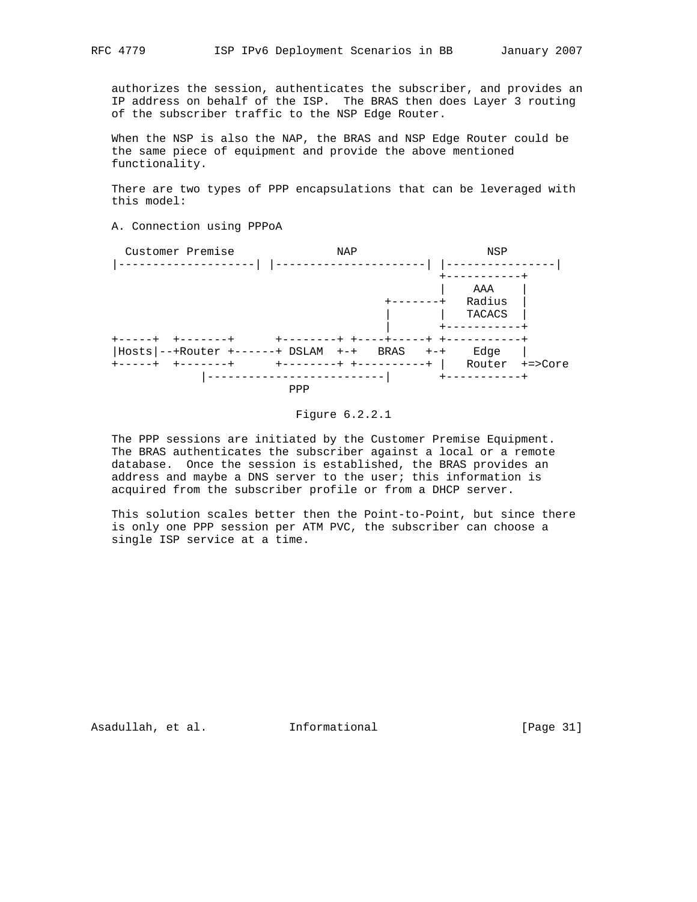authorizes the session, authenticates the subscriber, and provides an IP address on behalf of the ISP. The BRAS then does Layer 3 routing of the subscriber traffic to the NSP Edge Router.

When the NSP is also the NAP, the BRAS and NSP Edge Router could be the same piece of equipment and provide the above mentioned functionality.

There are two types of PPP encapsulations that can be leveraged with this model:

A. Connection using PPPoA

```
  Customer Premise              NAP                   NSP
|--------------------| |----------------------| |----------------|
                                                +-----------+
                                                |    AAA    |
                                        +-------+   Radius  |
                                        |       |   TACACS  |
                                        |       +-----------+
+-----+  +-------+      +--------+ +----+-----+ +-----------+
|Hosts|--+Router +------+ DSLAM  +-+   BRAS   +-+    Edge   |
+-----+  +-------+      +--------+ +----------+ |   Router  +=>Core
             |--------------------------|       +-----------+
                           PPP
```

Figure 6.2.2.1

The PPP sessions are initiated by the Customer Premise Equipment. The BRAS authenticates the subscriber against a local or a remote database. Once the session is established, the BRAS provides an address and maybe a DNS server to the user; this information is acquired from the subscriber profile or from a DHCP server.

This solution scales better then the Point-to-Point, but since there is only one PPP session per ATM PVC, the subscriber can choose a single ISP service at a time.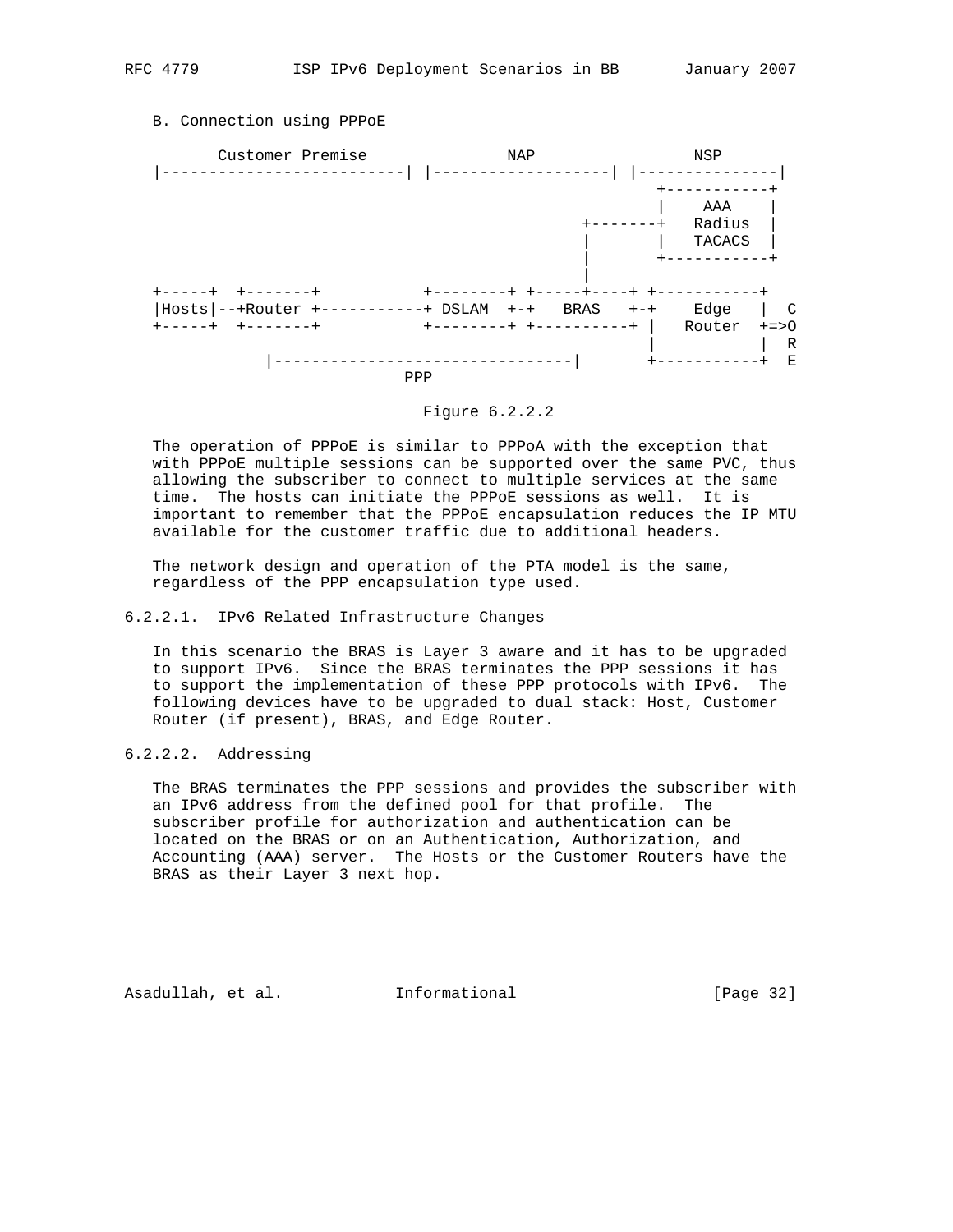B. Connection using PPPoE

```
       Customer Premise              NAP                 NSP
   |--------------------------| |-------------------| |---------------|
                                                       +-----------+
                                                       |    AAA    |
                                               +-------+   Radius  |
                                               |       |   TACACS  |
                                               |       +-----------+
                                               |
   +-----+  +-------+          +--------+ +-----+----+ +-----------+
   |Hosts|--+Router +----------+ DSLAM  +-+   BRAS   +-+    Edge   |  C
   +-----+  +-------+          +--------+ +----------+ |   Router  +=>O
                                                       |           |  R
              |-------------------------------|       +-----------+  E
                             PPP
```

Figure 6.2.2.2

The operation of PPPoE is similar to PPPoA with the exception that with PPPoE multiple sessions can be supported over the same PVC, thus allowing the subscriber to connect to multiple services at the same time. The hosts can initiate the PPPoE sessions as well. It is important to remember that the PPPoE encapsulation reduces the IP MTU available for the customer traffic due to additional headers.

The network design and operation of the PTA model is the same, regardless of the PPP encapsulation type used.

### 6.2.2.1. IPv6 Related Infrastructure Changes

In this scenario the BRAS is Layer 3 aware and it has to be upgraded to support IPv6. Since the BRAS terminates the PPP sessions it has to support the implementation of these PPP protocols with IPv6. The following devices have to be upgraded to dual stack: Host, Customer Router (if present), BRAS, and Edge Router.

### 6.2.2.2. Addressing

The BRAS terminates the PPP sessions and provides the subscriber with an IPv6 address from the defined pool for that profile. The subscriber profile for authorization and authentication can be located on the BRAS or on an Authentication, Authorization, and Accounting (AAA) server. The Hosts or the Customer Routers have the BRAS as their Layer 3 next hop.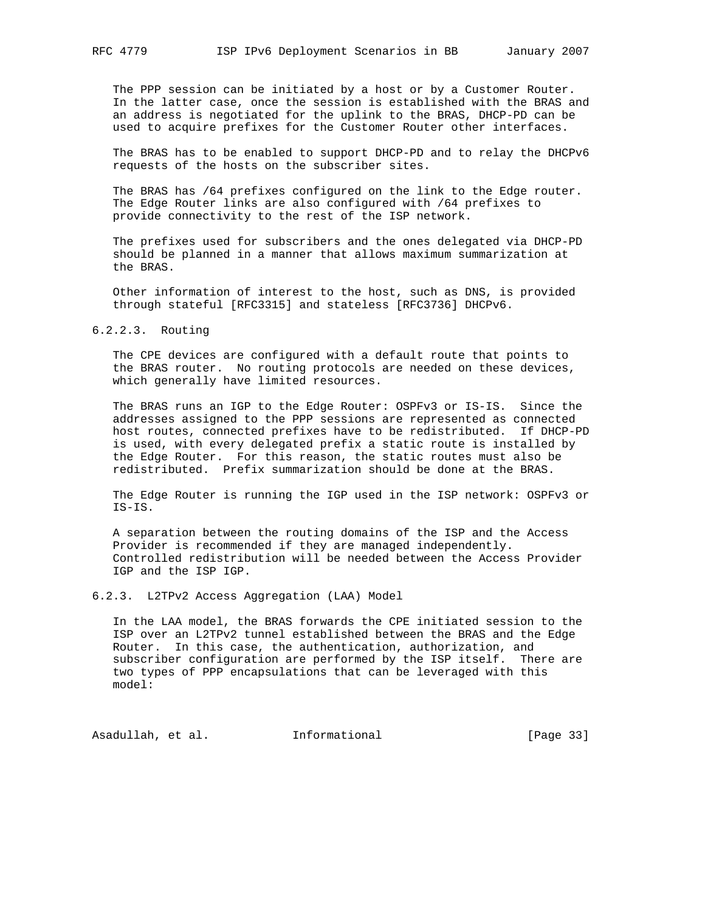The PPP session can be initiated by a host or by a Customer Router. In the latter case, once the session is established with the BRAS and an address is negotiated for the uplink to the BRAS, DHCP-PD can be used to acquire prefixes for the Customer Router other interfaces.

The BRAS has to be enabled to support DHCP-PD and to relay the DHCPv6 requests of the hosts on the subscriber sites.

The BRAS has /64 prefixes configured on the link to the Edge router. The Edge Router links are also configured with /64 prefixes to provide connectivity to the rest of the ISP network.

The prefixes used for subscribers and the ones delegated via DHCP-PD should be planned in a manner that allows maximum summarization at the BRAS.

Other information of interest to the host, such as DNS, is provided through stateful [RFC3315] and stateless [RFC3736] DHCPv6.

#### 6.2.2.3. Routing

The CPE devices are configured with a default route that points to the BRAS router. No routing protocols are needed on these devices, which generally have limited resources.

The BRAS runs an IGP to the Edge Router: OSPFv3 or IS-IS. Since the addresses assigned to the PPP sessions are represented as connected host routes, connected prefixes have to be redistributed. If DHCP-PD is used, with every delegated prefix a static route is installed by the Edge Router. For this reason, the static routes must also be redistributed. Prefix summarization should be done at the BRAS.

The Edge Router is running the IGP used in the ISP network: OSPFv3 or IS-IS.

A separation between the routing domains of the ISP and the Access Provider is recommended if they are managed independently. Controlled redistribution will be needed between the Access Provider IGP and the ISP IGP.

### 6.2.3. L2TPv2 Access Aggregation (LAA) Model

In the LAA model, the BRAS forwards the CPE initiated session to the ISP over an L2TPv2 tunnel established between the BRAS and the Edge Router. In this case, the authentication, authorization, and subscriber configuration are performed by the ISP itself. There are two types of PPP encapsulations that can be leveraged with this model: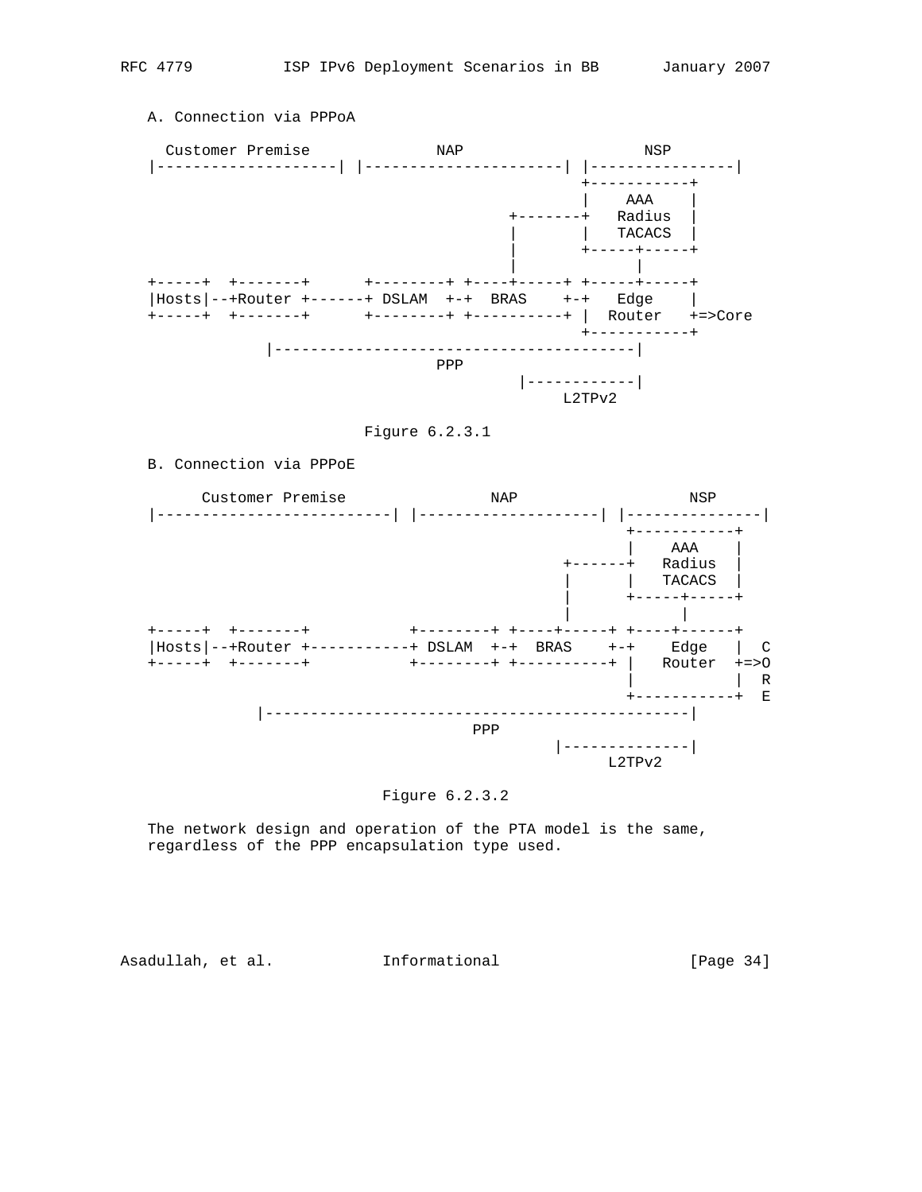A. Connection via PPPoA

```
  Customer Premise              NAP                    NSP
|--------------------| |----------------------| |----------------|
                                                 +-----------+
                                                 |    AAA    |
                                         +-------+   Radius  |
                                         |       |   TACACS  |
                                         |       +-----+-----+
                                         |             |
+-----+  +-------+      +--------+ +----+-----+ +-----+-----+
|Hosts|--+Router +------+ DSLAM  +-+  BRAS    +-+   Edge    |
+-----+  +-------+      +--------+ +----------+ |  Router   +=>Core
                                                 +-----------+
             |-----------------------------------------|
                               PPP
                                          |------------|
                                              L2TPv2
```

Figure 6.2.3.1

B. Connection via PPPoE

```
      Customer Premise                 NAP                    NSP
|--------------------------| |--------------------| |---------------|
                                                      +-----------+
                                                      |    AAA    |
                                               +------+   Radius  |
                                               |      |   TACACS  |
                                               |      +-----+-----+
                                               |            |
+-----+  +-------+           +--------+ +----+-----+ +----+------+
|Hosts|--+Router +-----------+ DSLAM  +-+  BRAS    +-+    Edge   |  C
+-----+  +-------+           +--------+ +----------+ |   Router  +=>O
                                                      |           |  R
                                                      +-----------+  E
            |----------------------------------------------|
                                  PPP
                                              |--------------|
                                                   L2TPv2
```

Figure 6.2.3.2

The network design and operation of the PTA model is the same, regardless of the PPP encapsulation type used.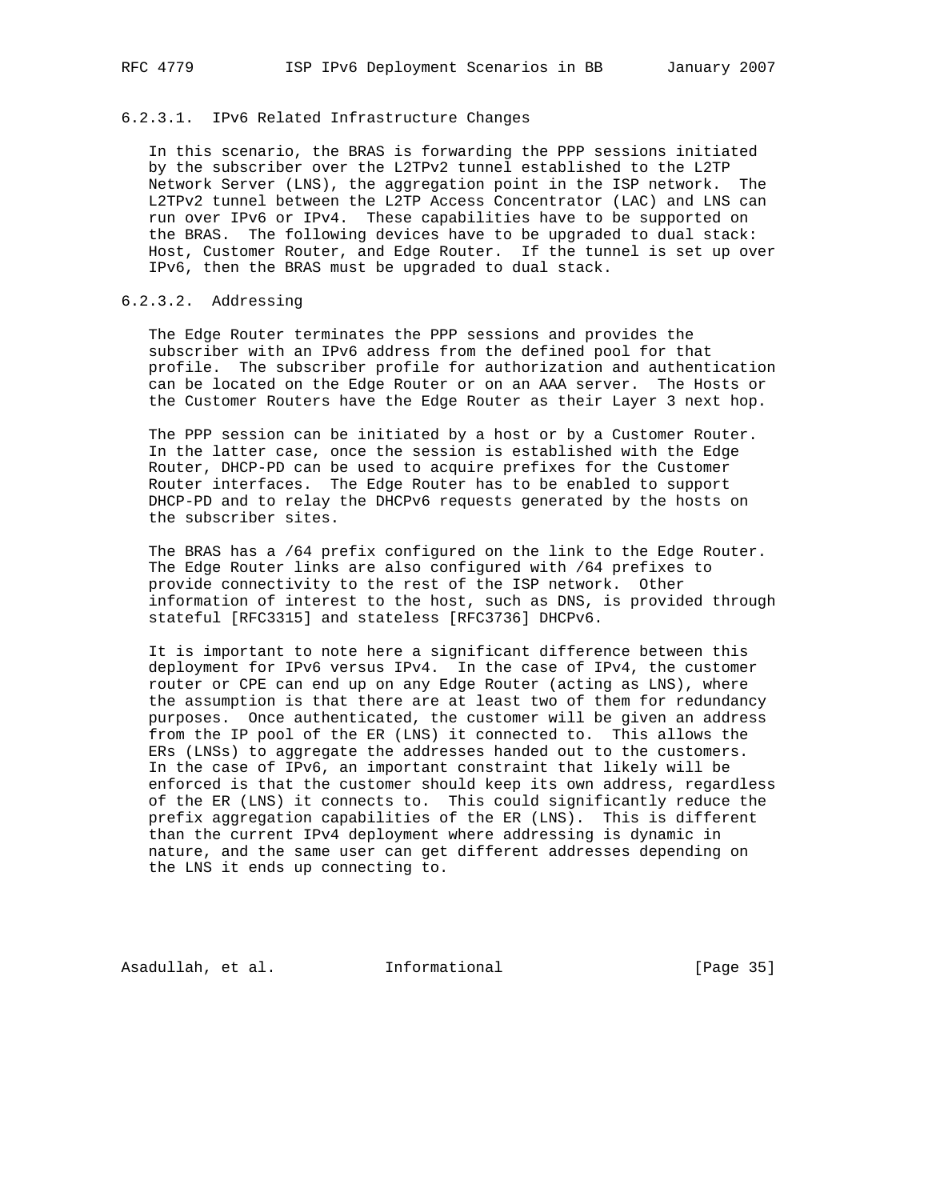#### 6.2.3.1. IPv6 Related Infrastructure Changes

In this scenario, the BRAS is forwarding the PPP sessions initiated by the subscriber over the L2TPv2 tunnel established to the L2TP Network Server (LNS), the aggregation point in the ISP network. The L2TPv2 tunnel between the L2TP Access Concentrator (LAC) and LNS can run over IPv6 or IPv4. These capabilities have to be supported on the BRAS. The following devices have to be upgraded to dual stack: Host, Customer Router, and Edge Router. If the tunnel is set up over IPv6, then the BRAS must be upgraded to dual stack.

#### 6.2.3.2. Addressing

The Edge Router terminates the PPP sessions and provides the subscriber with an IPv6 address from the defined pool for that profile. The subscriber profile for authorization and authentication can be located on the Edge Router or on an AAA server. The Hosts or the Customer Routers have the Edge Router as their Layer 3 next hop.

The PPP session can be initiated by a host or by a Customer Router. In the latter case, once the session is established with the Edge Router, DHCP-PD can be used to acquire prefixes for the Customer Router interfaces. The Edge Router has to be enabled to support DHCP-PD and to relay the DHCPv6 requests generated by the hosts on the subscriber sites.

The BRAS has a /64 prefix configured on the link to the Edge Router. The Edge Router links are also configured with /64 prefixes to provide connectivity to the rest of the ISP network. Other information of interest to the host, such as DNS, is provided through stateful [RFC3315] and stateless [RFC3736] DHCPv6.

It is important to note here a significant difference between this deployment for IPv6 versus IPv4. In the case of IPv4, the customer router or CPE can end up on any Edge Router (acting as LNS), where the assumption is that there are at least two of them for redundancy purposes. Once authenticated, the customer will be given an address from the IP pool of the ER (LNS) it connected to. This allows the ERs (LNSs) to aggregate the addresses handed out to the customers. In the case of IPv6, an important constraint that likely will be enforced is that the customer should keep its own address, regardless of the ER (LNS) it connects to. This could significantly reduce the prefix aggregation capabilities of the ER (LNS). This is different than the current IPv4 deployment where addressing is dynamic in nature, and the same user can get different addresses depending on the LNS it ends up connecting to.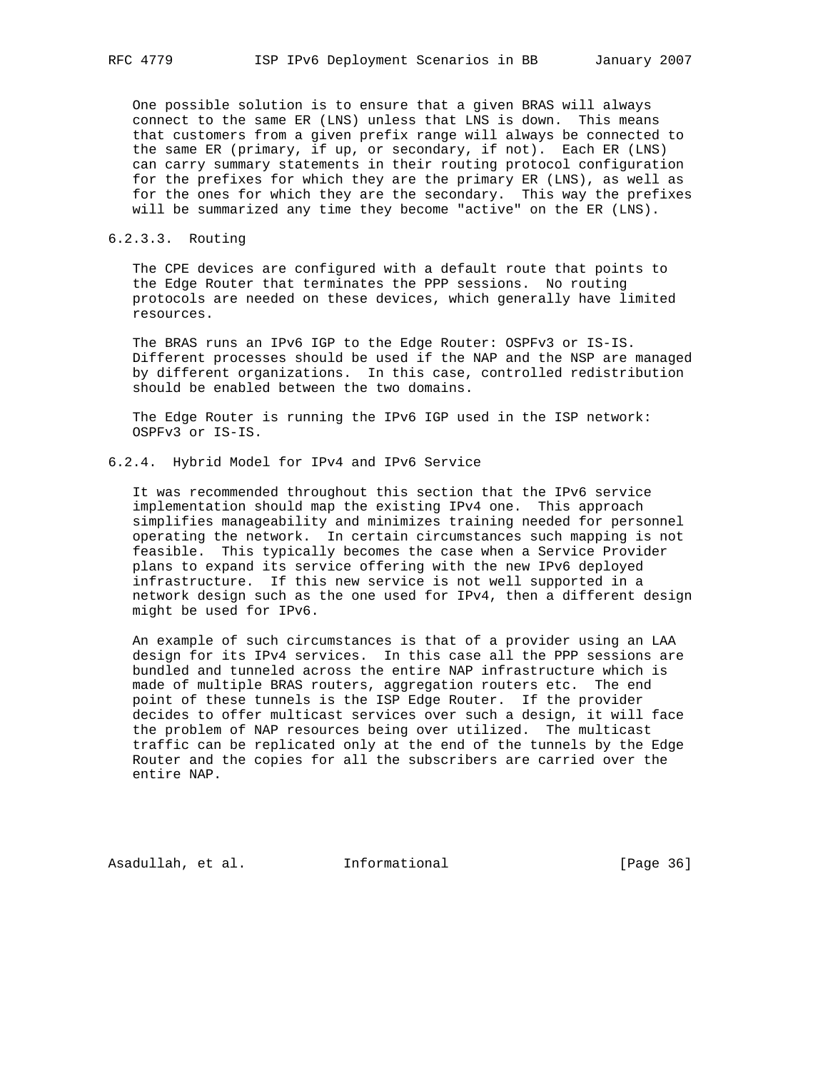One possible solution is to ensure that a given BRAS will always connect to the same ER (LNS) unless that LNS is down. This means that customers from a given prefix range will always be connected to the same ER (primary, if up, or secondary, if not). Each ER (LNS) can carry summary statements in their routing protocol configuration for the prefixes for which they are the primary ER (LNS), as well as for the ones for which they are the secondary. This way the prefixes will be summarized any time they become "active" on the ER (LNS).

#### 6.2.3.3. Routing

The CPE devices are configured with a default route that points to the Edge Router that terminates the PPP sessions. No routing protocols are needed on these devices, which generally have limited resources.

The BRAS runs an IPv6 IGP to the Edge Router: OSPFv3 or IS-IS. Different processes should be used if the NAP and the NSP are managed by different organizations. In this case, controlled redistribution should be enabled between the two domains.

The Edge Router is running the IPv6 IGP used in the ISP network: OSPFv3 or IS-IS.

### 6.2.4. Hybrid Model for IPv4 and IPv6 Service

It was recommended throughout this section that the IPv6 service implementation should map the existing IPv4 one. This approach simplifies manageability and minimizes training needed for personnel operating the network. In certain circumstances such mapping is not feasible. This typically becomes the case when a Service Provider plans to expand its service offering with the new IPv6 deployed infrastructure. If this new service is not well supported in a network design such as the one used for IPv4, then a different design might be used for IPv6.

An example of such circumstances is that of a provider using an LAA design for its IPv4 services. In this case all the PPP sessions are bundled and tunneled across the entire NAP infrastructure which is made of multiple BRAS routers, aggregation routers etc. The end point of these tunnels is the ISP Edge Router. If the provider decides to offer multicast services over such a design, it will face the problem of NAP resources being over utilized. The multicast traffic can be replicated only at the end of the tunnels by the Edge Router and the copies for all the subscribers are carried over the entire NAP.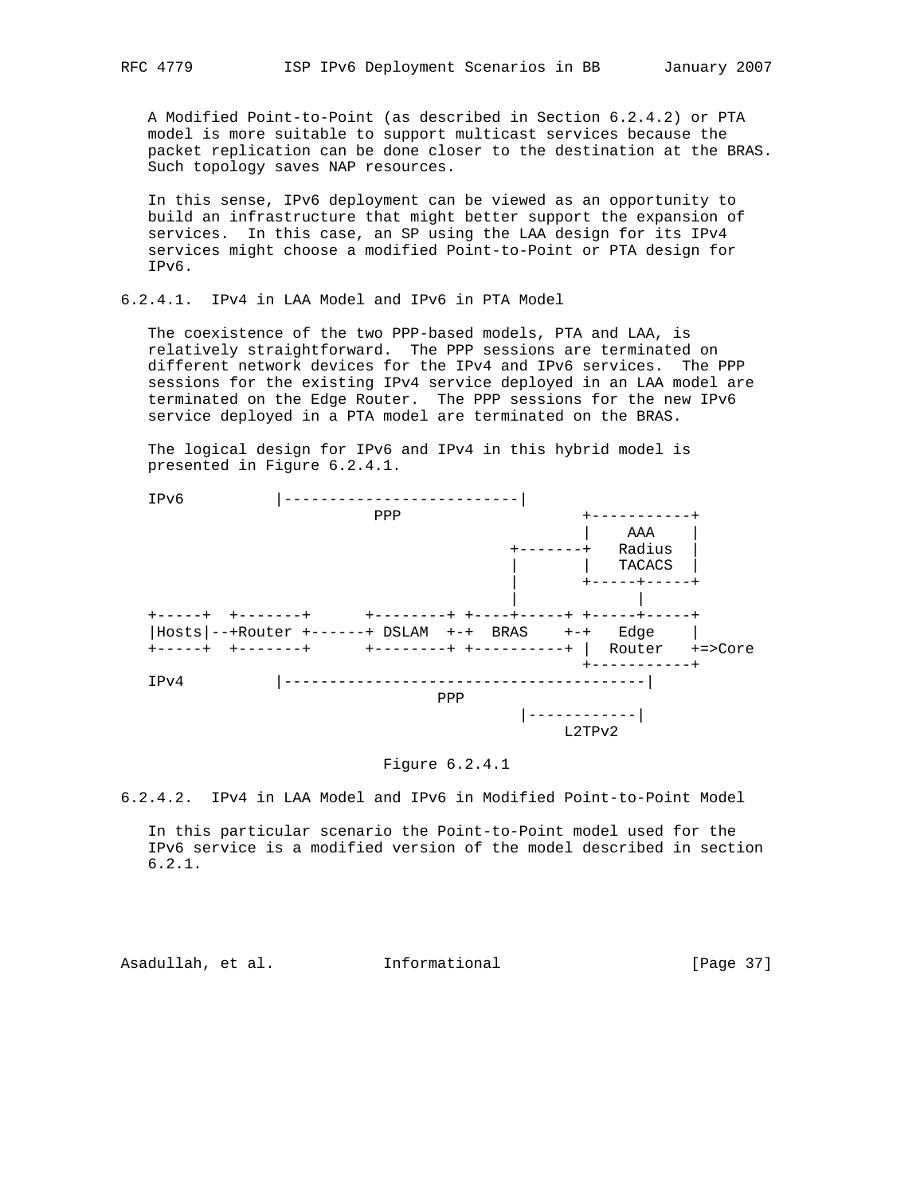A Modified Point-to-Point (as described in Section 6.2.4.2) or PTA model is more suitable to support multicast services because the packet replication can be done closer to the destination at the BRAS. Such topology saves NAP resources.

In this sense, IPv6 deployment can be viewed as an opportunity to build an infrastructure that might better support the expansion of services. In this case, an SP using the LAA design for its IPv4 services might choose a modified Point-to-Point or PTA design for IPv6.

#### 6.2.4.1. IPv4 in LAA Model and IPv6 in PTA Model

The coexistence of the two PPP-based models, PTA and LAA, is relatively straightforward. The PPP sessions are terminated on different network devices for the IPv4 and IPv6 services. The PPP sessions for the existing IPv4 service deployed in an LAA model are terminated on the Edge Router. The PPP sessions for the new IPv6 service deployed in a PTA model are terminated on the BRAS.

The logical design for IPv6 and IPv4 in this hybrid model is presented in Figure 6.2.4.1.

```
IPv6          |--------------------------|
                         PPP                    +-----------+
                                                |    AAA    |
                                        +-------+   Radius  |
                                        |       |   TACACS  |
                                        |       +-----+-----+
                                        |             |
+-----+  +-------+      +--------+ +----+-----+ +-----+-----+
|Hosts|--+Router +------+ DSLAM  +-+  BRAS    +-+   Edge    |
+-----+  +-------+      +--------+ +----------+ |  Router   +=>Core
                                                +-----------+
IPv4          |----------------------------------------|
                                PPP
                                         |------------|
                                             L2TPv2
```

Figure 6.2.4.1

#### 6.2.4.2. IPv4 in LAA Model and IPv6 in Modified Point-to-Point Model

In this particular scenario the Point-to-Point model used for the IPv6 service is a modified version of the model described in section 6.2.1.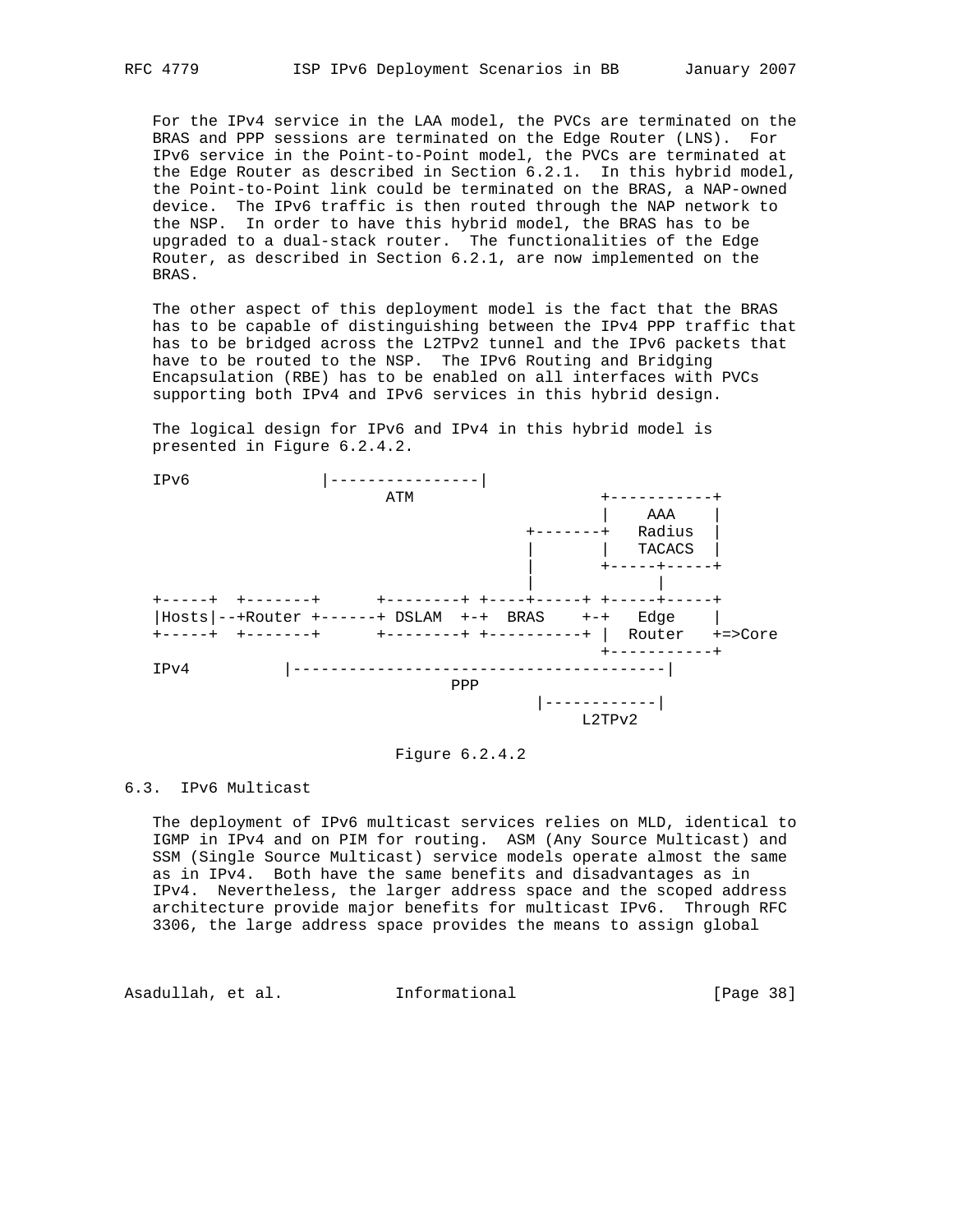For the IPv4 service in the LAA model, the PVCs are terminated on the BRAS and PPP sessions are terminated on the Edge Router (LNS). For IPv6 service in the Point-to-Point model, the PVCs are terminated at the Edge Router as described in Section 6.2.1. In this hybrid model, the Point-to-Point link could be terminated on the BRAS, a NAP-owned device. The IPv6 traffic is then routed through the NAP network to the NSP. In order to have this hybrid model, the BRAS has to be upgraded to a dual-stack router. The functionalities of the Edge Router, as described in Section 6.2.1, are now implemented on the BRAS.

The other aspect of this deployment model is the fact that the BRAS has to be capable of distinguishing between the IPv4 PPP traffic that has to be bridged across the L2TPv2 tunnel and the IPv6 packets that have to be routed to the NSP. The IPv6 Routing and Bridging Encapsulation (RBE) has to be enabled on all interfaces with PVCs supporting both IPv4 and IPv6 services in this hybrid design.

The logical design for IPv6 and IPv4 in this hybrid model is presented in Figure 6.2.4.2.

```
IPv6              |----------------|
                        ATM                   +-----------+
                                              |    AAA    |
                                      +-------+   Radius  |
                                      |       |   TACACS  |
                                      |       +-----+-----+
                                      |             |
+-----+  +-------+      +--------+ +----+-----+ +-----+-----+
|Hosts|--+Router +------+ DSLAM  +-+  BRAS    +-+   Edge    |
+-----+  +-------+      +--------+ +----------+ |  Router   +=>Core
                                                +-----------+
IPv4          |----------------------------------------|
                             PPP
                                       |------------|
                                           L2TPv2
```

Figure 6.2.4.2

## 6.3. IPv6 Multicast

The deployment of IPv6 multicast services relies on MLD, identical to IGMP in IPv4 and on PIM for routing. ASM (Any Source Multicast) and SSM (Single Source Multicast) service models operate almost the same as in IPv4. Both have the same benefits and disadvantages as in IPv4. Nevertheless, the larger address space and the scoped address architecture provide major benefits for multicast IPv6. Through RFC 3306, the large address space provides the means to assign global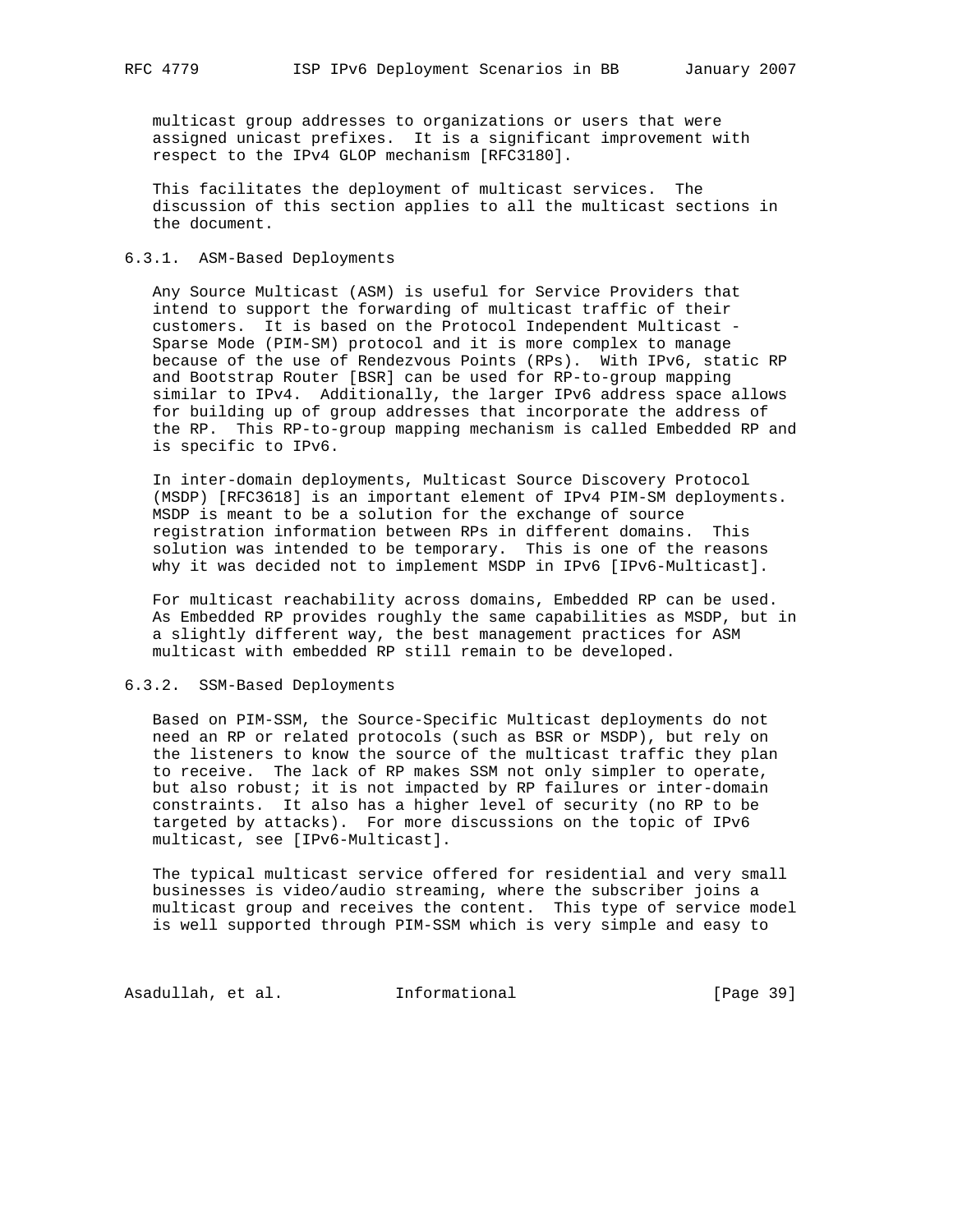multicast group addresses to organizations or users that were assigned unicast prefixes. It is a significant improvement with respect to the IPv4 GLOP mechanism [RFC3180].

This facilitates the deployment of multicast services. The discussion of this section applies to all the multicast sections in the document.

### 6.3.1. ASM-Based Deployments

Any Source Multicast (ASM) is useful for Service Providers that intend to support the forwarding of multicast traffic of their customers. It is based on the Protocol Independent Multicast - Sparse Mode (PIM-SM) protocol and it is more complex to manage because of the use of Rendezvous Points (RPs). With IPv6, static RP and Bootstrap Router [BSR] can be used for RP-to-group mapping similar to IPv4. Additionally, the larger IPv6 address space allows for building up of group addresses that incorporate the address of the RP. This RP-to-group mapping mechanism is called Embedded RP and is specific to IPv6.

In inter-domain deployments, Multicast Source Discovery Protocol (MSDP) [RFC3618] is an important element of IPv4 PIM-SM deployments. MSDP is meant to be a solution for the exchange of source registration information between RPs in different domains. This solution was intended to be temporary. This is one of the reasons why it was decided not to implement MSDP in IPv6 [IPv6-Multicast].

For multicast reachability across domains, Embedded RP can be used. As Embedded RP provides roughly the same capabilities as MSDP, but in a slightly different way, the best management practices for ASM multicast with embedded RP still remain to be developed.

### 6.3.2. SSM-Based Deployments

Based on PIM-SSM, the Source-Specific Multicast deployments do not need an RP or related protocols (such as BSR or MSDP), but rely on the listeners to know the source of the multicast traffic they plan to receive. The lack of RP makes SSM not only simpler to operate, but also robust; it is not impacted by RP failures or inter-domain constraints. It also has a higher level of security (no RP to be targeted by attacks). For more discussions on the topic of IPv6 multicast, see [IPv6-Multicast].

The typical multicast service offered for residential and very small businesses is video/audio streaming, where the subscriber joins a multicast group and receives the content. This type of service model is well supported through PIM-SSM which is very simple and easy to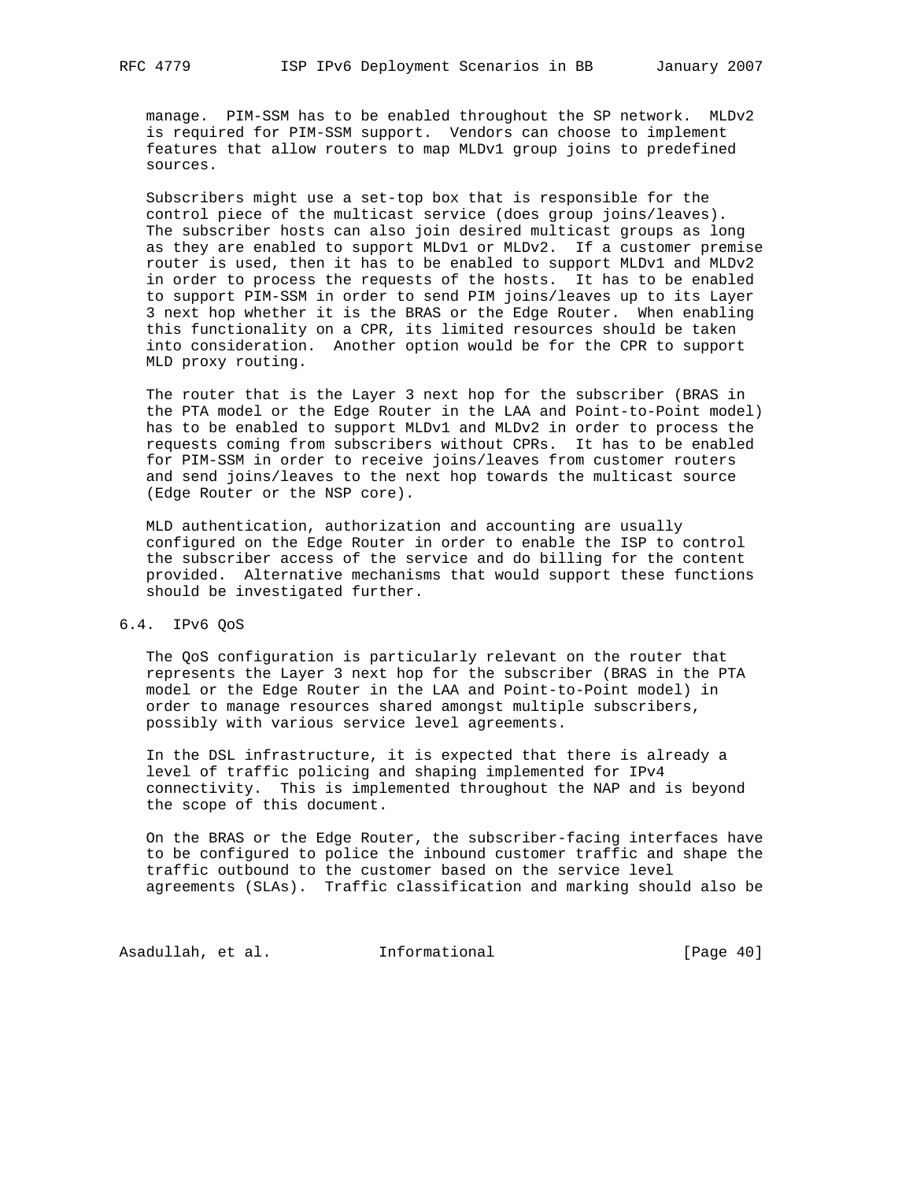manage. PIM-SSM has to be enabled throughout the SP network. MLDv2 is required for PIM-SSM support. Vendors can choose to implement features that allow routers to map MLDv1 group joins to predefined sources.

Subscribers might use a set-top box that is responsible for the control piece of the multicast service (does group joins/leaves). The subscriber hosts can also join desired multicast groups as long as they are enabled to support MLDv1 or MLDv2. If a customer premise router is used, then it has to be enabled to support MLDv1 and MLDv2 in order to process the requests of the hosts. It has to be enabled to support PIM-SSM in order to send PIM joins/leaves up to its Layer 3 next hop whether it is the BRAS or the Edge Router. When enabling this functionality on a CPR, its limited resources should be taken into consideration. Another option would be for the CPR to support MLD proxy routing.

The router that is the Layer 3 next hop for the subscriber (BRAS in the PTA model or the Edge Router in the LAA and Point-to-Point model) has to be enabled to support MLDv1 and MLDv2 in order to process the requests coming from subscribers without CPRs. It has to be enabled for PIM-SSM in order to receive joins/leaves from customer routers and send joins/leaves to the next hop towards the multicast source (Edge Router or the NSP core).

MLD authentication, authorization and accounting are usually configured on the Edge Router in order to enable the ISP to control the subscriber access of the service and do billing for the content provided. Alternative mechanisms that would support these functions should be investigated further.

## 6.4. IPv6 QoS

The QoS configuration is particularly relevant on the router that represents the Layer 3 next hop for the subscriber (BRAS in the PTA model or the Edge Router in the LAA and Point-to-Point model) in order to manage resources shared amongst multiple subscribers, possibly with various service level agreements.

In the DSL infrastructure, it is expected that there is already a level of traffic policing and shaping implemented for IPv4 connectivity. This is implemented throughout the NAP and is beyond the scope of this document.

On the BRAS or the Edge Router, the subscriber-facing interfaces have to be configured to police the inbound customer traffic and shape the traffic outbound to the customer based on the service level agreements (SLAs). Traffic classification and marking should also be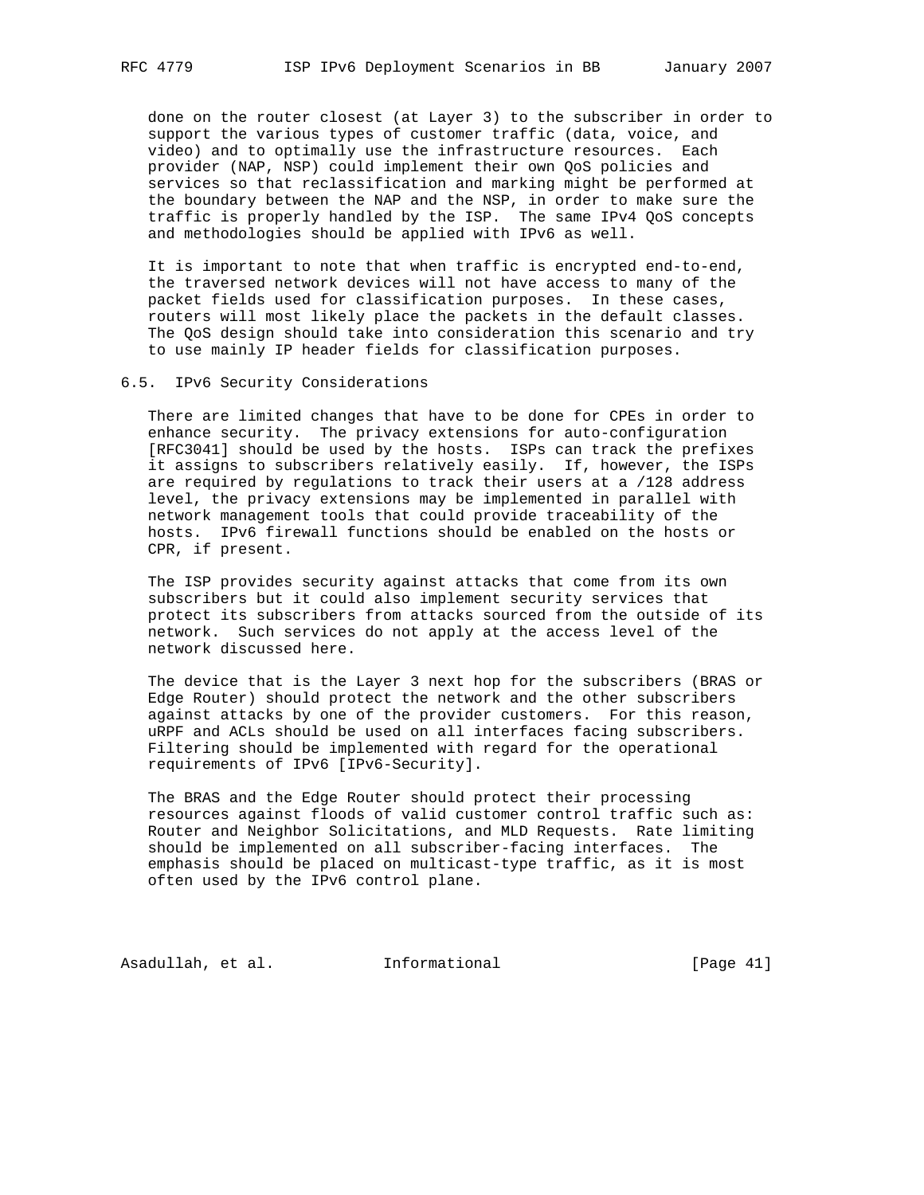done on the router closest (at Layer 3) to the subscriber in order to support the various types of customer traffic (data, voice, and video) and to optimally use the infrastructure resources. Each provider (NAP, NSP) could implement their own QoS policies and services so that reclassification and marking might be performed at the boundary between the NAP and the NSP, in order to make sure the traffic is properly handled by the ISP. The same IPv4 QoS concepts and methodologies should be applied with IPv6 as well.

It is important to note that when traffic is encrypted end-to-end, the traversed network devices will not have access to many of the packet fields used for classification purposes. In these cases, routers will most likely place the packets in the default classes. The QoS design should take into consideration this scenario and try to use mainly IP header fields for classification purposes.

## 6.5. IPv6 Security Considerations

There are limited changes that have to be done for CPEs in order to enhance security. The privacy extensions for auto-configuration [RFC3041] should be used by the hosts. ISPs can track the prefixes it assigns to subscribers relatively easily. If, however, the ISPs are required by regulations to track their users at a /128 address level, the privacy extensions may be implemented in parallel with network management tools that could provide traceability of the hosts. IPv6 firewall functions should be enabled on the hosts or CPR, if present.

The ISP provides security against attacks that come from its own subscribers but it could also implement security services that protect its subscribers from attacks sourced from the outside of its network. Such services do not apply at the access level of the network discussed here.

The device that is the Layer 3 next hop for the subscribers (BRAS or Edge Router) should protect the network and the other subscribers against attacks by one of the provider customers. For this reason, uRPF and ACLs should be used on all interfaces facing subscribers. Filtering should be implemented with regard for the operational requirements of IPv6 [IPv6-Security].

The BRAS and the Edge Router should protect their processing resources against floods of valid customer control traffic such as: Router and Neighbor Solicitations, and MLD Requests. Rate limiting should be implemented on all subscriber-facing interfaces. The emphasis should be placed on multicast-type traffic, as it is most often used by the IPv6 control plane.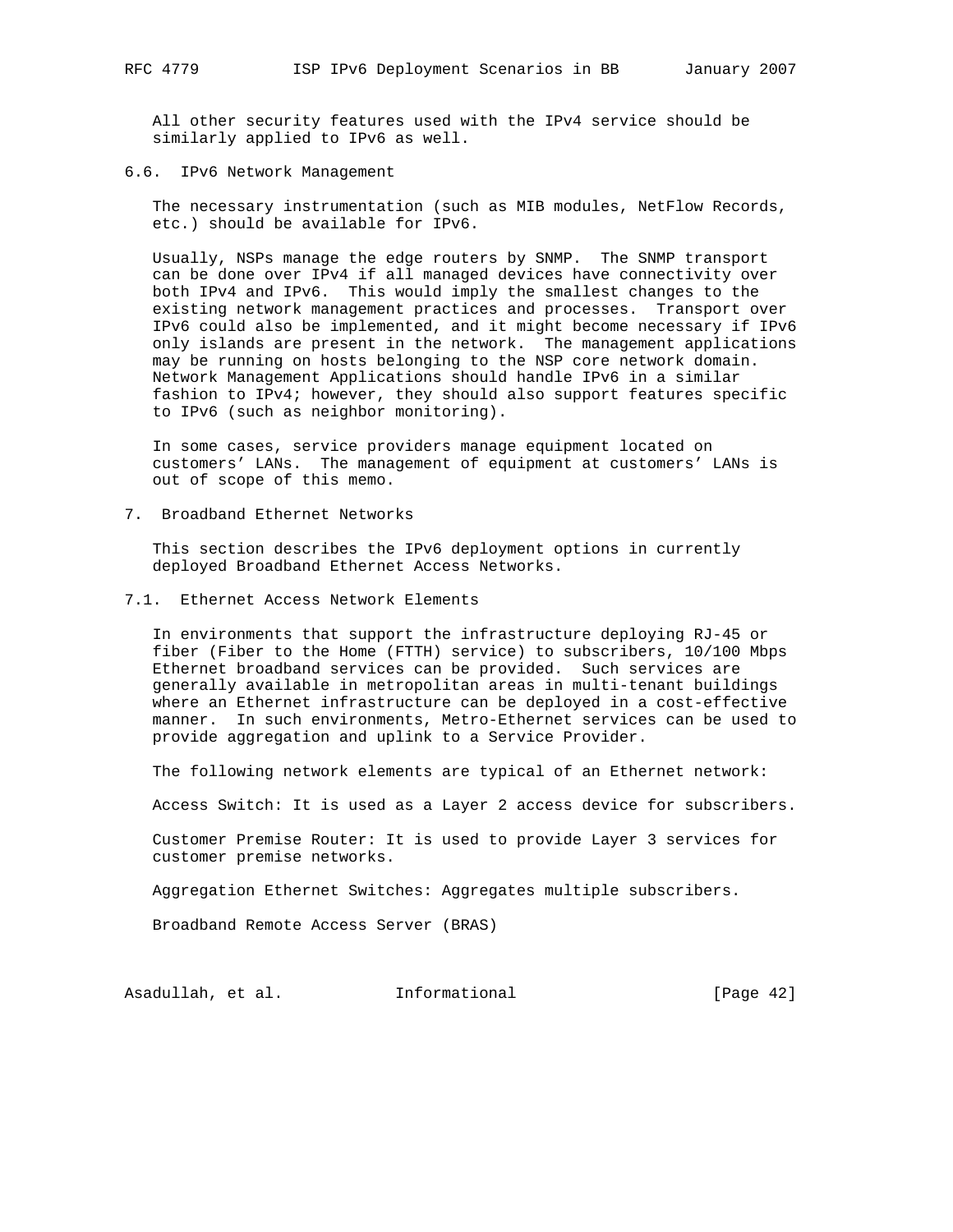All other security features used with the IPv4 service should be similarly applied to IPv6 as well.

### 6.6. IPv6 Network Management

The necessary instrumentation (such as MIB modules, NetFlow Records, etc.) should be available for IPv6.

Usually, NSPs manage the edge routers by SNMP. The SNMP transport can be done over IPv4 if all managed devices have connectivity over both IPv4 and IPv6. This would imply the smallest changes to the existing network management practices and processes. Transport over IPv6 could also be implemented, and it might become necessary if IPv6 only islands are present in the network. The management applications may be running on hosts belonging to the NSP core network domain. Network Management Applications should handle IPv6 in a similar fashion to IPv4; however, they should also support features specific to IPv6 (such as neighbor monitoring).

In some cases, service providers manage equipment located on customers' LANs. The management of equipment at customers' LANs is out of scope of this memo.

## 7. Broadband Ethernet Networks

This section describes the IPv6 deployment options in currently deployed Broadband Ethernet Access Networks.

### 7.1. Ethernet Access Network Elements

In environments that support the infrastructure deploying RJ-45 or fiber (Fiber to the Home (FTTH) service) to subscribers, 10/100 Mbps Ethernet broadband services can be provided. Such services are generally available in metropolitan areas in multi-tenant buildings where an Ethernet infrastructure can be deployed in a cost-effective manner. In such environments, Metro-Ethernet services can be used to provide aggregation and uplink to a Service Provider.

The following network elements are typical of an Ethernet network:

Access Switch: It is used as a Layer 2 access device for subscribers.

Customer Premise Router: It is used to provide Layer 3 services for customer premise networks.

Aggregation Ethernet Switches: Aggregates multiple subscribers.

Broadband Remote Access Server (BRAS)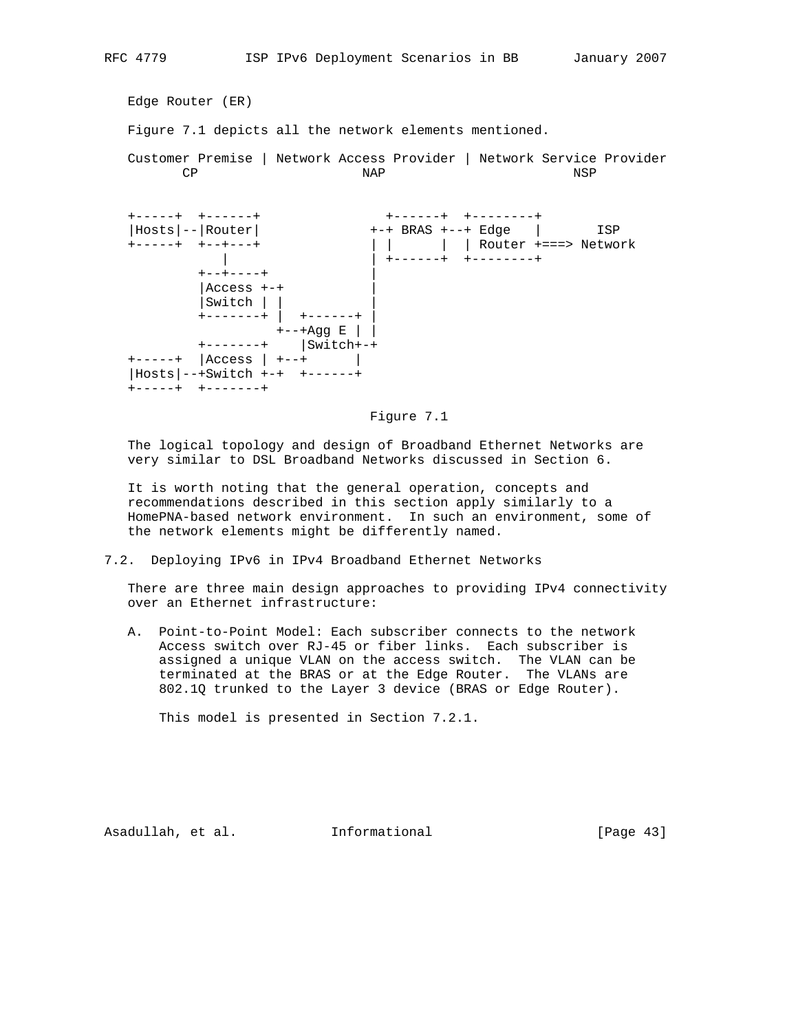Edge Router (ER)

Figure 7.1 depicts all the network elements mentioned.

```
Customer Premise | Network Access Provider | Network Service Provider
       CP                    NAP                        NSP


+-----+  +------+                +------+  +--------+
|Hosts|--|Router|              +-+ BRAS +--+ Edge   |       ISP
+-----+  +--+---+              | |      |  | Router +===> Network
            |                  | +------+  +--------+
         +--+----+             |
         |Access +-+           |
         |Switch | |           |
         +-------+ |  +------+ |
                   +--+Agg E | |
         +-------+    |Switch+-+
+-----+  |Access | +--+      |
|Hosts|--+Switch +-+  +------+
+-----+  +-------+
```

Figure 7.1

The logical topology and design of Broadband Ethernet Networks are very similar to DSL Broadband Networks discussed in Section 6.

It is worth noting that the general operation, concepts and recommendations described in this section apply similarly to a HomePNA-based network environment. In such an environment, some of the network elements might be differently named.

## 7.2. Deploying IPv6 in IPv4 Broadband Ethernet Networks

There are three main design approaches to providing IPv4 connectivity over an Ethernet infrastructure:

A. Point-to-Point Model: Each subscriber connects to the network Access switch over RJ-45 or fiber links. Each subscriber is assigned a unique VLAN on the access switch. The VLAN can be terminated at the BRAS or at the Edge Router. The VLANs are 802.1Q trunked to the Layer 3 device (BRAS or Edge Router).

   This model is presented in Section 7.2.1.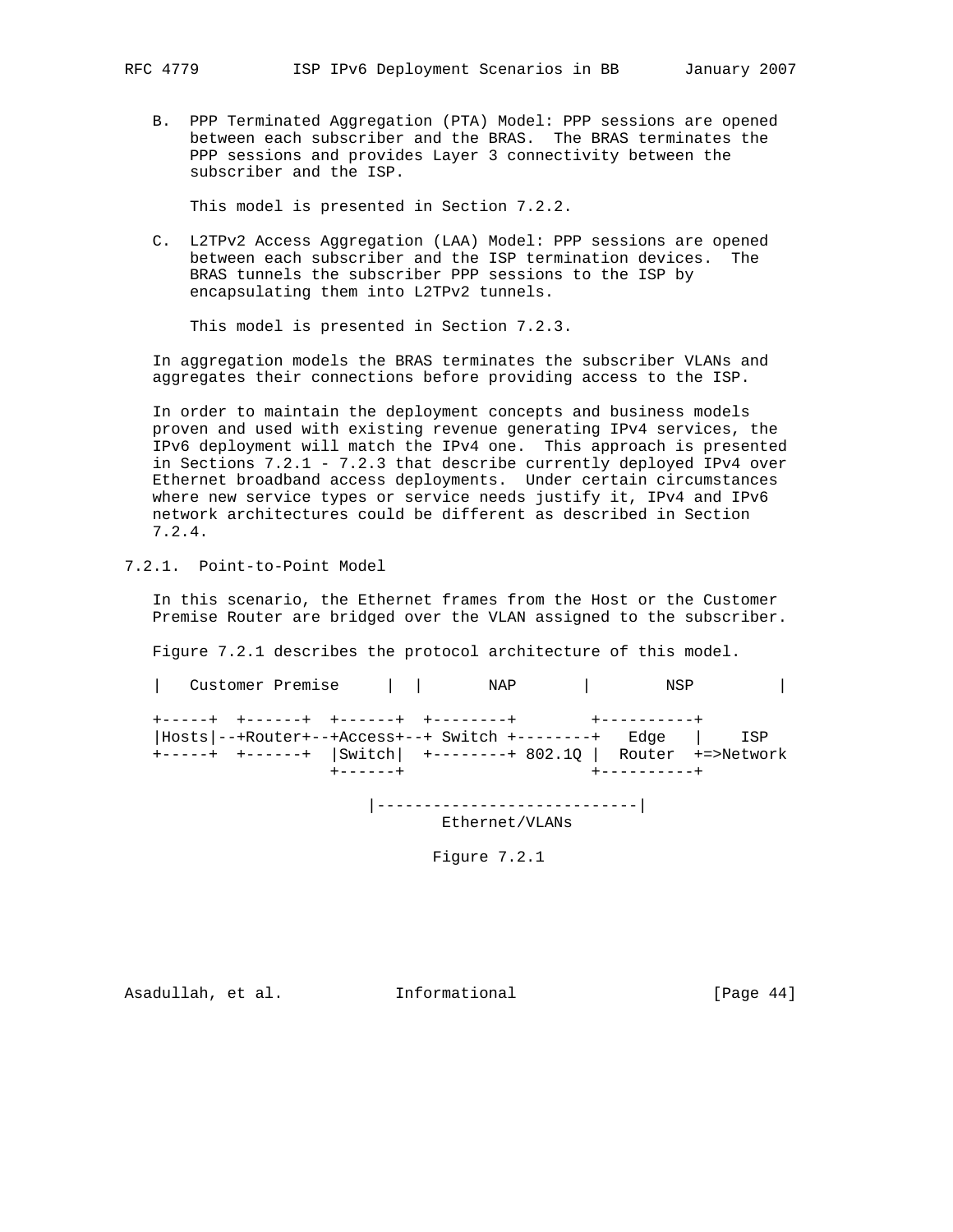B. PPP Terminated Aggregation (PTA) Model: PPP sessions are opened between each subscriber and the BRAS. The BRAS terminates the PPP sessions and provides Layer 3 connectivity between the subscriber and the ISP.

   This model is presented in Section 7.2.2.

C. L2TPv2 Access Aggregation (LAA) Model: PPP sessions are opened between each subscriber and the ISP termination devices. The BRAS tunnels the subscriber PPP sessions to the ISP by encapsulating them into L2TPv2 tunnels.

   This model is presented in Section 7.2.3.

In aggregation models the BRAS terminates the subscriber VLANs and aggregates their connections before providing access to the ISP.

In order to maintain the deployment concepts and business models proven and used with existing revenue generating IPv4 services, the IPv6 deployment will match the IPv4 one. This approach is presented in Sections 7.2.1 - 7.2.3 that describe currently deployed IPv4 over Ethernet broadband access deployments. Under certain circumstances where new service types or service needs justify it, IPv4 and IPv6 network architectures could be different as described in Section 7.2.4.

### 7.2.1. Point-to-Point Model

In this scenario, the Ethernet frames from the Host or the Customer Premise Router are bridged over the VLAN assigned to the subscriber.

Figure 7.2.1 describes the protocol architecture of this model.

```
|   Customer Premise     |  |       NAP       |        NSP         |

+-----+  +------+  +------+  +--------+        +----------+
|Hosts|--+Router+--+Access+--+ Switch +--------+   Edge   |    ISP
+-----+  +------+  |Switch|  +--------+ 802.1Q |  Router  +=>Network
                   +------+                    +----------+

                        |----------------------------|
                                Ethernet/VLANs
```

Figure 7.2.1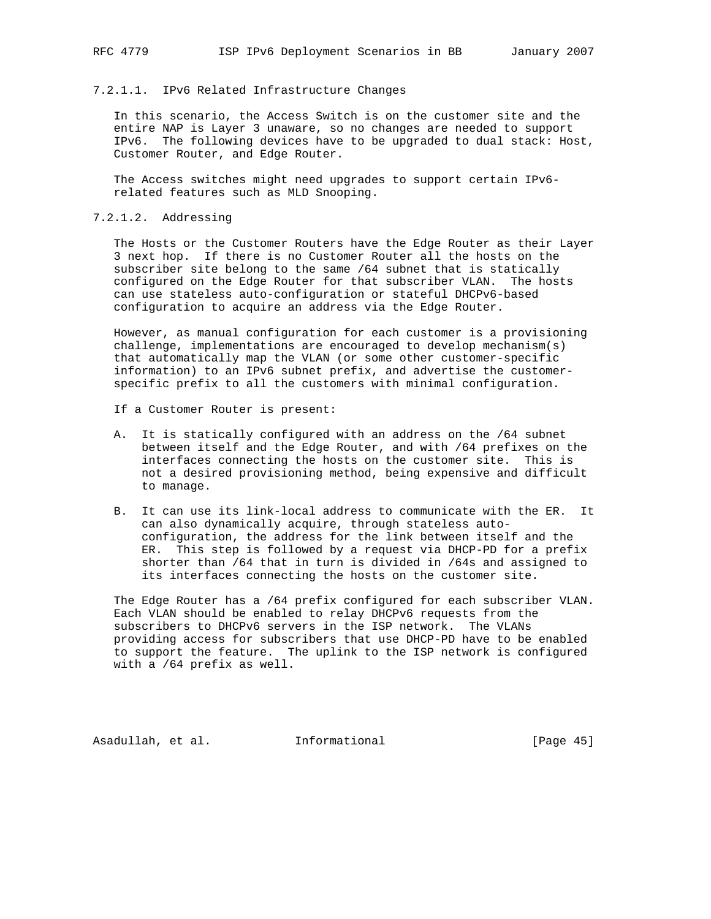#### 7.2.1.1. IPv6 Related Infrastructure Changes

In this scenario, the Access Switch is on the customer site and the entire NAP is Layer 3 unaware, so no changes are needed to support IPv6. The following devices have to be upgraded to dual stack: Host, Customer Router, and Edge Router.

The Access switches might need upgrades to support certain IPv6-related features such as MLD Snooping.

#### 7.2.1.2. Addressing

The Hosts or the Customer Routers have the Edge Router as their Layer 3 next hop. If there is no Customer Router all the hosts on the subscriber site belong to the same /64 subnet that is statically configured on the Edge Router for that subscriber VLAN. The hosts can use stateless auto-configuration or stateful DHCPv6-based configuration to acquire an address via the Edge Router.

However, as manual configuration for each customer is a provisioning challenge, implementations are encouraged to develop mechanism(s) that automatically map the VLAN (or some other customer-specific information) to an IPv6 subnet prefix, and advertise the customer-specific prefix to all the customers with minimal configuration.

If a Customer Router is present:

A. It is statically configured with an address on the /64 subnet between itself and the Edge Router, and with /64 prefixes on the interfaces connecting the hosts on the customer site. This is not a desired provisioning method, being expensive and difficult to manage.

B. It can use its link-local address to communicate with the ER. It can also dynamically acquire, through stateless auto-configuration, the address for the link between itself and the ER. This step is followed by a request via DHCP-PD for a prefix shorter than /64 that in turn is divided in /64s and assigned to its interfaces connecting the hosts on the customer site.

The Edge Router has a /64 prefix configured for each subscriber VLAN. Each VLAN should be enabled to relay DHCPv6 requests from the subscribers to DHCPv6 servers in the ISP network. The VLANs providing access for subscribers that use DHCP-PD have to be enabled to support the feature. The uplink to the ISP network is configured with a /64 prefix as well.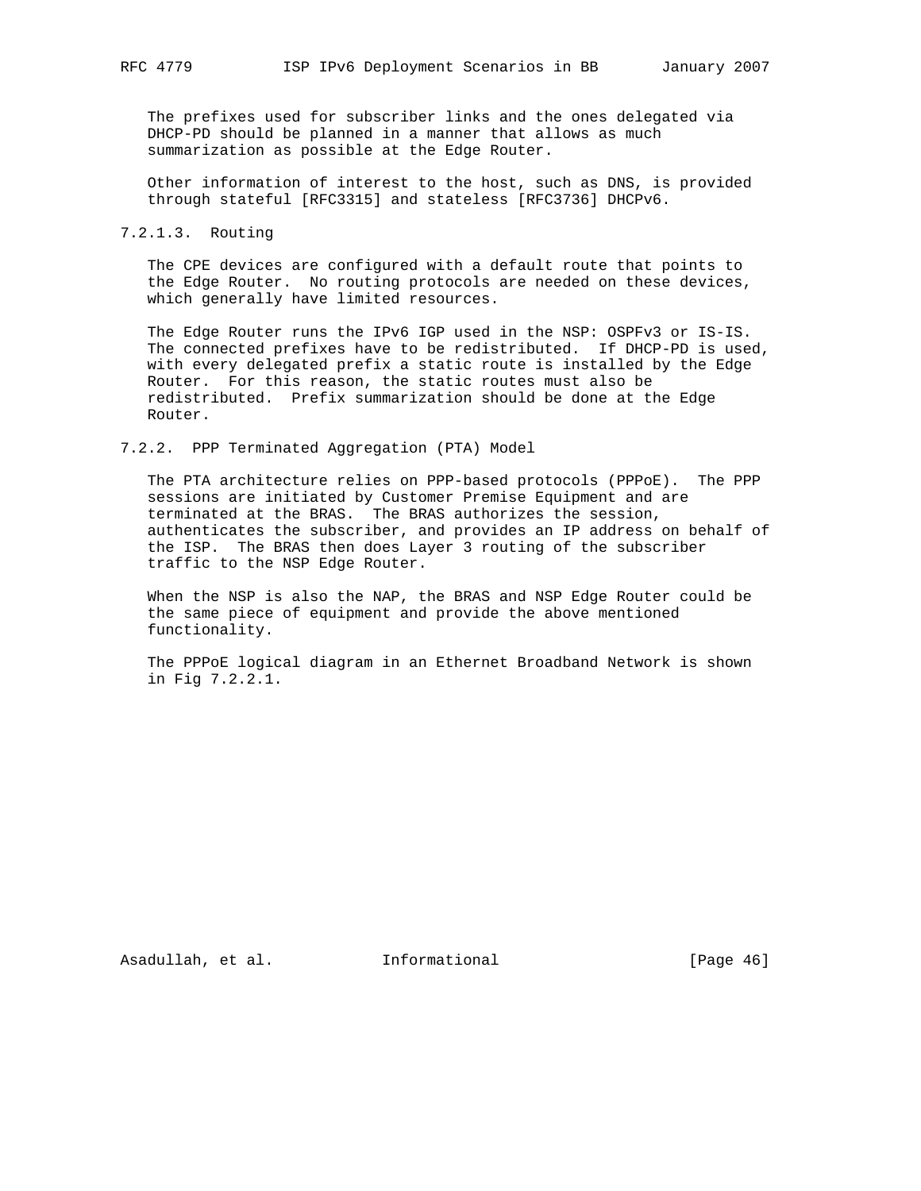The prefixes used for subscriber links and the ones delegated via DHCP-PD should be planned in a manner that allows as much summarization as possible at the Edge Router.

Other information of interest to the host, such as DNS, is provided through stateful [RFC3315] and stateless [RFC3736] DHCPv6.

#### 7.2.1.3. Routing

The CPE devices are configured with a default route that points to the Edge Router. No routing protocols are needed on these devices, which generally have limited resources.

The Edge Router runs the IPv6 IGP used in the NSP: OSPFv3 or IS-IS. The connected prefixes have to be redistributed. If DHCP-PD is used, with every delegated prefix a static route is installed by the Edge Router. For this reason, the static routes must also be redistributed. Prefix summarization should be done at the Edge Router.

### 7.2.2. PPP Terminated Aggregation (PTA) Model

The PTA architecture relies on PPP-based protocols (PPPoE). The PPP sessions are initiated by Customer Premise Equipment and are terminated at the BRAS. The BRAS authorizes the session, authenticates the subscriber, and provides an IP address on behalf of the ISP. The BRAS then does Layer 3 routing of the subscriber traffic to the NSP Edge Router.

When the NSP is also the NAP, the BRAS and NSP Edge Router could be the same piece of equipment and provide the above mentioned functionality.

The PPPoE logical diagram in an Ethernet Broadband Network is shown in Fig 7.2.2.1.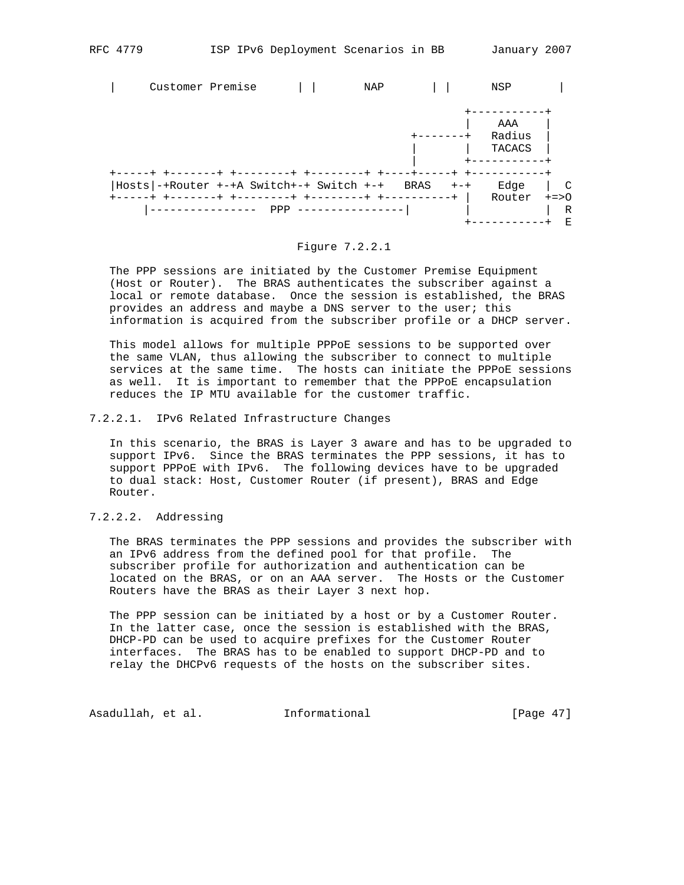```
|     Customer Premise      | |        NAP       | |      NSP       |

                                                     +-----------+
                                                     |    AAA    |
                                             +-------+   Radius  |
                                             |       |   TACACS  |
                                             |       +-----------+
+-----+ +-------+ +--------+ +--------+ +----+-----+ +-----------+
|Hosts|-+Router +-+A Switch+-+ Switch +-+   BRAS   +-+    Edge   |  C
+-----+ +-------+ +--------+ +--------+ +----------+ |   Router  +=>O
     |----------------  PPP ----------------|        |           |  R
                                                     +-----------+  E
```

Figure 7.2.2.1

The PPP sessions are initiated by the Customer Premise Equipment (Host or Router). The BRAS authenticates the subscriber against a local or remote database. Once the session is established, the BRAS provides an address and maybe a DNS server to the user; this information is acquired from the subscriber profile or a DHCP server.

This model allows for multiple PPPoE sessions to be supported over the same VLAN, thus allowing the subscriber to connect to multiple services at the same time. The hosts can initiate the PPPoE sessions as well. It is important to remember that the PPPoE encapsulation reduces the IP MTU available for the customer traffic.

#### 7.2.2.1. IPv6 Related Infrastructure Changes

In this scenario, the BRAS is Layer 3 aware and has to be upgraded to support IPv6. Since the BRAS terminates the PPP sessions, it has to support PPPoE with IPv6. The following devices have to be upgraded to dual stack: Host, Customer Router (if present), BRAS and Edge Router.

#### 7.2.2.2. Addressing

The BRAS terminates the PPP sessions and provides the subscriber with an IPv6 address from the defined pool for that profile. The subscriber profile for authorization and authentication can be located on the BRAS, or on an AAA server. The Hosts or the Customer Routers have the BRAS as their Layer 3 next hop.

The PPP session can be initiated by a host or by a Customer Router. In the latter case, once the session is established with the BRAS, DHCP-PD can be used to acquire prefixes for the Customer Router interfaces. The BRAS has to be enabled to support DHCP-PD and to relay the DHCPv6 requests of the hosts on the subscriber sites.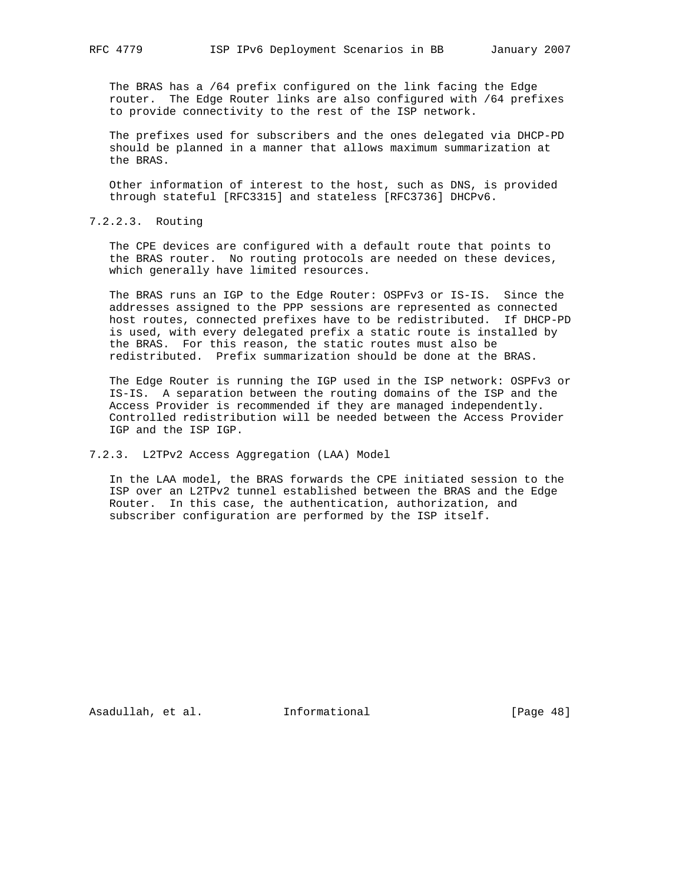The BRAS has a /64 prefix configured on the link facing the Edge router. The Edge Router links are also configured with /64 prefixes to provide connectivity to the rest of the ISP network.

The prefixes used for subscribers and the ones delegated via DHCP-PD should be planned in a manner that allows maximum summarization at the BRAS.

Other information of interest to the host, such as DNS, is provided through stateful [RFC3315] and stateless [RFC3736] DHCPv6.

#### 7.2.2.3. Routing

The CPE devices are configured with a default route that points to the BRAS router. No routing protocols are needed on these devices, which generally have limited resources.

The BRAS runs an IGP to the Edge Router: OSPFv3 or IS-IS. Since the addresses assigned to the PPP sessions are represented as connected host routes, connected prefixes have to be redistributed. If DHCP-PD is used, with every delegated prefix a static route is installed by the BRAS. For this reason, the static routes must also be redistributed. Prefix summarization should be done at the BRAS.

The Edge Router is running the IGP used in the ISP network: OSPFv3 or IS-IS. A separation between the routing domains of the ISP and the Access Provider is recommended if they are managed independently. Controlled redistribution will be needed between the Access Provider IGP and the ISP IGP.

### 7.2.3. L2TPv2 Access Aggregation (LAA) Model

In the LAA model, the BRAS forwards the CPE initiated session to the ISP over an L2TPv2 tunnel established between the BRAS and the Edge Router. In this case, the authentication, authorization, and subscriber configuration are performed by the ISP itself.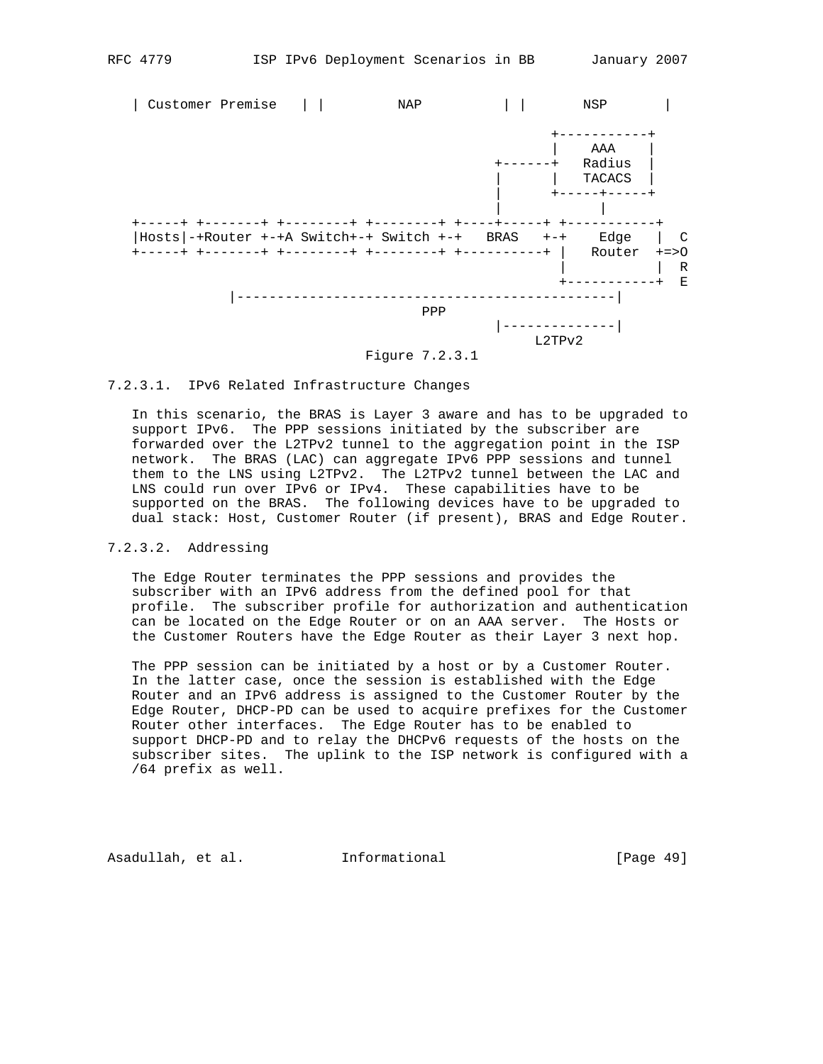```
| Customer Premise   | |         NAP          | |       NSP       |

                                                  +-----------+
                                                  |    AAA    |
                                           +------+   Radius  |
                                           |      |   TACACS  |
                                           |      +-----+-----+
                                           |            |
+-----+ +-------+ +--------+ +--------+ +----+-----+ +-----------+
|Hosts|-+Router +-+A Switch+-+ Switch +-+   BRAS   +-+    Edge   |  C
+-----+ +-------+ +--------+ +--------+ +----------+ |   Router  +=>O
                                                     |           |  R
                                                     +-----------+  E
            |-----------------------------------------------|
                                   PPP
                                           |--------------|
                                                L2TPv2
```

Figure 7.2.3.1

#### 7.2.3.1. IPv6 Related Infrastructure Changes

In this scenario, the BRAS is Layer 3 aware and has to be upgraded to support IPv6. The PPP sessions initiated by the subscriber are forwarded over the L2TPv2 tunnel to the aggregation point in the ISP network. The BRAS (LAC) can aggregate IPv6 PPP sessions and tunnel them to the LNS using L2TPv2. The L2TPv2 tunnel between the LAC and LNS could run over IPv6 or IPv4. These capabilities have to be supported on the BRAS. The following devices have to be upgraded to dual stack: Host, Customer Router (if present), BRAS and Edge Router.

#### 7.2.3.2. Addressing

The Edge Router terminates the PPP sessions and provides the subscriber with an IPv6 address from the defined pool for that profile. The subscriber profile for authorization and authentication can be located on the Edge Router or on an AAA server. The Hosts or the Customer Routers have the Edge Router as their Layer 3 next hop.

The PPP session can be initiated by a host or by a Customer Router. In the latter case, once the session is established with the Edge Router and an IPv6 address is assigned to the Customer Router by the Edge Router, DHCP-PD can be used to acquire prefixes for the Customer Router other interfaces. The Edge Router has to be enabled to support DHCP-PD and to relay the DHCPv6 requests of the hosts on the subscriber sites. The uplink to the ISP network is configured with a /64 prefix as well.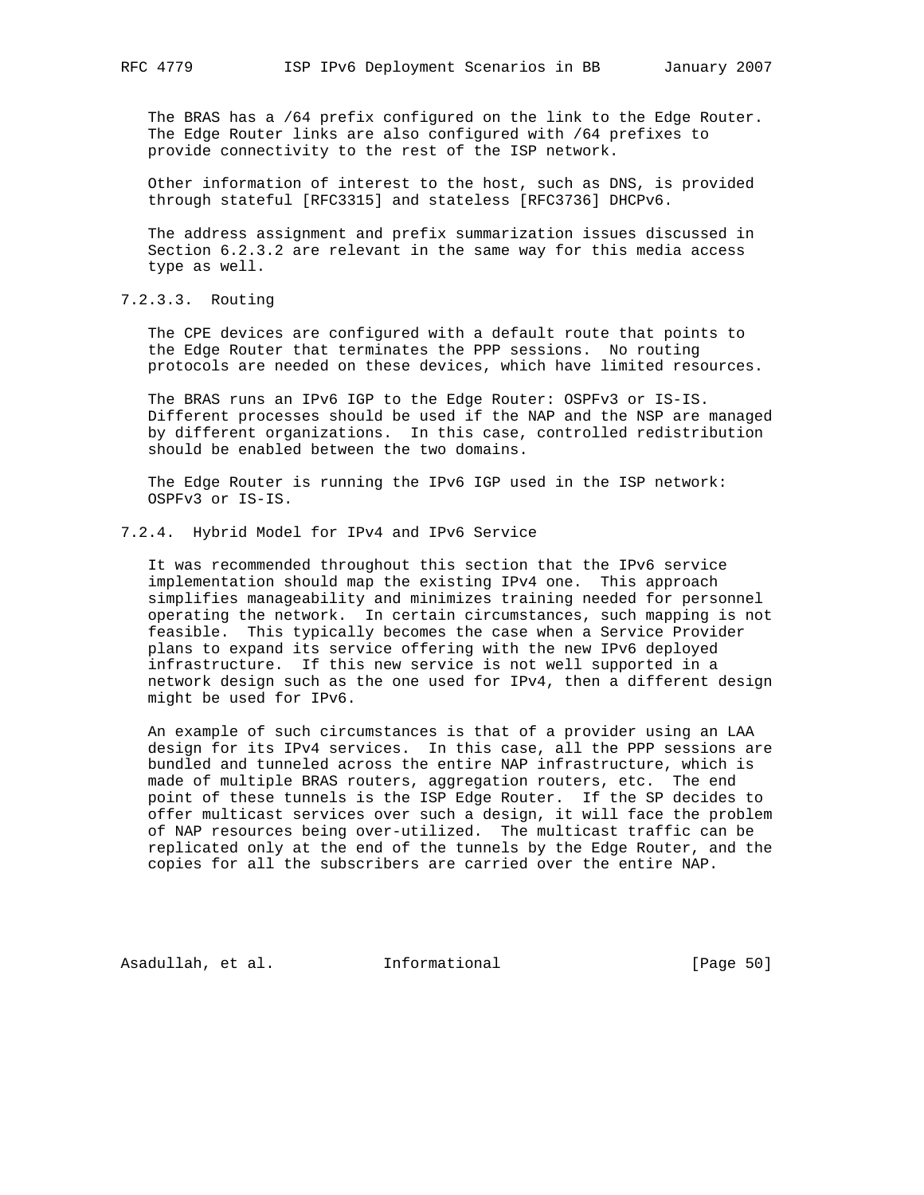The BRAS has a /64 prefix configured on the link to the Edge Router. The Edge Router links are also configured with /64 prefixes to provide connectivity to the rest of the ISP network.

Other information of interest to the host, such as DNS, is provided through stateful [RFC3315] and stateless [RFC3736] DHCPv6.

The address assignment and prefix summarization issues discussed in Section 6.2.3.2 are relevant in the same way for this media access type as well.

#### 7.2.3.3. Routing

The CPE devices are configured with a default route that points to the Edge Router that terminates the PPP sessions. No routing protocols are needed on these devices, which have limited resources.

The BRAS runs an IPv6 IGP to the Edge Router: OSPFv3 or IS-IS. Different processes should be used if the NAP and the NSP are managed by different organizations. In this case, controlled redistribution should be enabled between the two domains.

The Edge Router is running the IPv6 IGP used in the ISP network: OSPFv3 or IS-IS.

### 7.2.4. Hybrid Model for IPv4 and IPv6 Service

It was recommended throughout this section that the IPv6 service implementation should map the existing IPv4 one. This approach simplifies manageability and minimizes training needed for personnel operating the network. In certain circumstances, such mapping is not feasible. This typically becomes the case when a Service Provider plans to expand its service offering with the new IPv6 deployed infrastructure. If this new service is not well supported in a network design such as the one used for IPv4, then a different design might be used for IPv6.

An example of such circumstances is that of a provider using an LAA design for its IPv4 services. In this case, all the PPP sessions are bundled and tunneled across the entire NAP infrastructure, which is made of multiple BRAS routers, aggregation routers, etc. The end point of these tunnels is the ISP Edge Router. If the SP decides to offer multicast services over such a design, it will face the problem of NAP resources being over-utilized. The multicast traffic can be replicated only at the end of the tunnels by the Edge Router, and the copies for all the subscribers are carried over the entire NAP.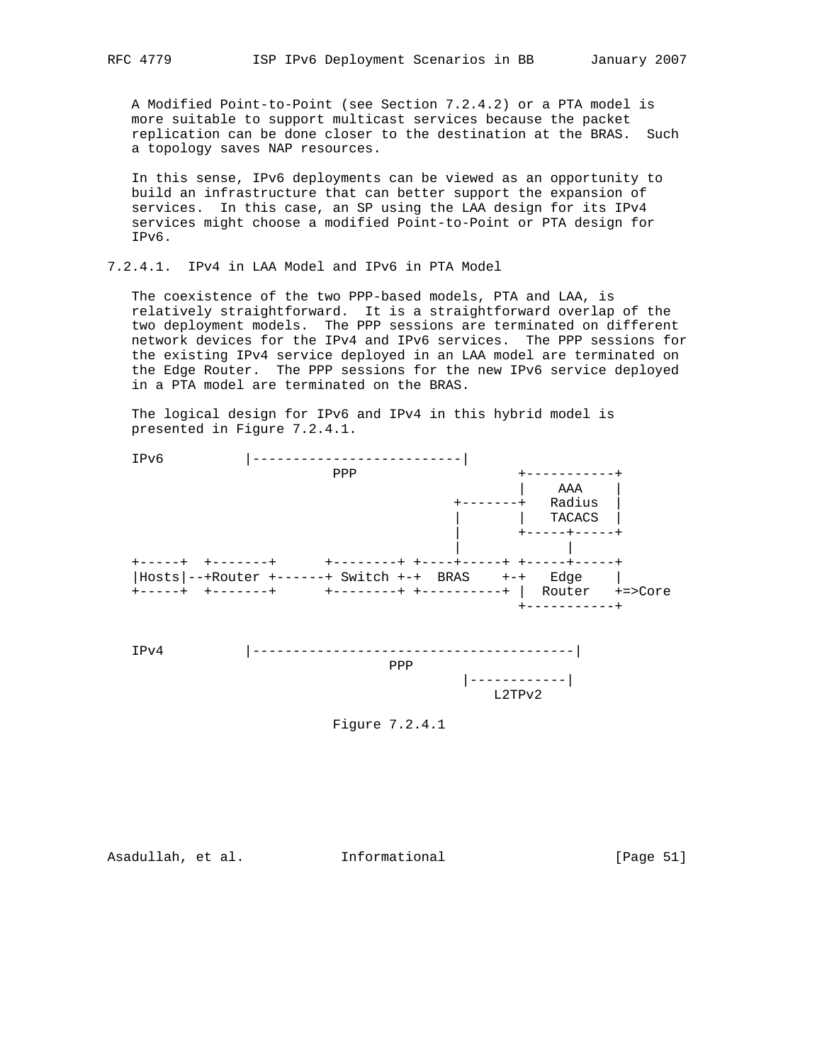A Modified Point-to-Point (see Section 7.2.4.2) or a PTA model is more suitable to support multicast services because the packet replication can be done closer to the destination at the BRAS. Such a topology saves NAP resources.

In this sense, IPv6 deployments can be viewed as an opportunity to build an infrastructure that can better support the expansion of services. In this case, an SP using the LAA design for its IPv4 services might choose a modified Point-to-Point or PTA design for IPv6.

### 7.2.4.1. IPv4 in LAA Model and IPv6 in PTA Model

The coexistence of the two PPP-based models, PTA and LAA, is relatively straightforward. It is a straightforward overlap of the two deployment models. The PPP sessions are terminated on different network devices for the IPv4 and IPv6 services. The PPP sessions for the existing IPv4 service deployed in an LAA model are terminated on the Edge Router. The PPP sessions for the new IPv6 service deployed in a PTA model are terminated on the BRAS.

The logical design for IPv6 and IPv4 in this hybrid model is presented in Figure 7.2.4.1.

```
IPv6          |--------------------------|
                       PPP                  +-----------+
                                            |    AAA    |
                                    +-------+   Radius  |
                                    |       |   TACACS  |
                                    |       +-----+-----+
                                    |             |
+-----+  +-------+      +--------+ +----+-----+ +-----+-----+
|Hosts|--+Router +------+ Switch +-+  BRAS    +-+   Edge    |
+-----+  +-------+      +--------+ +----------+ |  Router   +=>Core
                                                +-----------+


IPv4          |----------------------------------------|
                              PPP
                                    |------------|
                                        L2TPv2
```

Figure 7.2.4.1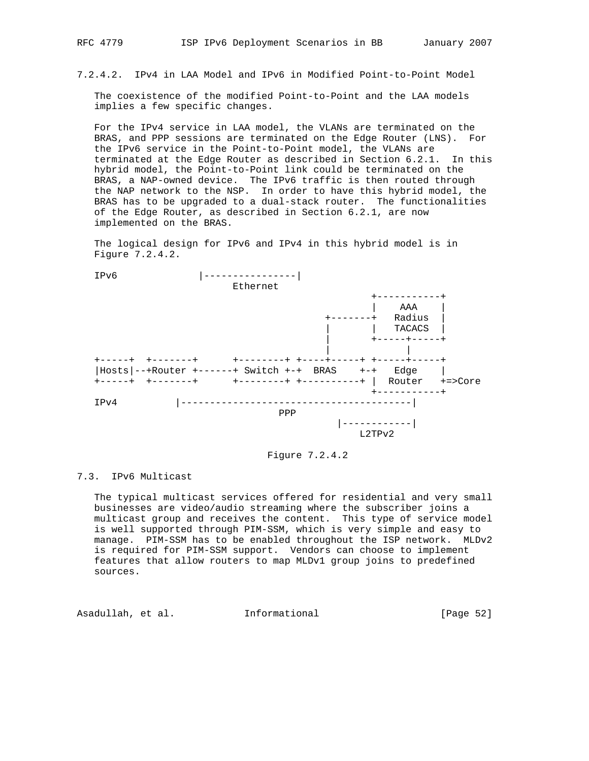#### 7.2.4.2. IPv4 in LAA Model and IPv6 in Modified Point-to-Point Model

The coexistence of the modified Point-to-Point and the LAA models implies a few specific changes.

For the IPv4 service in LAA model, the VLANs are terminated on the BRAS, and PPP sessions are terminated on the Edge Router (LNS). For the IPv6 service in the Point-to-Point model, the VLANs are terminated at the Edge Router as described in Section 6.2.1. In this hybrid model, the Point-to-Point link could be terminated on the BRAS, a NAP-owned device. The IPv6 traffic is then routed through the NAP network to the NSP. In order to have this hybrid model, the BRAS has to be upgraded to a dual-stack router. The functionalities of the Edge Router, as described in Section 6.2.1, are now implemented on the BRAS.

The logical design for IPv6 and IPv4 in this hybrid model is in Figure 7.2.4.2.

```
IPv6              |----------------|
                       Ethernet
                                             +-----------+
                                             |    AAA    |
                                     +-------+   Radius  |
                                     |       |   TACACS  |
                                     |       +-----+-----+
                                     |             |
+-----+  +-------+      +--------+ +----+-----+ +-----+-----+
|Hosts|--+Router +------+ Switch +-+  BRAS    +-+   Edge    |
+-----+  +-------+      +--------+ +----------+ |  Router   +=>Core
                                                +-----------+
IPv4          |----------------------------------------|
                               PPP
                                       |------------|
                                           L2TPv2
```

Figure 7.2.4.2

### 7.3. IPv6 Multicast

The typical multicast services offered for residential and very small businesses are video/audio streaming where the subscriber joins a multicast group and receives the content. This type of service model is well supported through PIM-SSM, which is very simple and easy to manage. PIM-SSM has to be enabled throughout the ISP network. MLDv2 is required for PIM-SSM support. Vendors can choose to implement features that allow routers to map MLDv1 group joins to predefined sources.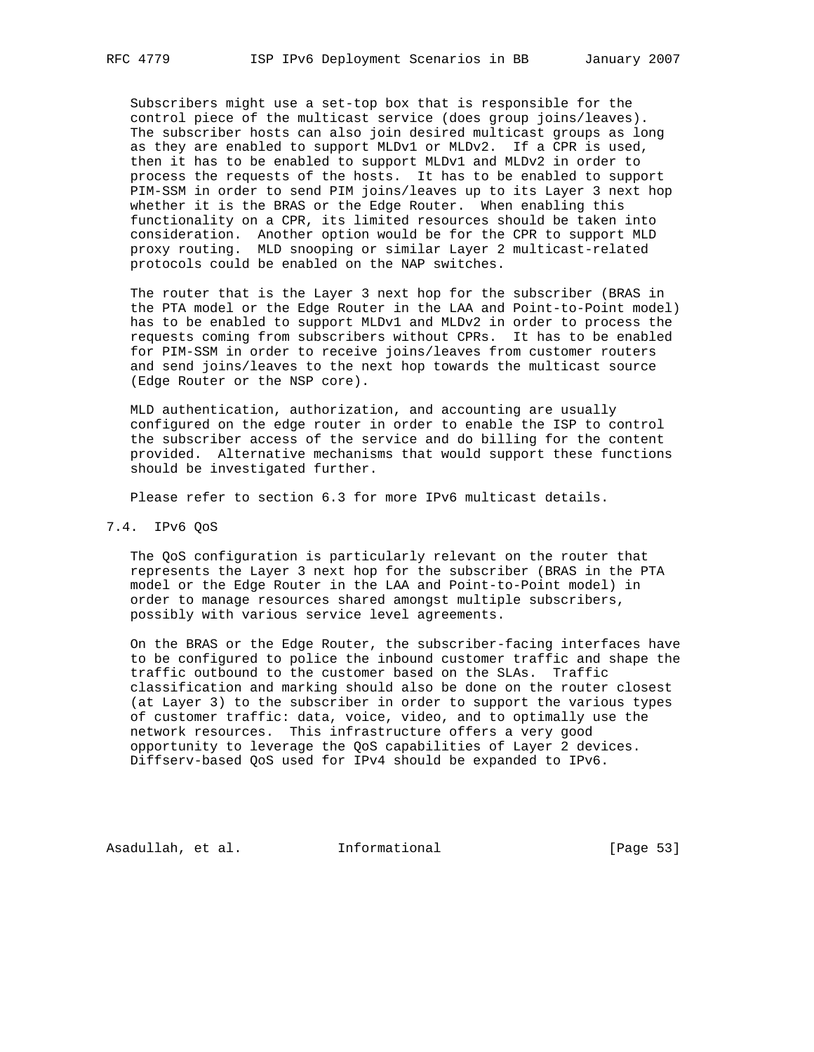Subscribers might use a set-top box that is responsible for the control piece of the multicast service (does group joins/leaves). The subscriber hosts can also join desired multicast groups as long as they are enabled to support MLDv1 or MLDv2. If a CPR is used, then it has to be enabled to support MLDv1 and MLDv2 in order to process the requests of the hosts. It has to be enabled to support PIM-SSM in order to send PIM joins/leaves up to its Layer 3 next hop whether it is the BRAS or the Edge Router. When enabling this functionality on a CPR, its limited resources should be taken into consideration. Another option would be for the CPR to support MLD proxy routing. MLD snooping or similar Layer 2 multicast-related protocols could be enabled on the NAP switches.

The router that is the Layer 3 next hop for the subscriber (BRAS in the PTA model or the Edge Router in the LAA and Point-to-Point model) has to be enabled to support MLDv1 and MLDv2 in order to process the requests coming from subscribers without CPRs. It has to be enabled for PIM-SSM in order to receive joins/leaves from customer routers and send joins/leaves to the next hop towards the multicast source (Edge Router or the NSP core).

MLD authentication, authorization, and accounting are usually configured on the edge router in order to enable the ISP to control the subscriber access of the service and do billing for the content provided. Alternative mechanisms that would support these functions should be investigated further.

Please refer to section 6.3 for more IPv6 multicast details.

## 7.4. IPv6 QoS

The QoS configuration is particularly relevant on the router that represents the Layer 3 next hop for the subscriber (BRAS in the PTA model or the Edge Router in the LAA and Point-to-Point model) in order to manage resources shared amongst multiple subscribers, possibly with various service level agreements.

On the BRAS or the Edge Router, the subscriber-facing interfaces have to be configured to police the inbound customer traffic and shape the traffic outbound to the customer based on the SLAs. Traffic classification and marking should also be done on the router closest (at Layer 3) to the subscriber in order to support the various types of customer traffic: data, voice, video, and to optimally use the network resources. This infrastructure offers a very good opportunity to leverage the QoS capabilities of Layer 2 devices. Diffserv-based QoS used for IPv4 should be expanded to IPv6.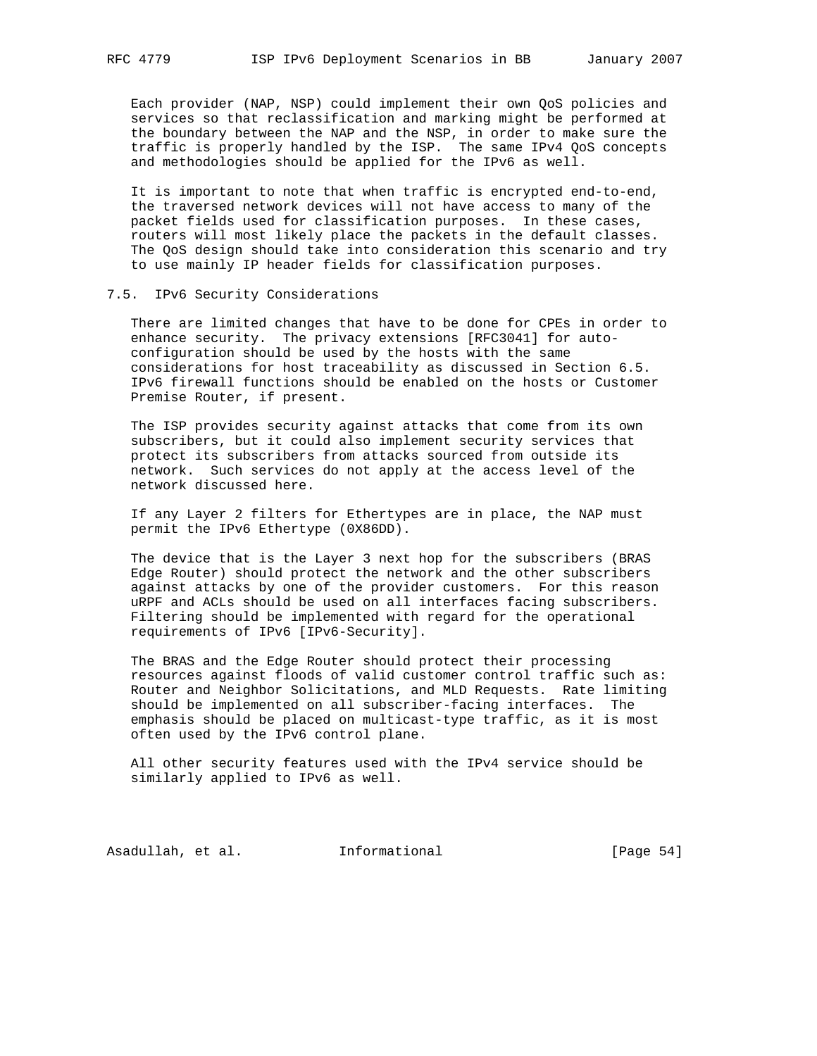Each provider (NAP, NSP) could implement their own QoS policies and services so that reclassification and marking might be performed at the boundary between the NAP and the NSP, in order to make sure the traffic is properly handled by the ISP. The same IPv4 QoS concepts and methodologies should be applied for the IPv6 as well.

It is important to note that when traffic is encrypted end-to-end, the traversed network devices will not have access to many of the packet fields used for classification purposes. In these cases, routers will most likely place the packets in the default classes. The QoS design should take into consideration this scenario and try to use mainly IP header fields for classification purposes.

### 7.5. IPv6 Security Considerations

There are limited changes that have to be done for CPEs in order to enhance security. The privacy extensions [RFC3041] for auto-configuration should be used by the hosts with the same considerations for host traceability as discussed in Section 6.5. IPv6 firewall functions should be enabled on the hosts or Customer Premise Router, if present.

The ISP provides security against attacks that come from its own subscribers, but it could also implement security services that protect its subscribers from attacks sourced from outside its network. Such services do not apply at the access level of the network discussed here.

If any Layer 2 filters for Ethertypes are in place, the NAP must permit the IPv6 Ethertype (0X86DD).

The device that is the Layer 3 next hop for the subscribers (BRAS Edge Router) should protect the network and the other subscribers against attacks by one of the provider customers. For this reason uRPF and ACLs should be used on all interfaces facing subscribers. Filtering should be implemented with regard for the operational requirements of IPv6 [IPv6-Security].

The BRAS and the Edge Router should protect their processing resources against floods of valid customer control traffic such as: Router and Neighbor Solicitations, and MLD Requests. Rate limiting should be implemented on all subscriber-facing interfaces. The emphasis should be placed on multicast-type traffic, as it is most often used by the IPv6 control plane.

All other security features used with the IPv4 service should be similarly applied to IPv6 as well.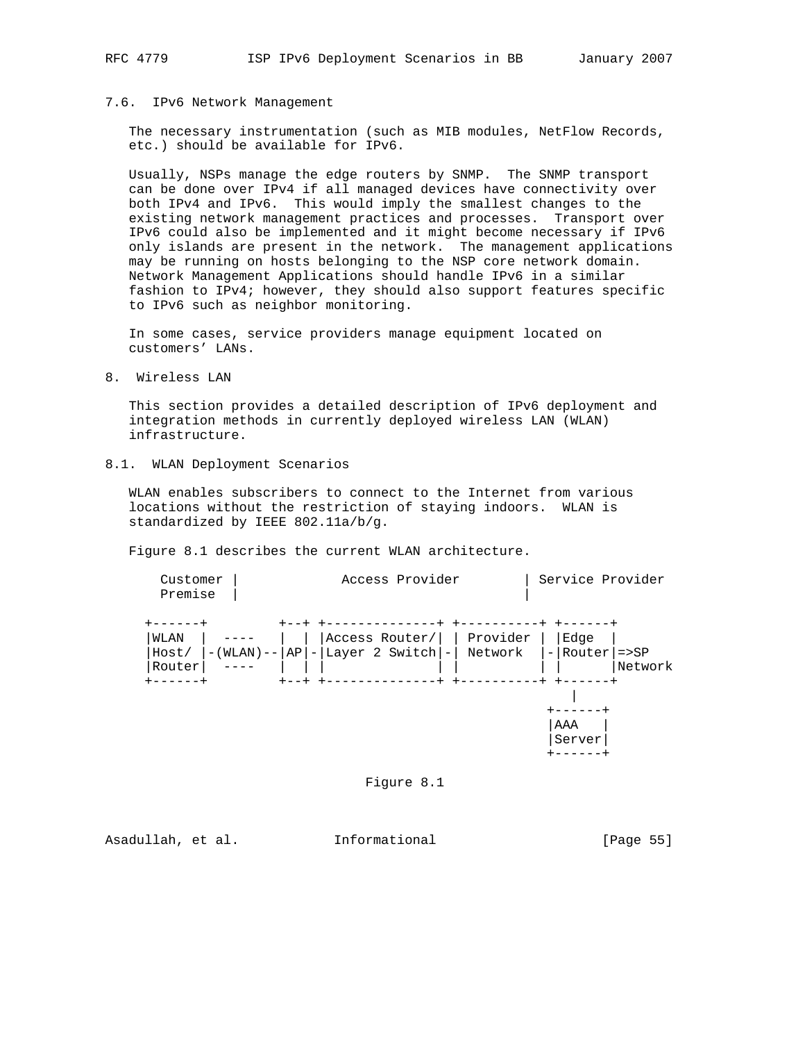### 7.6. IPv6 Network Management

The necessary instrumentation (such as MIB modules, NetFlow Records, etc.) should be available for IPv6.

Usually, NSPs manage the edge routers by SNMP. The SNMP transport can be done over IPv4 if all managed devices have connectivity over both IPv4 and IPv6. This would imply the smallest changes to the existing network management practices and processes. Transport over IPv6 could also be implemented and it might become necessary if IPv6 only islands are present in the network. The management applications may be running on hosts belonging to the NSP core network domain. Network Management Applications should handle IPv6 in a similar fashion to IPv4; however, they should also support features specific to IPv6 such as neighbor monitoring.

In some cases, service providers manage equipment located on customers' LANs.

## 8. Wireless LAN

This section provides a detailed description of IPv6 deployment and integration methods in currently deployed wireless LAN (WLAN) infrastructure.

### 8.1. WLAN Deployment Scenarios

WLAN enables subscribers to connect to the Internet from various locations without the restriction of staying indoors. WLAN is standardized by IEEE 802.11a/b/g.

Figure 8.1 describes the current WLAN architecture.

```
  Customer |             Access Provider        | Service Provider
  Premise  |                                    |

+------+         +--+ +--------------+ +----------+ +------+
|WLAN  |  ----   |  | |Access Router/| | Provider | |Edge  |
|Host/ |-(WLAN)--|AP|-|Layer 2 Switch|-| Network  |-|Router|=>SP
|Router|  ----   |  | |              | |          | |      |Network
+------+         +--+ +--------------+ +----------+ +------+
                                                       |
                                                    +------+
                                                    |AAA   |
                                                    |Server|
                                                    +------+
```

Figure 8.1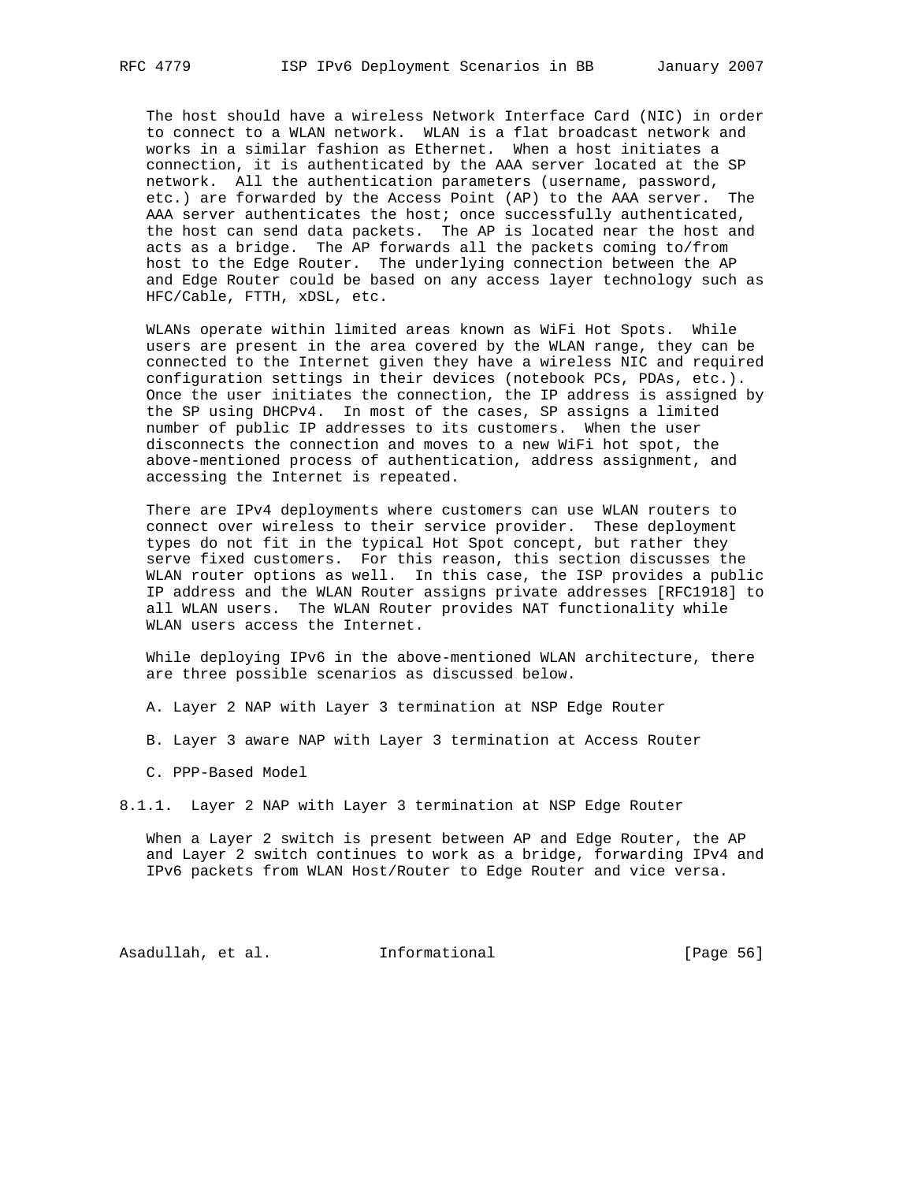The host should have a wireless Network Interface Card (NIC) in order to connect to a WLAN network. WLAN is a flat broadcast network and works in a similar fashion as Ethernet. When a host initiates a connection, it is authenticated by the AAA server located at the SP network. All the authentication parameters (username, password, etc.) are forwarded by the Access Point (AP) to the AAA server. The AAA server authenticates the host; once successfully authenticated, the host can send data packets. The AP is located near the host and acts as a bridge. The AP forwards all the packets coming to/from host to the Edge Router. The underlying connection between the AP and Edge Router could be based on any access layer technology such as HFC/Cable, FTTH, xDSL, etc.

WLANs operate within limited areas known as WiFi Hot Spots. While users are present in the area covered by the WLAN range, they can be connected to the Internet given they have a wireless NIC and required configuration settings in their devices (notebook PCs, PDAs, etc.). Once the user initiates the connection, the IP address is assigned by the SP using DHCPv4. In most of the cases, SP assigns a limited number of public IP addresses to its customers. When the user disconnects the connection and moves to a new WiFi hot spot, the above-mentioned process of authentication, address assignment, and accessing the Internet is repeated.

There are IPv4 deployments where customers can use WLAN routers to connect over wireless to their service provider. These deployment types do not fit in the typical Hot Spot concept, but rather they serve fixed customers. For this reason, this section discusses the WLAN router options as well. In this case, the ISP provides a public IP address and the WLAN Router assigns private addresses [RFC1918] to all WLAN users. The WLAN Router provides NAT functionality while WLAN users access the Internet.

While deploying IPv6 in the above-mentioned WLAN architecture, there are three possible scenarios as discussed below.

A. Layer 2 NAP with Layer 3 termination at NSP Edge Router

B. Layer 3 aware NAP with Layer 3 termination at Access Router

C. PPP-Based Model

### 8.1.1. Layer 2 NAP with Layer 3 termination at NSP Edge Router

When a Layer 2 switch is present between AP and Edge Router, the AP and Layer 2 switch continues to work as a bridge, forwarding IPv4 and IPv6 packets from WLAN Host/Router to Edge Router and vice versa.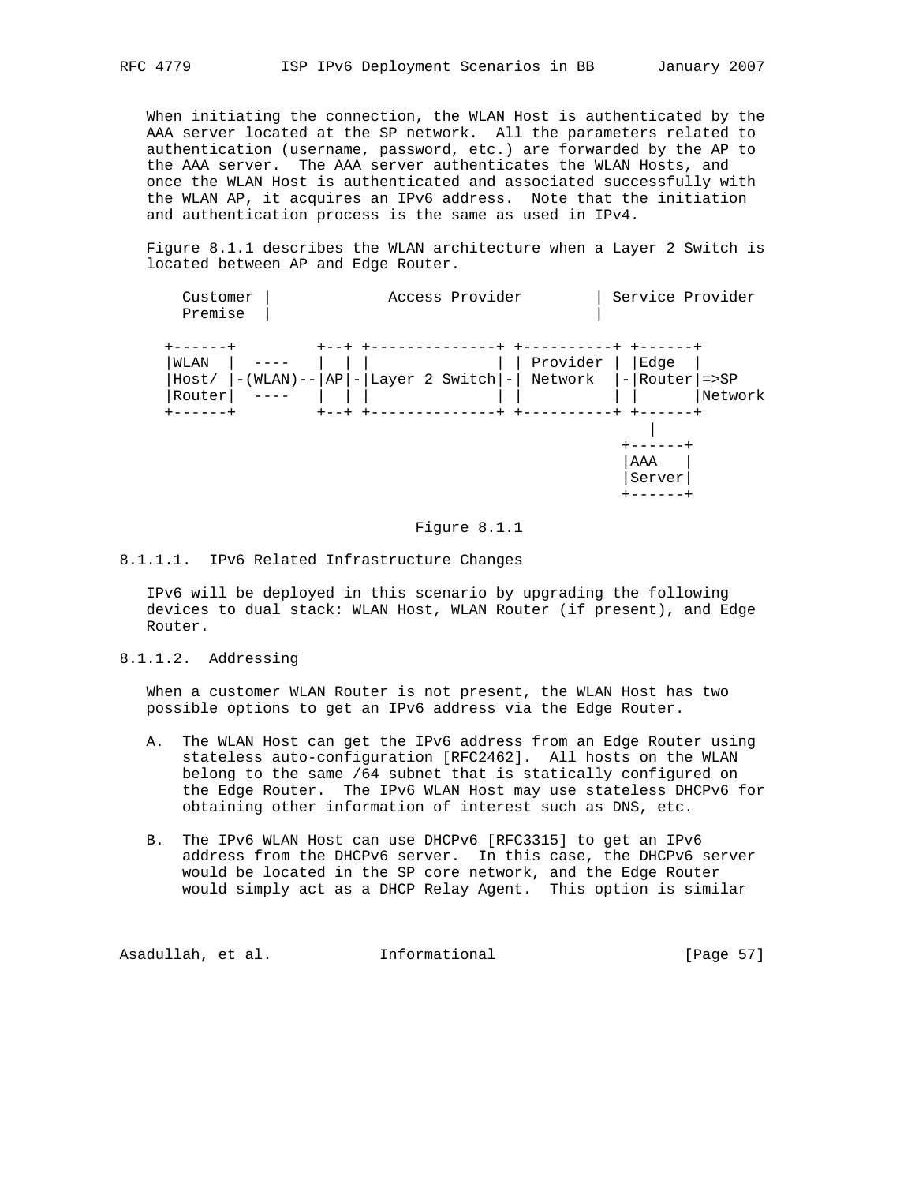When initiating the connection, the WLAN Host is authenticated by the AAA server located at the SP network. All the parameters related to authentication (username, password, etc.) are forwarded by the AP to the AAA server. The AAA server authenticates the WLAN Hosts, and once the WLAN Host is authenticated and associated successfully with the WLAN AP, it acquires an IPv6 address. Note that the initiation and authentication process is the same as used in IPv4.

Figure 8.1.1 describes the WLAN architecture when a Layer 2 Switch is located between AP and Edge Router.

```
    Customer |             Access Provider        | Service Provider
    Premise  |                                    |

 +------+          +--+ +--------------+ +----------+ +------+
 |WLAN  |  ----    |  | |              | | Provider | |Edge  |
 |Host/ |-(WLAN)--|AP|-|Layer 2 Switch|-| Network  |-|Router|=>SP
 |Router|  ----    |  | |              | |          | |      |Network
 +------+          +--+ +--------------+ +----------+ +------+
                                                          |
                                                       +------+
                                                       |AAA   |
                                                       |Server|
                                                       +------+
```

Figure 8.1.1

### 8.1.1.1. IPv6 Related Infrastructure Changes

IPv6 will be deployed in this scenario by upgrading the following devices to dual stack: WLAN Host, WLAN Router (if present), and Edge Router.

### 8.1.1.2. Addressing

When a customer WLAN Router is not present, the WLAN Host has two possible options to get an IPv6 address via the Edge Router.

A. The WLAN Host can get the IPv6 address from an Edge Router using stateless auto-configuration [RFC2462]. All hosts on the WLAN belong to the same /64 subnet that is statically configured on the Edge Router. The IPv6 WLAN Host may use stateless DHCPv6 for obtaining other information of interest such as DNS, etc.

B. The IPv6 WLAN Host can use DHCPv6 [RFC3315] to get an IPv6 address from the DHCPv6 server. In this case, the DHCPv6 server would be located in the SP core network, and the Edge Router would simply act as a DHCP Relay Agent. This option is similar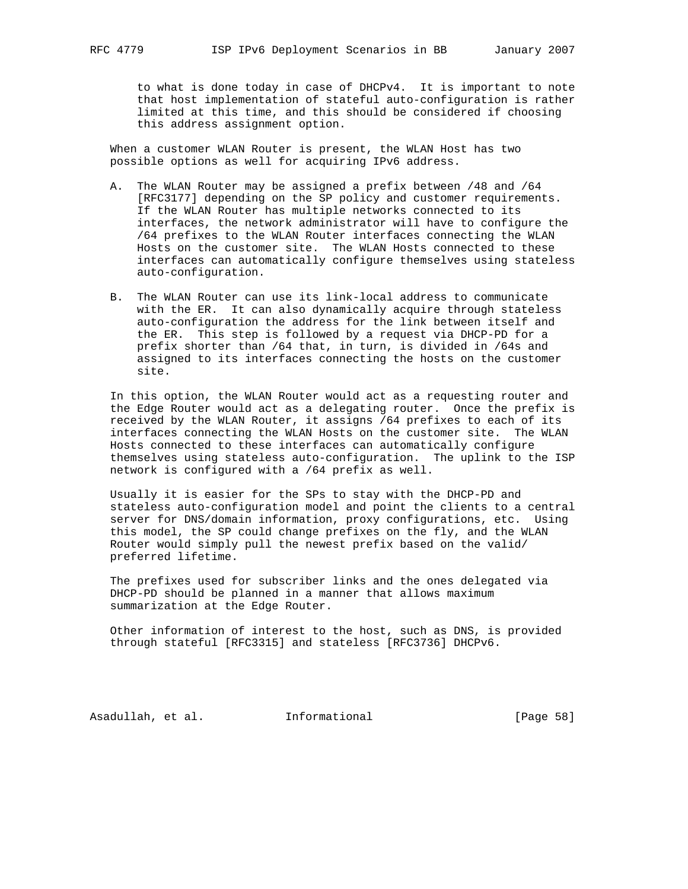to what is done today in case of DHCPv4. It is important to note that host implementation of stateful auto-configuration is rather limited at this time, and this should be considered if choosing this address assignment option.

When a customer WLAN Router is present, the WLAN Host has two possible options as well for acquiring IPv6 address.

A. The WLAN Router may be assigned a prefix between /48 and /64 [RFC3177] depending on the SP policy and customer requirements. If the WLAN Router has multiple networks connected to its interfaces, the network administrator will have to configure the /64 prefixes to the WLAN Router interfaces connecting the WLAN Hosts on the customer site. The WLAN Hosts connected to these interfaces can automatically configure themselves using stateless auto-configuration.

B. The WLAN Router can use its link-local address to communicate with the ER. It can also dynamically acquire through stateless auto-configuration the address for the link between itself and the ER. This step is followed by a request via DHCP-PD for a prefix shorter than /64 that, in turn, is divided in /64s and assigned to its interfaces connecting the hosts on the customer site.

In this option, the WLAN Router would act as a requesting router and the Edge Router would act as a delegating router. Once the prefix is received by the WLAN Router, it assigns /64 prefixes to each of its interfaces connecting the WLAN Hosts on the customer site. The WLAN Hosts connected to these interfaces can automatically configure themselves using stateless auto-configuration. The uplink to the ISP network is configured with a /64 prefix as well.

Usually it is easier for the SPs to stay with the DHCP-PD and stateless auto-configuration model and point the clients to a central server for DNS/domain information, proxy configurations, etc. Using this model, the SP could change prefixes on the fly, and the WLAN Router would simply pull the newest prefix based on the valid/preferred lifetime.

The prefixes used for subscriber links and the ones delegated via DHCP-PD should be planned in a manner that allows maximum summarization at the Edge Router.

Other information of interest to the host, such as DNS, is provided through stateful [RFC3315] and stateless [RFC3736] DHCPv6.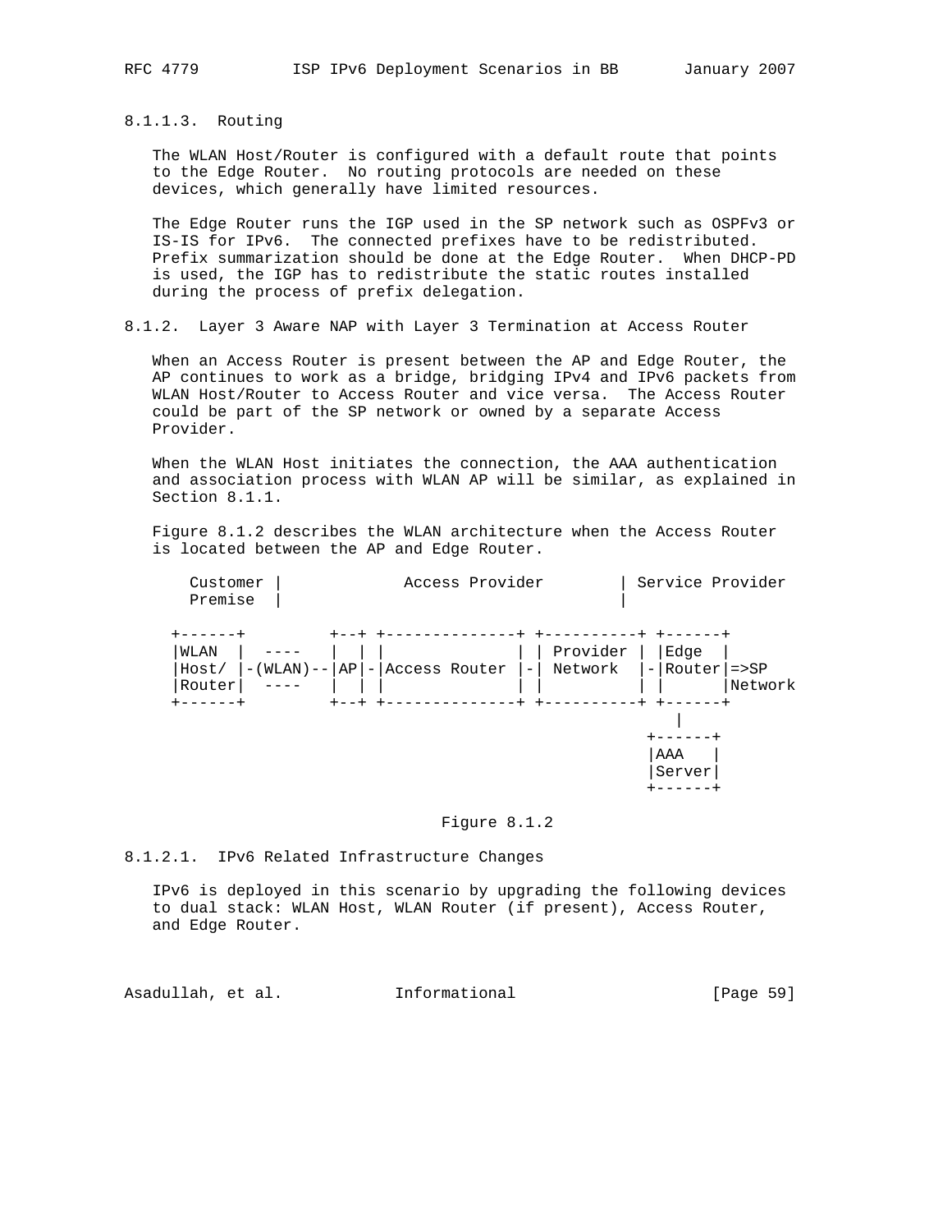#### 8.1.1.3. Routing

The WLAN Host/Router is configured with a default route that points to the Edge Router. No routing protocols are needed on these devices, which generally have limited resources.

The Edge Router runs the IGP used in the SP network such as OSPFv3 or IS-IS for IPv6. The connected prefixes have to be redistributed. Prefix summarization should be done at the Edge Router. When DHCP-PD is used, the IGP has to redistribute the static routes installed during the process of prefix delegation.

### 8.1.2. Layer 3 Aware NAP with Layer 3 Termination at Access Router

When an Access Router is present between the AP and Edge Router, the AP continues to work as a bridge, bridging IPv4 and IPv6 packets from WLAN Host/Router to Access Router and vice versa. The Access Router could be part of the SP network or owned by a separate Access Provider.

When the WLAN Host initiates the connection, the AAA authentication and association process with WLAN AP will be similar, as explained in Section 8.1.1.

Figure 8.1.2 describes the WLAN architecture when the Access Router is located between the AP and Edge Router.

```
  Customer |             Access Provider        | Service Provider
  Premise  |                                    |

 +------+         +--+ +--------------+ +----------+ +------+
 |WLAN  |  ----   |  | |              | | Provider | |Edge  |
 |Host/ |-(WLAN)--|AP|-|Access Router |-| Network  |-|Router|=>SP
 |Router|  ----   |  | |              | |          | |      |Network
 +------+         +--+ +--------------+ +----------+ +------+
                                                        |
                                                     +------+
                                                     |AAA   |
                                                     |Server|
                                                     +------+
```

Figure 8.1.2

#### 8.1.2.1. IPv6 Related Infrastructure Changes

IPv6 is deployed in this scenario by upgrading the following devices to dual stack: WLAN Host, WLAN Router (if present), Access Router, and Edge Router.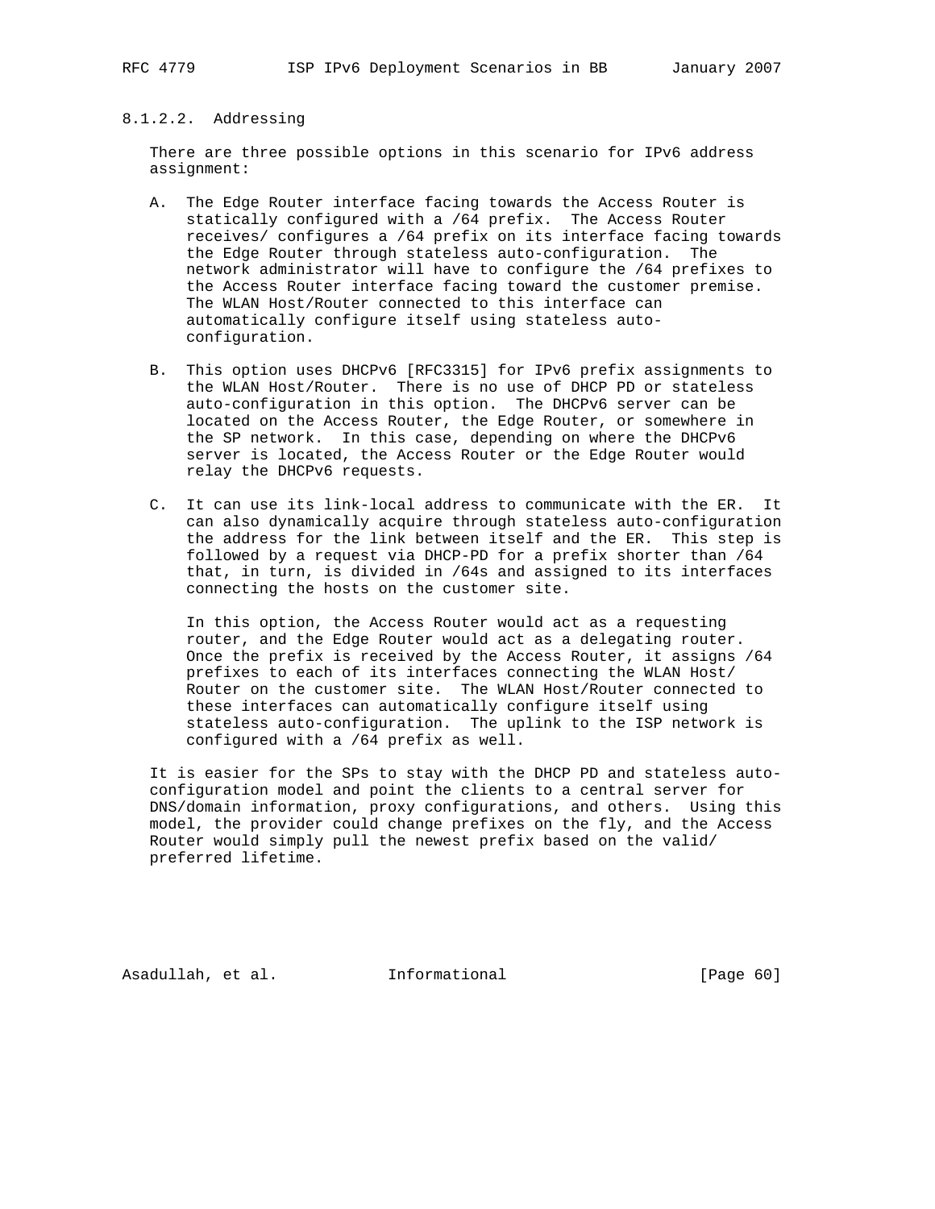#### 8.1.2.2. Addressing

There are three possible options in this scenario for IPv6 address assignment:

A. The Edge Router interface facing towards the Access Router is statically configured with a /64 prefix. The Access Router receives/ configures a /64 prefix on its interface facing towards the Edge Router through stateless auto-configuration. The network administrator will have to configure the /64 prefixes to the Access Router interface facing toward the customer premise. The WLAN Host/Router connected to this interface can automatically configure itself using stateless auto-configuration.

B. This option uses DHCPv6 [RFC3315] for IPv6 prefix assignments to the WLAN Host/Router. There is no use of DHCP PD or stateless auto-configuration in this option. The DHCPv6 server can be located on the Access Router, the Edge Router, or somewhere in the SP network. In this case, depending on where the DHCPv6 server is located, the Access Router or the Edge Router would relay the DHCPv6 requests.

C. It can use its link-local address to communicate with the ER. It can also dynamically acquire through stateless auto-configuration the address for the link between itself and the ER. This step is followed by a request via DHCP-PD for a prefix shorter than /64 that, in turn, is divided in /64s and assigned to its interfaces connecting the hosts on the customer site.

   In this option, the Access Router would act as a requesting router, and the Edge Router would act as a delegating router. Once the prefix is received by the Access Router, it assigns /64 prefixes to each of its interfaces connecting the WLAN Host/ Router on the customer site. The WLAN Host/Router connected to these interfaces can automatically configure itself using stateless auto-configuration. The uplink to the ISP network is configured with a /64 prefix as well.

It is easier for the SPs to stay with the DHCP PD and stateless auto-configuration model and point the clients to a central server for DNS/domain information, proxy configurations, and others. Using this model, the provider could change prefixes on the fly, and the Access Router would simply pull the newest prefix based on the valid/ preferred lifetime.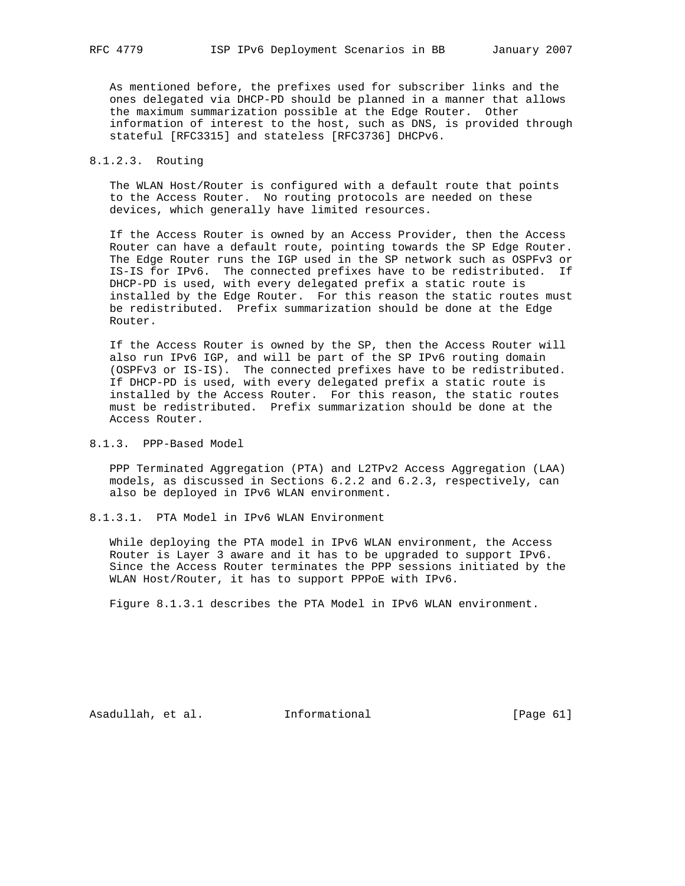As mentioned before, the prefixes used for subscriber links and the ones delegated via DHCP-PD should be planned in a manner that allows the maximum summarization possible at the Edge Router. Other information of interest to the host, such as DNS, is provided through stateful [RFC3315] and stateless [RFC3736] DHCPv6.

#### 8.1.2.3. Routing

The WLAN Host/Router is configured with a default route that points to the Access Router. No routing protocols are needed on these devices, which generally have limited resources.

If the Access Router is owned by an Access Provider, then the Access Router can have a default route, pointing towards the SP Edge Router. The Edge Router runs the IGP used in the SP network such as OSPFv3 or IS-IS for IPv6. The connected prefixes have to be redistributed. If DHCP-PD is used, with every delegated prefix a static route is installed by the Edge Router. For this reason the static routes must be redistributed. Prefix summarization should be done at the Edge Router.

If the Access Router is owned by the SP, then the Access Router will also run IPv6 IGP, and will be part of the SP IPv6 routing domain (OSPFv3 or IS-IS). The connected prefixes have to be redistributed. If DHCP-PD is used, with every delegated prefix a static route is installed by the Access Router. For this reason, the static routes must be redistributed. Prefix summarization should be done at the Access Router.

### 8.1.3. PPP-Based Model

PPP Terminated Aggregation (PTA) and L2TPv2 Access Aggregation (LAA) models, as discussed in Sections 6.2.2 and 6.2.3, respectively, can also be deployed in IPv6 WLAN environment.

#### 8.1.3.1. PTA Model in IPv6 WLAN Environment

While deploying the PTA model in IPv6 WLAN environment, the Access Router is Layer 3 aware and it has to be upgraded to support IPv6. Since the Access Router terminates the PPP sessions initiated by the WLAN Host/Router, it has to support PPPoE with IPv6.

Figure 8.1.3.1 describes the PTA Model in IPv6 WLAN environment.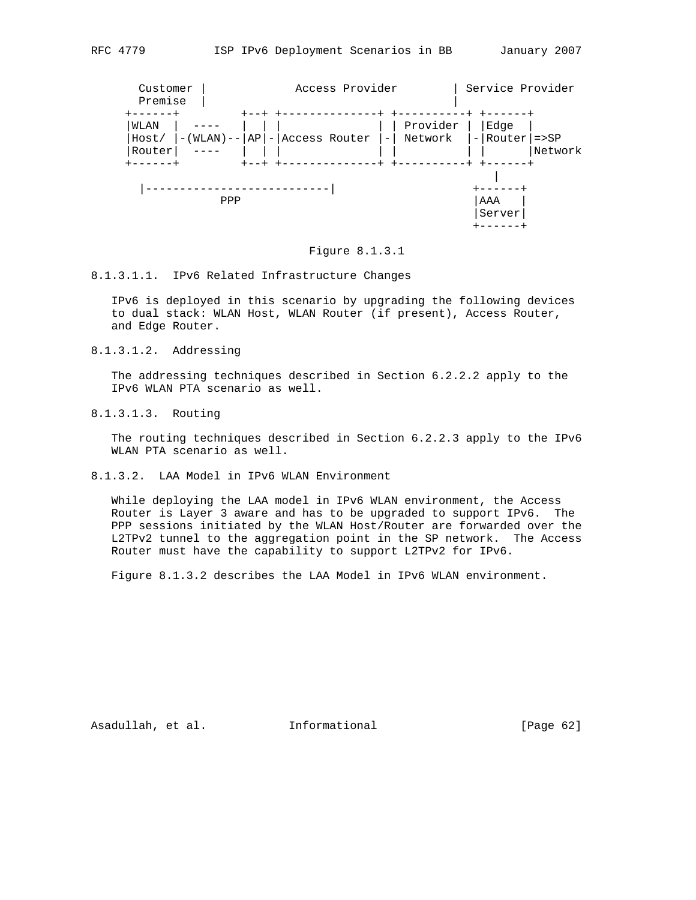```
  Customer |             Access Provider        | Service Provider
  Premise  |                                    |
+------+         +--+ +--------------+ +----------+ +------+
|WLAN  |  ----   |  | |              | | Provider | |Edge  |
|Host/ |-(WLAN)--|AP|-|Access Router |-| Network  |-|Router|=>SP
|Router|  ----   |  | |              | |          | |      |Network
+------+         +--+ +--------------+ +----------+ +------+
                                                       |
  |---------------------------|                     +------+
             PPP                                    |AAA   |
                                                    |Server|
                                                    +------+
```

Figure 8.1.3.1

#### 8.1.3.1.1. IPv6 Related Infrastructure Changes

IPv6 is deployed in this scenario by upgrading the following devices to dual stack: WLAN Host, WLAN Router (if present), Access Router, and Edge Router.

#### 8.1.3.1.2. Addressing

The addressing techniques described in Section 6.2.2.2 apply to the IPv6 WLAN PTA scenario as well.

#### 8.1.3.1.3. Routing

The routing techniques described in Section 6.2.2.3 apply to the IPv6 WLAN PTA scenario as well.

### 8.1.3.2. LAA Model in IPv6 WLAN Environment

While deploying the LAA model in IPv6 WLAN environment, the Access Router is Layer 3 aware and has to be upgraded to support IPv6. The PPP sessions initiated by the WLAN Host/Router are forwarded over the L2TPv2 tunnel to the aggregation point in the SP network. The Access Router must have the capability to support L2TPv2 for IPv6.

Figure 8.1.3.2 describes the LAA Model in IPv6 WLAN environment.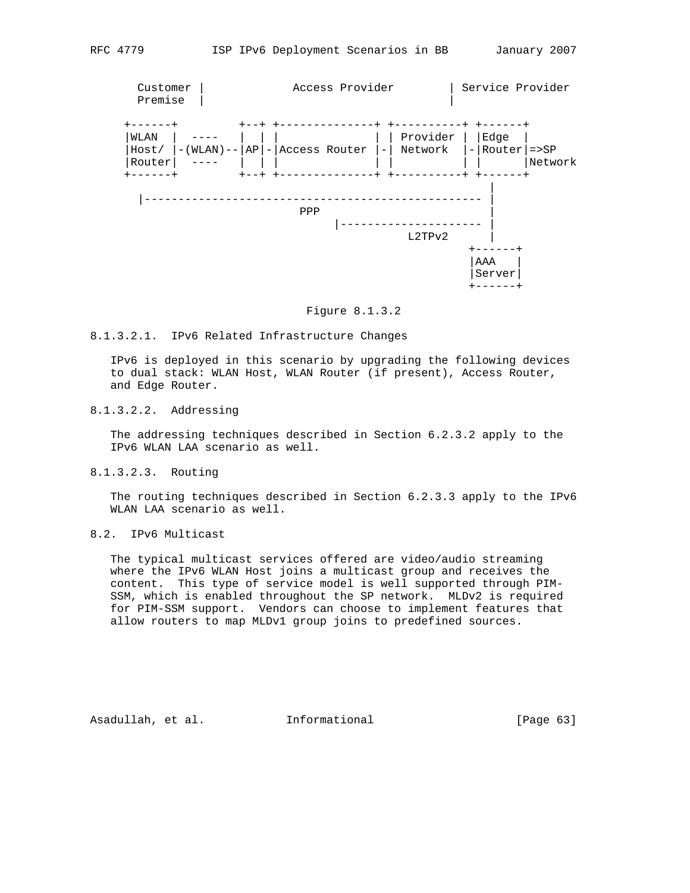```
   Customer |             Access Provider        | Service Provider
   Premise  |                                    |

 +------+         +--+ +--------------+ +----------+ +------+
 |WLAN  |  ----   |  | |              | | Provider | |Edge  |
 |Host/ |-(WLAN)--|AP|-|Access Router |-| Network  |-|Router|=>SP
 |Router|  ----   |  | |              | |          | |      |Network
 +------+         +--+ +--------------+ +----------+ +------+
                                                        |
   |------------------------------------------------- |
                         PPP                            |
                               |--------------------- |
                                        L2TPv2          |
                                                     +------+
                                                     |AAA   |
                                                     |Server|
                                                     +------+
```

Figure 8.1.3.2

8.1.3.2.1. IPv6 Related Infrastructure Changes

IPv6 is deployed in this scenario by upgrading the following devices to dual stack: WLAN Host, WLAN Router (if present), Access Router, and Edge Router.

8.1.3.2.2. Addressing

The addressing techniques described in Section 6.2.3.2 apply to the IPv6 WLAN LAA scenario as well.

8.1.3.2.3. Routing

The routing techniques described in Section 6.2.3.3 apply to the IPv6 WLAN LAA scenario as well.

8.2. IPv6 Multicast

The typical multicast services offered are video/audio streaming where the IPv6 WLAN Host joins a multicast group and receives the content. This type of service model is well supported through PIM-SSM, which is enabled throughout the SP network. MLDv2 is required for PIM-SSM support. Vendors can choose to implement features that allow routers to map MLDv1 group joins to predefined sources.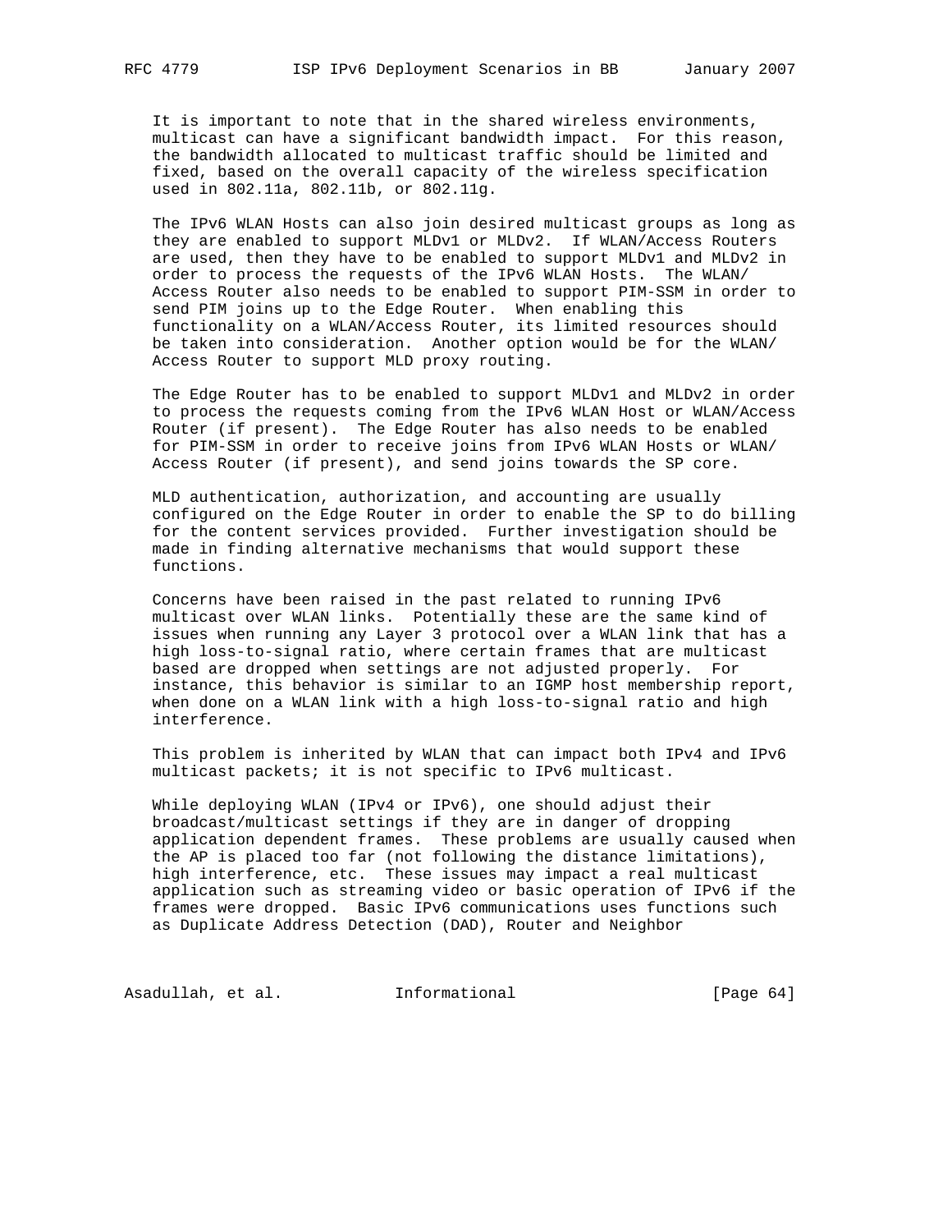It is important to note that in the shared wireless environments, multicast can have a significant bandwidth impact. For this reason, the bandwidth allocated to multicast traffic should be limited and fixed, based on the overall capacity of the wireless specification used in 802.11a, 802.11b, or 802.11g.

The IPv6 WLAN Hosts can also join desired multicast groups as long as they are enabled to support MLDv1 or MLDv2. If WLAN/Access Routers are used, then they have to be enabled to support MLDv1 and MLDv2 in order to process the requests of the IPv6 WLAN Hosts. The WLAN/ Access Router also needs to be enabled to support PIM-SSM in order to send PIM joins up to the Edge Router. When enabling this functionality on a WLAN/Access Router, its limited resources should be taken into consideration. Another option would be for the WLAN/ Access Router to support MLD proxy routing.

The Edge Router has to be enabled to support MLDv1 and MLDv2 in order to process the requests coming from the IPv6 WLAN Host or WLAN/Access Router (if present). The Edge Router has also needs to be enabled for PIM-SSM in order to receive joins from IPv6 WLAN Hosts or WLAN/ Access Router (if present), and send joins towards the SP core.

MLD authentication, authorization, and accounting are usually configured on the Edge Router in order to enable the SP to do billing for the content services provided. Further investigation should be made in finding alternative mechanisms that would support these functions.

Concerns have been raised in the past related to running IPv6 multicast over WLAN links. Potentially these are the same kind of issues when running any Layer 3 protocol over a WLAN link that has a high loss-to-signal ratio, where certain frames that are multicast based are dropped when settings are not adjusted properly. For instance, this behavior is similar to an IGMP host membership report, when done on a WLAN link with a high loss-to-signal ratio and high interference.

This problem is inherited by WLAN that can impact both IPv4 and IPv6 multicast packets; it is not specific to IPv6 multicast.

While deploying WLAN (IPv4 or IPv6), one should adjust their broadcast/multicast settings if they are in danger of dropping application dependent frames. These problems are usually caused when the AP is placed too far (not following the distance limitations), high interference, etc. These issues may impact a real multicast application such as streaming video or basic operation of IPv6 if the frames were dropped. Basic IPv6 communications uses functions such as Duplicate Address Detection (DAD), Router and Neighbor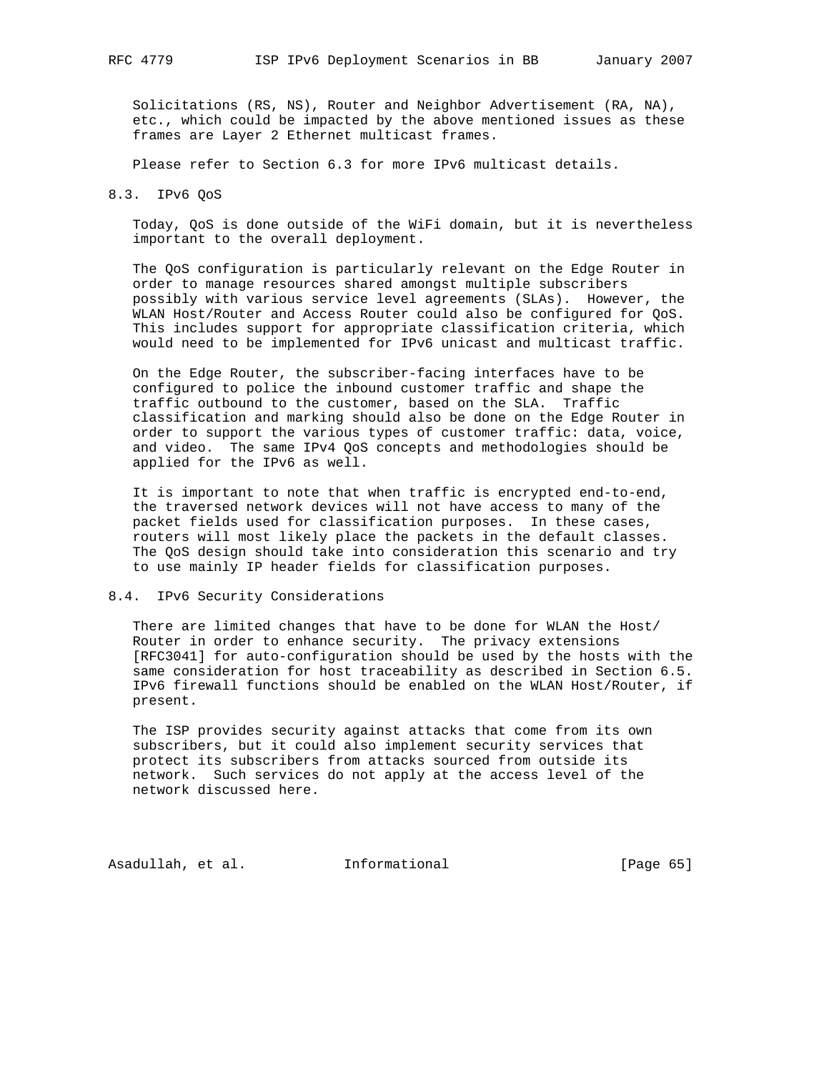Solicitations (RS, NS), Router and Neighbor Advertisement (RA, NA), etc., which could be impacted by the above mentioned issues as these frames are Layer 2 Ethernet multicast frames.

Please refer to Section 6.3 for more IPv6 multicast details.

### 8.3. IPv6 QoS

Today, QoS is done outside of the WiFi domain, but it is nevertheless important to the overall deployment.

The QoS configuration is particularly relevant on the Edge Router in order to manage resources shared amongst multiple subscribers possibly with various service level agreements (SLAs). However, the WLAN Host/Router and Access Router could also be configured for QoS. This includes support for appropriate classification criteria, which would need to be implemented for IPv6 unicast and multicast traffic.

On the Edge Router, the subscriber-facing interfaces have to be configured to police the inbound customer traffic and shape the traffic outbound to the customer, based on the SLA. Traffic classification and marking should also be done on the Edge Router in order to support the various types of customer traffic: data, voice, and video. The same IPv4 QoS concepts and methodologies should be applied for the IPv6 as well.

It is important to note that when traffic is encrypted end-to-end, the traversed network devices will not have access to many of the packet fields used for classification purposes. In these cases, routers will most likely place the packets in the default classes. The QoS design should take into consideration this scenario and try to use mainly IP header fields for classification purposes.

### 8.4. IPv6 Security Considerations

There are limited changes that have to be done for WLAN the Host/Router in order to enhance security. The privacy extensions [RFC3041] for auto-configuration should be used by the hosts with the same consideration for host traceability as described in Section 6.5. IPv6 firewall functions should be enabled on the WLAN Host/Router, if present.

The ISP provides security against attacks that come from its own subscribers, but it could also implement security services that protect its subscribers from attacks sourced from outside its network. Such services do not apply at the access level of the network discussed here.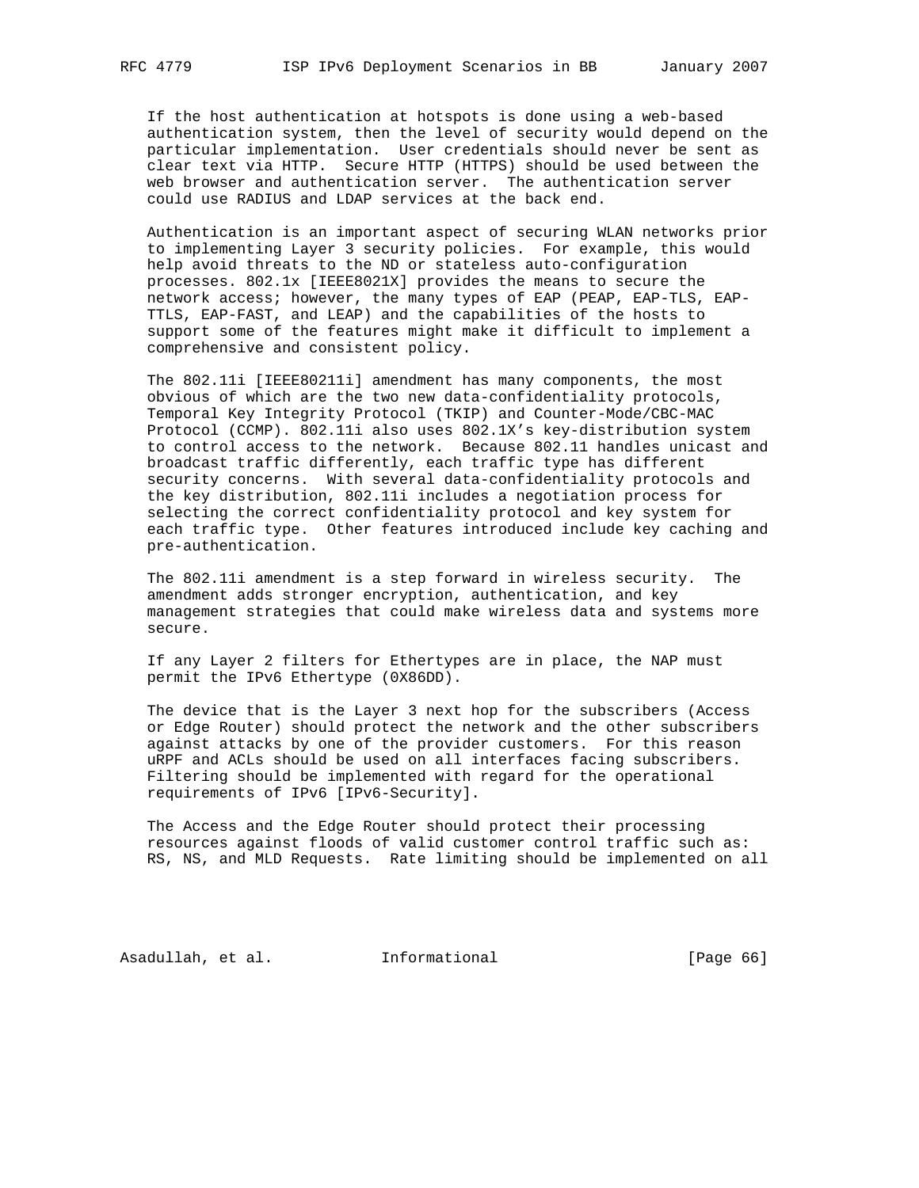If the host authentication at hotspots is done using a web-based authentication system, then the level of security would depend on the particular implementation. User credentials should never be sent as clear text via HTTP. Secure HTTP (HTTPS) should be used between the web browser and authentication server. The authentication server could use RADIUS and LDAP services at the back end.

Authentication is an important aspect of securing WLAN networks prior to implementing Layer 3 security policies. For example, this would help avoid threats to the ND or stateless auto-configuration processes. 802.1x [IEEE8021X] provides the means to secure the network access; however, the many types of EAP (PEAP, EAP-TLS, EAP-TTLS, EAP-FAST, and LEAP) and the capabilities of the hosts to support some of the features might make it difficult to implement a comprehensive and consistent policy.

The 802.11i [IEEE80211i] amendment has many components, the most obvious of which are the two new data-confidentiality protocols, Temporal Key Integrity Protocol (TKIP) and Counter-Mode/CBC-MAC Protocol (CCMP). 802.11i also uses 802.1X's key-distribution system to control access to the network. Because 802.11 handles unicast and broadcast traffic differently, each traffic type has different security concerns. With several data-confidentiality protocols and the key distribution, 802.11i includes a negotiation process for selecting the correct confidentiality protocol and key system for each traffic type. Other features introduced include key caching and pre-authentication.

The 802.11i amendment is a step forward in wireless security. The amendment adds stronger encryption, authentication, and key management strategies that could make wireless data and systems more secure.

If any Layer 2 filters for Ethertypes are in place, the NAP must permit the IPv6 Ethertype (0X86DD).

The device that is the Layer 3 next hop for the subscribers (Access or Edge Router) should protect the network and the other subscribers against attacks by one of the provider customers. For this reason uRPF and ACLs should be used on all interfaces facing subscribers. Filtering should be implemented with regard for the operational requirements of IPv6 [IPv6-Security].

The Access and the Edge Router should protect their processing resources against floods of valid customer control traffic such as: RS, NS, and MLD Requests. Rate limiting should be implemented on all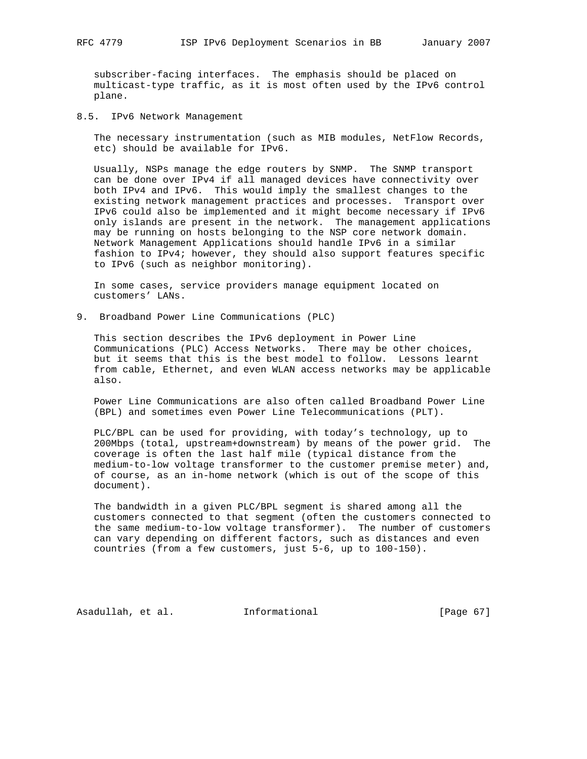subscriber-facing interfaces. The emphasis should be placed on multicast-type traffic, as it is most often used by the IPv6 control plane.

### 8.5. IPv6 Network Management

The necessary instrumentation (such as MIB modules, NetFlow Records, etc) should be available for IPv6.

Usually, NSPs manage the edge routers by SNMP. The SNMP transport can be done over IPv4 if all managed devices have connectivity over both IPv4 and IPv6. This would imply the smallest changes to the existing network management practices and processes. Transport over IPv6 could also be implemented and it might become necessary if IPv6 only islands are present in the network. The management applications may be running on hosts belonging to the NSP core network domain. Network Management Applications should handle IPv6 in a similar fashion to IPv4; however, they should also support features specific to IPv6 (such as neighbor monitoring).

In some cases, service providers manage equipment located on customers' LANs.

## 9. Broadband Power Line Communications (PLC)

This section describes the IPv6 deployment in Power Line Communications (PLC) Access Networks. There may be other choices, but it seems that this is the best model to follow. Lessons learnt from cable, Ethernet, and even WLAN access networks may be applicable also.

Power Line Communications are also often called Broadband Power Line (BPL) and sometimes even Power Line Telecommunications (PLT).

PLC/BPL can be used for providing, with today's technology, up to 200Mbps (total, upstream+downstream) by means of the power grid. The coverage is often the last half mile (typical distance from the medium-to-low voltage transformer to the customer premise meter) and, of course, as an in-home network (which is out of the scope of this document).

The bandwidth in a given PLC/BPL segment is shared among all the customers connected to that segment (often the customers connected to the same medium-to-low voltage transformer). The number of customers can vary depending on different factors, such as distances and even countries (from a few customers, just 5-6, up to 100-150).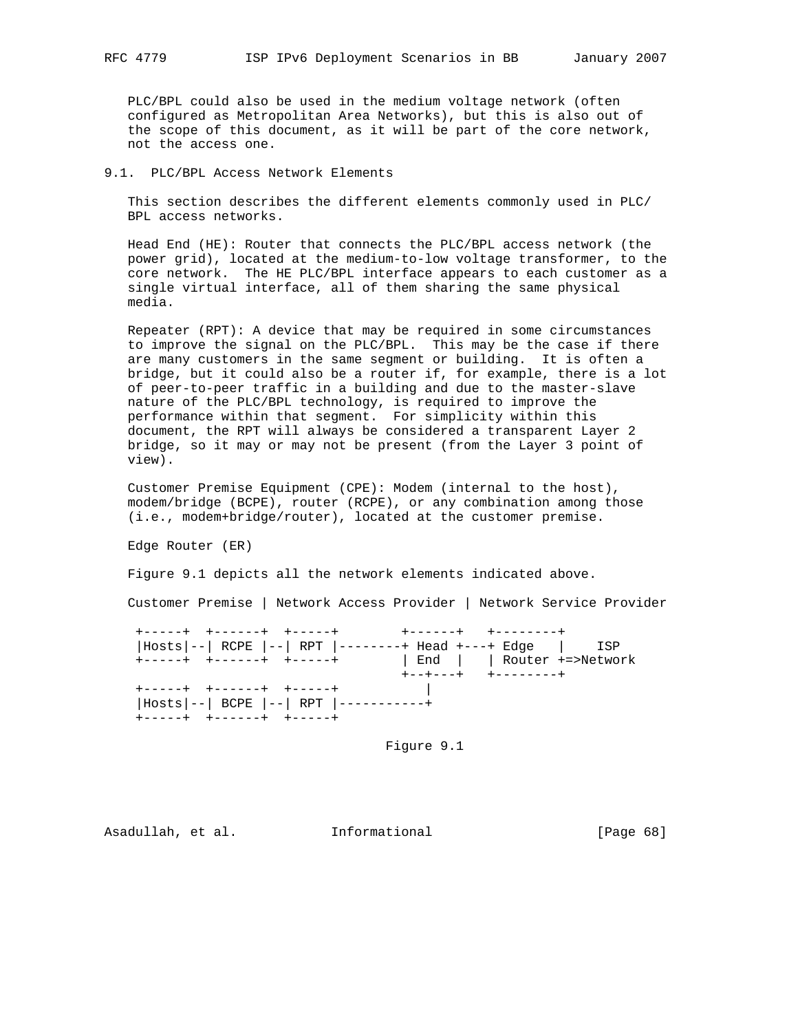PLC/BPL could also be used in the medium voltage network (often configured as Metropolitan Area Networks), but this is also out of the scope of this document, as it will be part of the core network, not the access one.

### 9.1. PLC/BPL Access Network Elements

This section describes the different elements commonly used in PLC/BPL access networks.

Head End (HE): Router that connects the PLC/BPL access network (the power grid), located at the medium-to-low voltage transformer, to the core network. The HE PLC/BPL interface appears to each customer as a single virtual interface, all of them sharing the same physical media.

Repeater (RPT): A device that may be required in some circumstances to improve the signal on the PLC/BPL. This may be the case if there are many customers in the same segment or building. It is often a bridge, but it could also be a router if, for example, there is a lot of peer-to-peer traffic in a building and due to the master-slave nature of the PLC/BPL technology, is required to improve the performance within that segment. For simplicity within this document, the RPT will always be considered a transparent Layer 2 bridge, so it may or may not be present (from the Layer 3 point of view).

Customer Premise Equipment (CPE): Modem (internal to the host), modem/bridge (BCPE), router (RCPE), or any combination among those (i.e., modem+bridge/router), located at the customer premise.

Edge Router (ER)

Figure 9.1 depicts all the network elements indicated above.

```
Customer Premise | Network Access Provider | Network Service Provider

 +-----+  +------+  +-----+        +------+   +--------+
 |Hosts|--| RCPE |--| RPT |--------+ Head +---+ Edge   |    ISP
 +-----+  +------+  +-----+        | End  |   | Router +=>Network
                                   +--+---+   +--------+
 +-----+  +------+  +-----+           |
 |Hosts|--| BCPE |--| RPT |-----------+
 +-----+  +------+  +-----+
```

Figure 9.1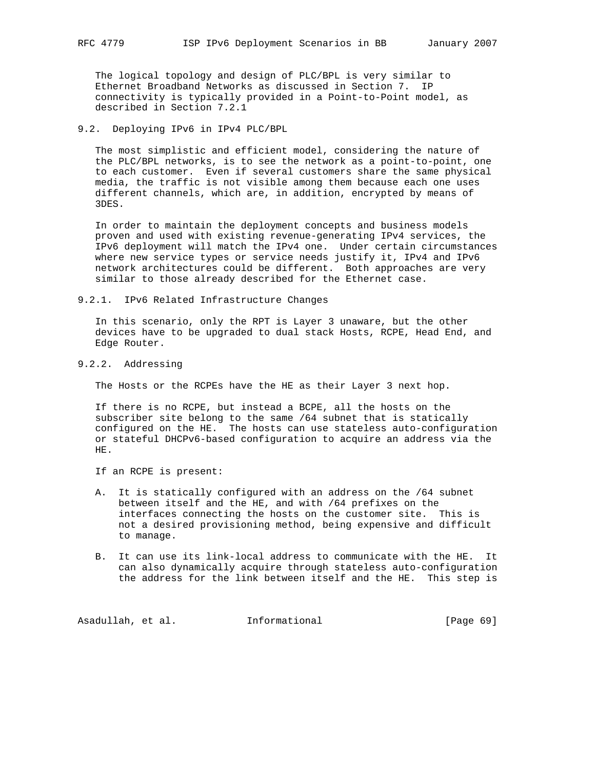The logical topology and design of PLC/BPL is very similar to Ethernet Broadband Networks as discussed in Section 7. IP connectivity is typically provided in a Point-to-Point model, as described in Section 7.2.1

### 9.2. Deploying IPv6 in IPv4 PLC/BPL

The most simplistic and efficient model, considering the nature of the PLC/BPL networks, is to see the network as a point-to-point, one to each customer. Even if several customers share the same physical media, the traffic is not visible among them because each one uses different channels, which are, in addition, encrypted by means of 3DES.

In order to maintain the deployment concepts and business models proven and used with existing revenue-generating IPv4 services, the IPv6 deployment will match the IPv4 one. Under certain circumstances where new service types or service needs justify it, IPv4 and IPv6 network architectures could be different. Both approaches are very similar to those already described for the Ethernet case.

#### 9.2.1. IPv6 Related Infrastructure Changes

In this scenario, only the RPT is Layer 3 unaware, but the other devices have to be upgraded to dual stack Hosts, RCPE, Head End, and Edge Router.

#### 9.2.2. Addressing

The Hosts or the RCPEs have the HE as their Layer 3 next hop.

If there is no RCPE, but instead a BCPE, all the hosts on the subscriber site belong to the same /64 subnet that is statically configured on the HE. The hosts can use stateless auto-configuration or stateful DHCPv6-based configuration to acquire an address via the HE.

If an RCPE is present:

A. It is statically configured with an address on the /64 subnet between itself and the HE, and with /64 prefixes on the interfaces connecting the hosts on the customer site. This is not a desired provisioning method, being expensive and difficult to manage.

B. It can use its link-local address to communicate with the HE. It can also dynamically acquire through stateless auto-configuration the address for the link between itself and the HE. This step is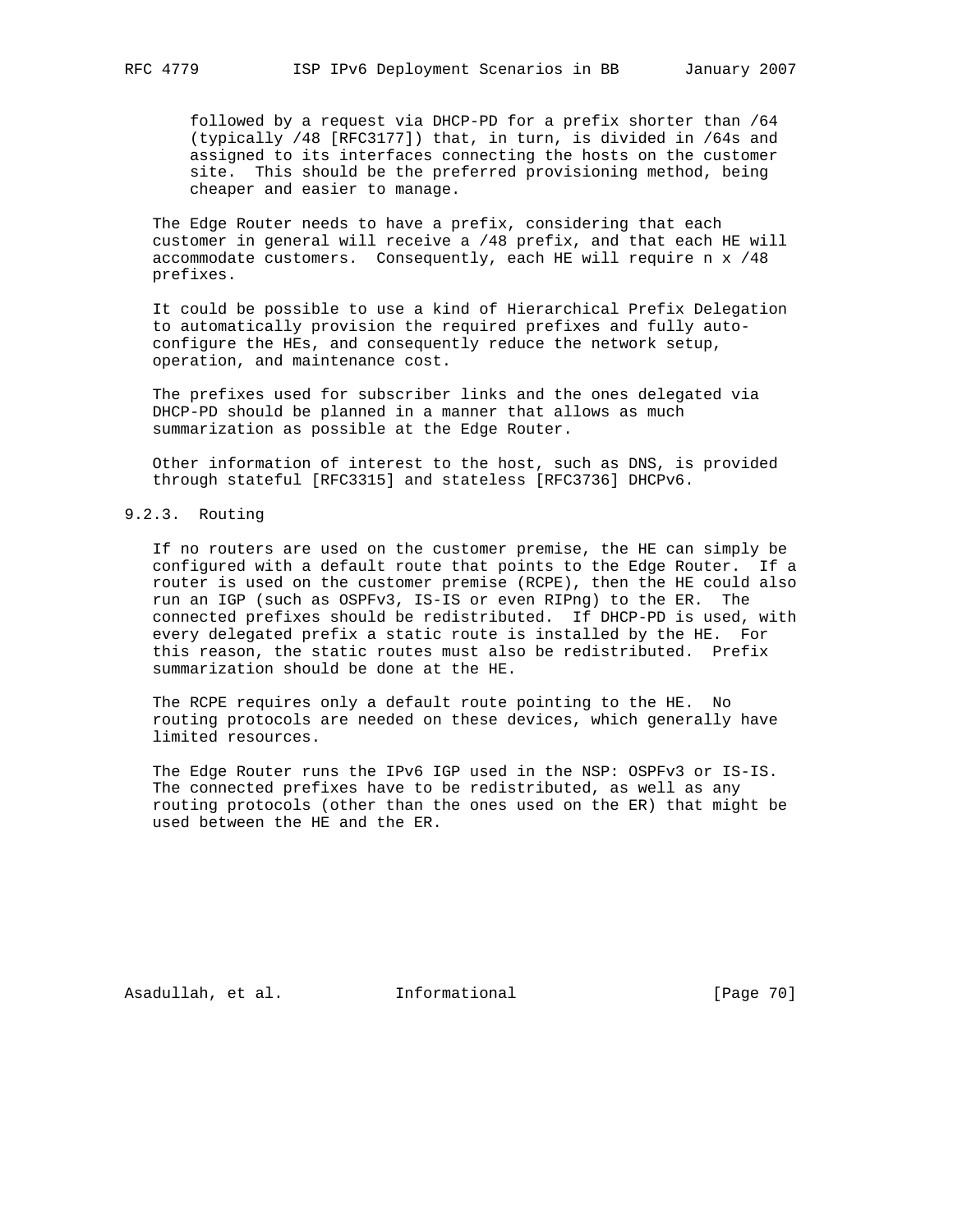followed by a request via DHCP-PD for a prefix shorter than /64 (typically /48 [RFC3177]) that, in turn, is divided in /64s and assigned to its interfaces connecting the hosts on the customer site. This should be the preferred provisioning method, being cheaper and easier to manage.

The Edge Router needs to have a prefix, considering that each customer in general will receive a /48 prefix, and that each HE will accommodate customers. Consequently, each HE will require n x /48 prefixes.

It could be possible to use a kind of Hierarchical Prefix Delegation to automatically provision the required prefixes and fully auto-configure the HEs, and consequently reduce the network setup, operation, and maintenance cost.

The prefixes used for subscriber links and the ones delegated via DHCP-PD should be planned in a manner that allows as much summarization as possible at the Edge Router.

Other information of interest to the host, such as DNS, is provided through stateful [RFC3315] and stateless [RFC3736] DHCPv6.

### 9.2.3. Routing

If no routers are used on the customer premise, the HE can simply be configured with a default route that points to the Edge Router. If a router is used on the customer premise (RCPE), then the HE could also run an IGP (such as OSPFv3, IS-IS or even RIPng) to the ER. The connected prefixes should be redistributed. If DHCP-PD is used, with every delegated prefix a static route is installed by the HE. For this reason, the static routes must also be redistributed. Prefix summarization should be done at the HE.

The RCPE requires only a default route pointing to the HE. No routing protocols are needed on these devices, which generally have limited resources.

The Edge Router runs the IPv6 IGP used in the NSP: OSPFv3 or IS-IS. The connected prefixes have to be redistributed, as well as any routing protocols (other than the ones used on the ER) that might be used between the HE and the ER.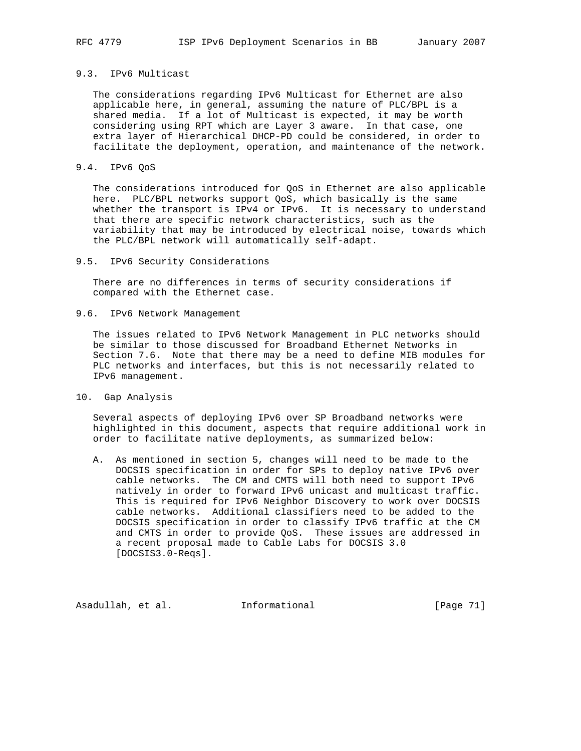### 9.3. IPv6 Multicast

The considerations regarding IPv6 Multicast for Ethernet are also applicable here, in general, assuming the nature of PLC/BPL is a shared media. If a lot of Multicast is expected, it may be worth considering using RPT which are Layer 3 aware. In that case, one extra layer of Hierarchical DHCP-PD could be considered, in order to facilitate the deployment, operation, and maintenance of the network.

### 9.4. IPv6 QoS

The considerations introduced for QoS in Ethernet are also applicable here. PLC/BPL networks support QoS, which basically is the same whether the transport is IPv4 or IPv6. It is necessary to understand that there are specific network characteristics, such as the variability that may be introduced by electrical noise, towards which the PLC/BPL network will automatically self-adapt.

### 9.5. IPv6 Security Considerations

There are no differences in terms of security considerations if compared with the Ethernet case.

### 9.6. IPv6 Network Management

The issues related to IPv6 Network Management in PLC networks should be similar to those discussed for Broadband Ethernet Networks in Section 7.6. Note that there may be a need to define MIB modules for PLC networks and interfaces, but this is not necessarily related to IPv6 management.

## 10. Gap Analysis

Several aspects of deploying IPv6 over SP Broadband networks were highlighted in this document, aspects that require additional work in order to facilitate native deployments, as summarized below:

A. As mentioned in section 5, changes will need to be made to the DOCSIS specification in order for SPs to deploy native IPv6 over cable networks. The CM and CMTS will both need to support IPv6 natively in order to forward IPv6 unicast and multicast traffic. This is required for IPv6 Neighbor Discovery to work over DOCSIS cable networks. Additional classifiers need to be added to the DOCSIS specification in order to classify IPv6 traffic at the CM and CMTS in order to provide QoS. These issues are addressed in a recent proposal made to Cable Labs for DOCSIS 3.0 [DOCSIS3.0-Reqs].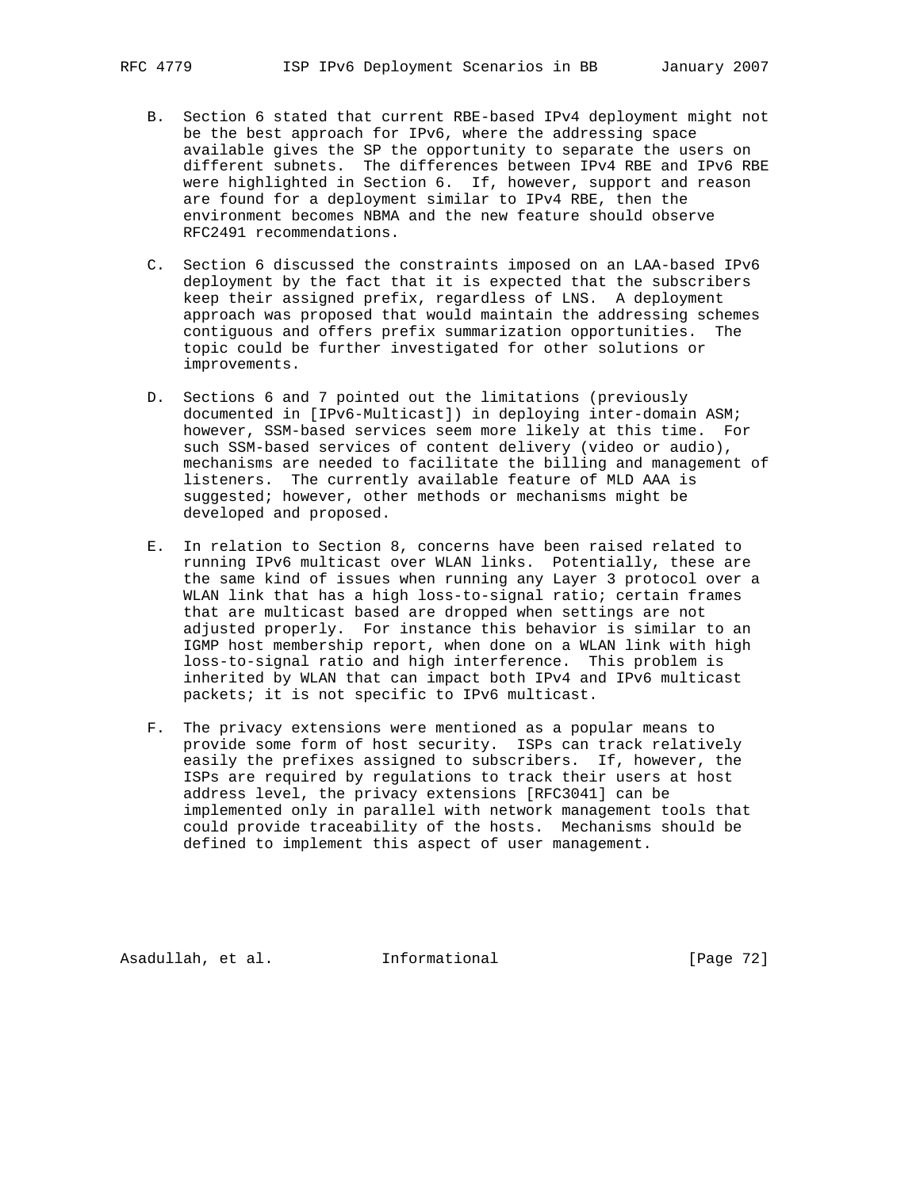B. Section 6 stated that current RBE-based IPv4 deployment might not be the best approach for IPv6, where the addressing space available gives the SP the opportunity to separate the users on different subnets. The differences between IPv4 RBE and IPv6 RBE were highlighted in Section 6. If, however, support and reason are found for a deployment similar to IPv4 RBE, then the environment becomes NBMA and the new feature should observe RFC2491 recommendations.

C. Section 6 discussed the constraints imposed on an LAA-based IPv6 deployment by the fact that it is expected that the subscribers keep their assigned prefix, regardless of LNS. A deployment approach was proposed that would maintain the addressing schemes contiguous and offers prefix summarization opportunities. The topic could be further investigated for other solutions or improvements.

D. Sections 6 and 7 pointed out the limitations (previously documented in [IPv6-Multicast]) in deploying inter-domain ASM; however, SSM-based services seem more likely at this time. For such SSM-based services of content delivery (video or audio), mechanisms are needed to facilitate the billing and management of listeners. The currently available feature of MLD AAA is suggested; however, other methods or mechanisms might be developed and proposed.

E. In relation to Section 8, concerns have been raised related to running IPv6 multicast over WLAN links. Potentially, these are the same kind of issues when running any Layer 3 protocol over a WLAN link that has a high loss-to-signal ratio; certain frames that are multicast based are dropped when settings are not adjusted properly. For instance this behavior is similar to an IGMP host membership report, when done on a WLAN link with high loss-to-signal ratio and high interference. This problem is inherited by WLAN that can impact both IPv4 and IPv6 multicast packets; it is not specific to IPv6 multicast.

F. The privacy extensions were mentioned as a popular means to provide some form of host security. ISPs can track relatively easily the prefixes assigned to subscribers. If, however, the ISPs are required by regulations to track their users at host address level, the privacy extensions [RFC3041] can be implemented only in parallel with network management tools that could provide traceability of the hosts. Mechanisms should be defined to implement this aspect of user management.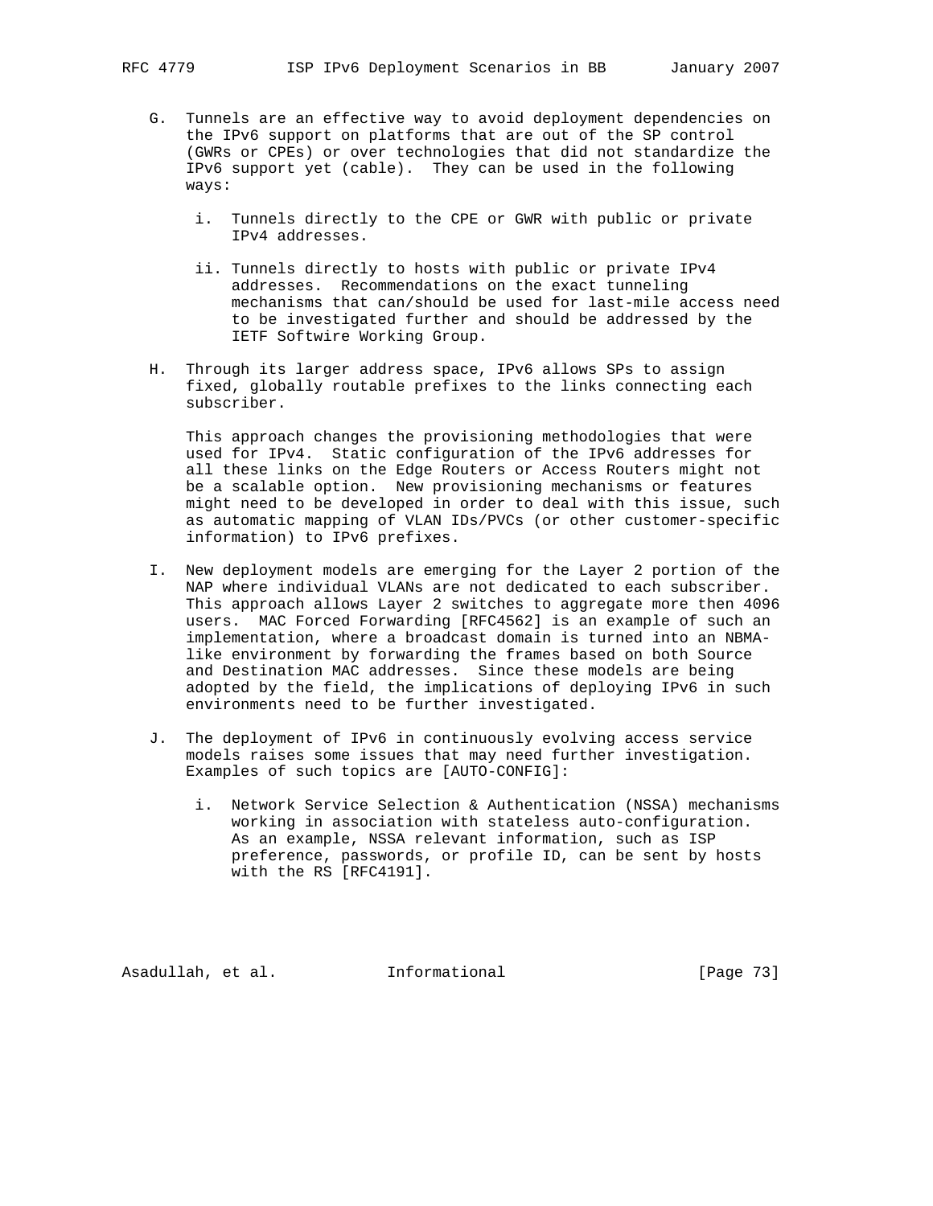G. Tunnels are an effective way to avoid deployment dependencies on the IPv6 support on platforms that are out of the SP control (GWRs or CPEs) or over technologies that did not standardize the IPv6 support yet (cable). They can be used in the following ways:

   i. Tunnels directly to the CPE or GWR with public or private IPv4 addresses.

   ii. Tunnels directly to hosts with public or private IPv4 addresses. Recommendations on the exact tunneling mechanisms that can/should be used for last-mile access need to be investigated further and should be addressed by the IETF Softwire Working Group.

H. Through its larger address space, IPv6 allows SPs to assign fixed, globally routable prefixes to the links connecting each subscriber.

   This approach changes the provisioning methodologies that were used for IPv4. Static configuration of the IPv6 addresses for all these links on the Edge Routers or Access Routers might not be a scalable option. New provisioning mechanisms or features might need to be developed in order to deal with this issue, such as automatic mapping of VLAN IDs/PVCs (or other customer-specific information) to IPv6 prefixes.

I. New deployment models are emerging for the Layer 2 portion of the NAP where individual VLANs are not dedicated to each subscriber. This approach allows Layer 2 switches to aggregate more then 4096 users. MAC Forced Forwarding [RFC4562] is an example of such an implementation, where a broadcast domain is turned into an NBMA-like environment by forwarding the frames based on both Source and Destination MAC addresses. Since these models are being adopted by the field, the implications of deploying IPv6 in such environments need to be further investigated.

J. The deployment of IPv6 in continuously evolving access service models raises some issues that may need further investigation. Examples of such topics are [AUTO-CONFIG]:

   i. Network Service Selection & Authentication (NSSA) mechanisms working in association with stateless auto-configuration. As an example, NSSA relevant information, such as ISP preference, passwords, or profile ID, can be sent by hosts with the RS [RFC4191].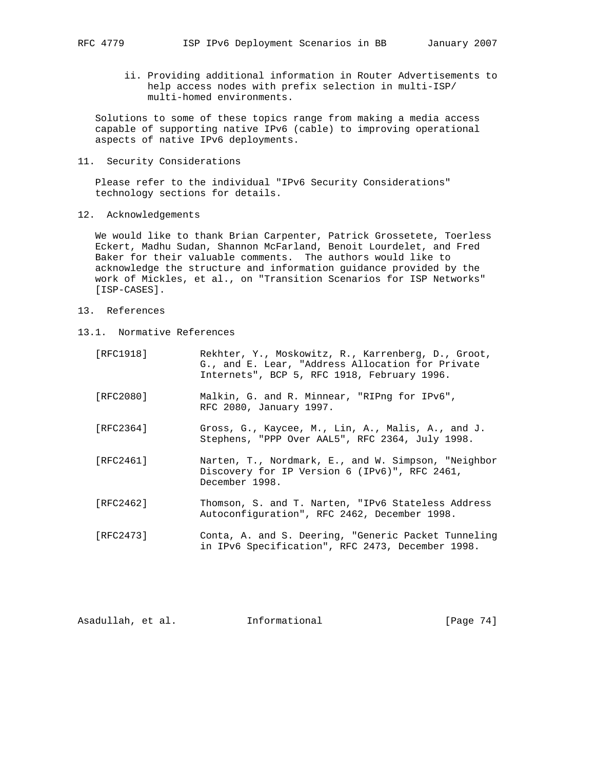ii. Providing additional information in Router Advertisements to help access nodes with prefix selection in multi-ISP/ multi-homed environments.

Solutions to some of these topics range from making a media access capable of supporting native IPv6 (cable) to improving operational aspects of native IPv6 deployments.

## 11. Security Considerations

Please refer to the individual "IPv6 Security Considerations" technology sections for details.

## 12. Acknowledgements

We would like to thank Brian Carpenter, Patrick Grossetete, Toerless Eckert, Madhu Sudan, Shannon McFarland, Benoit Lourdelet, and Fred Baker for their valuable comments. The authors would like to acknowledge the structure and information guidance provided by the work of Mickles, et al., on "Transition Scenarios for ISP Networks" [ISP-CASES].

## 13. References

### 13.1. Normative References

[RFC1918] Rekhter, Y., Moskowitz, R., Karrenberg, D., Groot, G., and E. Lear, "Address Allocation for Private Internets", BCP 5, RFC 1918, February 1996.

[RFC2080] Malkin, G. and R. Minnear, "RIPng for IPv6", RFC 2080, January 1997.

[RFC2364] Gross, G., Kaycee, M., Lin, A., Malis, A., and J. Stephens, "PPP Over AAL5", RFC 2364, July 1998.

[RFC2461] Narten, T., Nordmark, E., and W. Simpson, "Neighbor Discovery for IP Version 6 (IPv6)", RFC 2461, December 1998.

[RFC2462] Thomson, S. and T. Narten, "IPv6 Stateless Address Autoconfiguration", RFC 2462, December 1998.

[RFC2473] Conta, A. and S. Deering, "Generic Packet Tunneling in IPv6 Specification", RFC 2473, December 1998.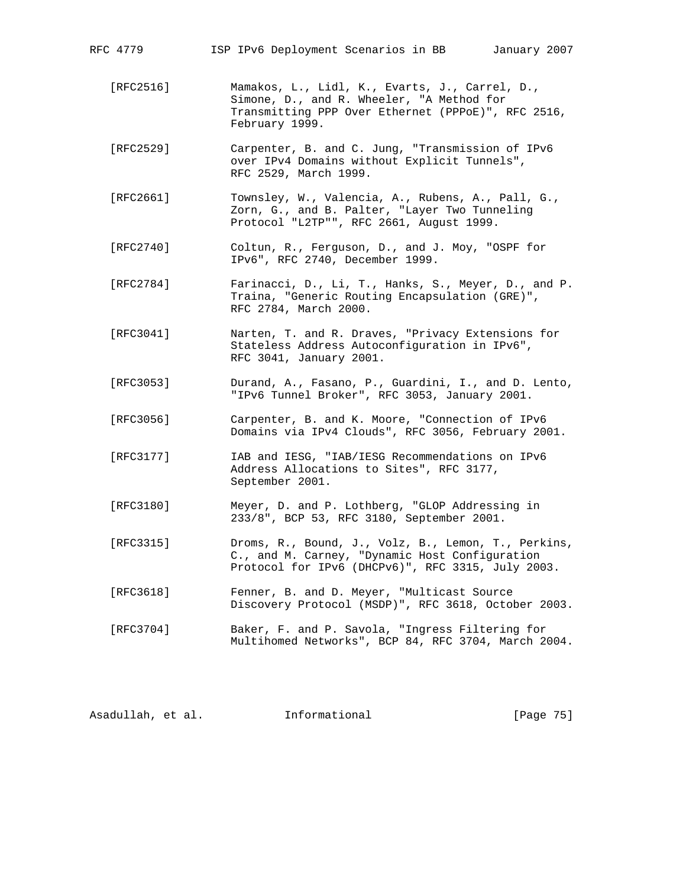[RFC2516] Mamakos, L., Lidl, K., Evarts, J., Carrel, D., Simone, D., and R. Wheeler, "A Method for Transmitting PPP Over Ethernet (PPPoE)", RFC 2516, February 1999.

[RFC2529] Carpenter, B. and C. Jung, "Transmission of IPv6 over IPv4 Domains without Explicit Tunnels", RFC 2529, March 1999.

[RFC2661] Townsley, W., Valencia, A., Rubens, A., Pall, G., Zorn, G., and B. Palter, "Layer Two Tunneling Protocol "L2TP"", RFC 2661, August 1999.

[RFC2740] Coltun, R., Ferguson, D., and J. Moy, "OSPF for IPv6", RFC 2740, December 1999.

[RFC2784] Farinacci, D., Li, T., Hanks, S., Meyer, D., and P. Traina, "Generic Routing Encapsulation (GRE)", RFC 2784, March 2000.

[RFC3041] Narten, T. and R. Draves, "Privacy Extensions for Stateless Address Autoconfiguration in IPv6", RFC 3041, January 2001.

[RFC3053] Durand, A., Fasano, P., Guardini, I., and D. Lento, "IPv6 Tunnel Broker", RFC 3053, January 2001.

[RFC3056] Carpenter, B. and K. Moore, "Connection of IPv6 Domains via IPv4 Clouds", RFC 3056, February 2001.

[RFC3177] IAB and IESG, "IAB/IESG Recommendations on IPv6 Address Allocations to Sites", RFC 3177, September 2001.

[RFC3180] Meyer, D. and P. Lothberg, "GLOP Addressing in 233/8", BCP 53, RFC 3180, September 2001.

[RFC3315] Droms, R., Bound, J., Volz, B., Lemon, T., Perkins, C., and M. Carney, "Dynamic Host Configuration Protocol for IPv6 (DHCPv6)", RFC 3315, July 2003.

[RFC3618] Fenner, B. and D. Meyer, "Multicast Source Discovery Protocol (MSDP)", RFC 3618, October 2003.

[RFC3704] Baker, F. and P. Savola, "Ingress Filtering for Multihomed Networks", BCP 84, RFC 3704, March 2004.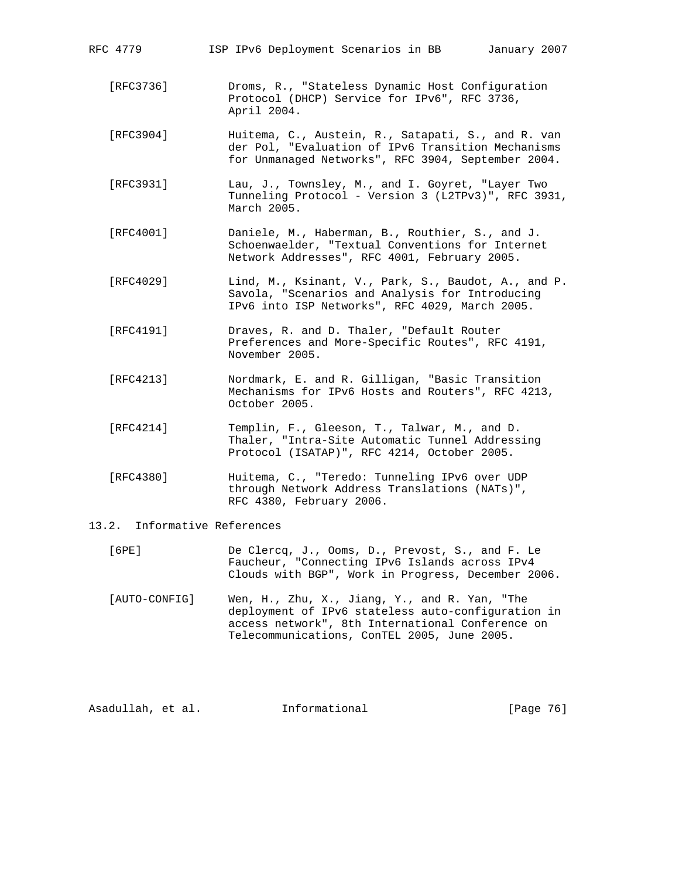[RFC3736] Droms, R., "Stateless Dynamic Host Configuration Protocol (DHCP) Service for IPv6", RFC 3736, April 2004.

[RFC3904] Huitema, C., Austein, R., Satapati, S., and R. van der Pol, "Evaluation of IPv6 Transition Mechanisms for Unmanaged Networks", RFC 3904, September 2004.

[RFC3931] Lau, J., Townsley, M., and I. Goyret, "Layer Two Tunneling Protocol - Version 3 (L2TPv3)", RFC 3931, March 2005.

[RFC4001] Daniele, M., Haberman, B., Routhier, S., and J. Schoenwaelder, "Textual Conventions for Internet Network Addresses", RFC 4001, February 2005.

[RFC4029] Lind, M., Ksinant, V., Park, S., Baudot, A., and P. Savola, "Scenarios and Analysis for Introducing IPv6 into ISP Networks", RFC 4029, March 2005.

[RFC4191] Draves, R. and D. Thaler, "Default Router Preferences and More-Specific Routes", RFC 4191, November 2005.

[RFC4213] Nordmark, E. and R. Gilligan, "Basic Transition Mechanisms for IPv6 Hosts and Routers", RFC 4213, October 2005.

[RFC4214] Templin, F., Gleeson, T., Talwar, M., and D. Thaler, "Intra-Site Automatic Tunnel Addressing Protocol (ISATAP)", RFC 4214, October 2005.

[RFC4380] Huitema, C., "Teredo: Tunneling IPv6 over UDP through Network Address Translations (NATs)", RFC 4380, February 2006.

### 13.2. Informative References

[6PE] De Clercq, J., Ooms, D., Prevost, S., and F. Le Faucheur, "Connecting IPv6 Islands across IPv4 Clouds with BGP", Work in Progress, December 2006.

[AUTO-CONFIG] Wen, H., Zhu, X., Jiang, Y., and R. Yan, "The deployment of IPv6 stateless auto-configuration in access network", 8th International Conference on Telecommunications, ConTEL 2005, June 2005.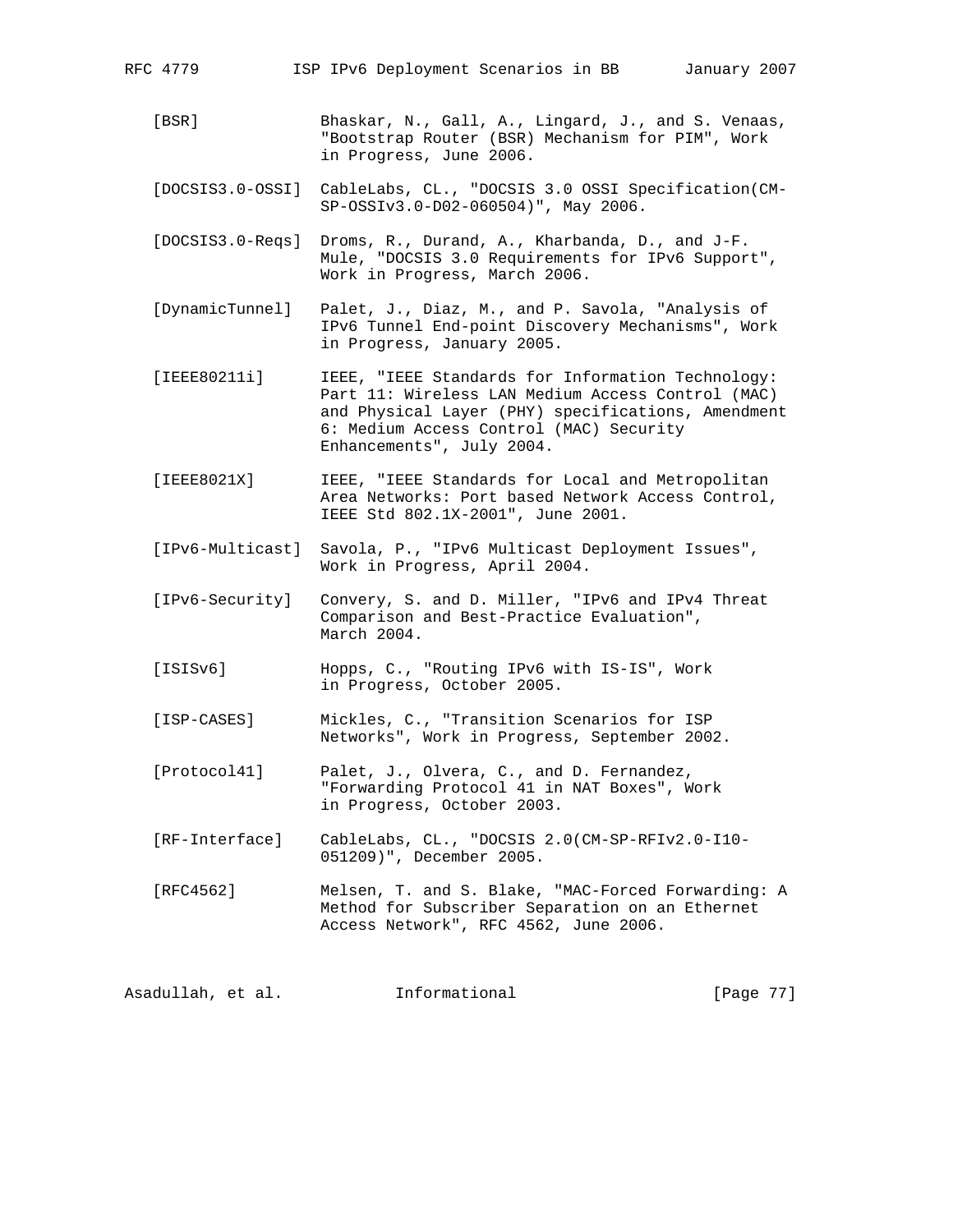[BSR] Bhaskar, N., Gall, A., Lingard, J., and S. Venaas, "Bootstrap Router (BSR) Mechanism for PIM", Work in Progress, June 2006.

[DOCSIS3.0-OSSI] CableLabs, CL., "DOCSIS 3.0 OSSI Specification(CM-SP-OSSIv3.0-D02-060504)", May 2006.

[DOCSIS3.0-Reqs] Droms, R., Durand, A., Kharbanda, D., and J-F. Mule, "DOCSIS 3.0 Requirements for IPv6 Support", Work in Progress, March 2006.

[DynamicTunnel] Palet, J., Diaz, M., and P. Savola, "Analysis of IPv6 Tunnel End-point Discovery Mechanisms", Work in Progress, January 2005.

[IEEE80211i] IEEE, "IEEE Standards for Information Technology: Part 11: Wireless LAN Medium Access Control (MAC) and Physical Layer (PHY) specifications, Amendment 6: Medium Access Control (MAC) Security Enhancements", July 2004.

[IEEE8021X] IEEE, "IEEE Standards for Local and Metropolitan Area Networks: Port based Network Access Control, IEEE Std 802.1X-2001", June 2001.

[IPv6-Multicast] Savola, P., "IPv6 Multicast Deployment Issues", Work in Progress, April 2004.

[IPv6-Security] Convery, S. and D. Miller, "IPv6 and IPv4 Threat Comparison and Best-Practice Evaluation", March 2004.

[ISISv6] Hopps, C., "Routing IPv6 with IS-IS", Work in Progress, October 2005.

[ISP-CASES] Mickles, C., "Transition Scenarios for ISP Networks", Work in Progress, September 2002.

[Protocol41] Palet, J., Olvera, C., and D. Fernandez, "Forwarding Protocol 41 in NAT Boxes", Work in Progress, October 2003.

[RF-Interface] CableLabs, CL., "DOCSIS 2.0(CM-SP-RFIv2.0-I10-051209)", December 2005.

[RFC4562] Melsen, T. and S. Blake, "MAC-Forced Forwarding: A Method for Subscriber Separation on an Ethernet Access Network", RFC 4562, June 2006.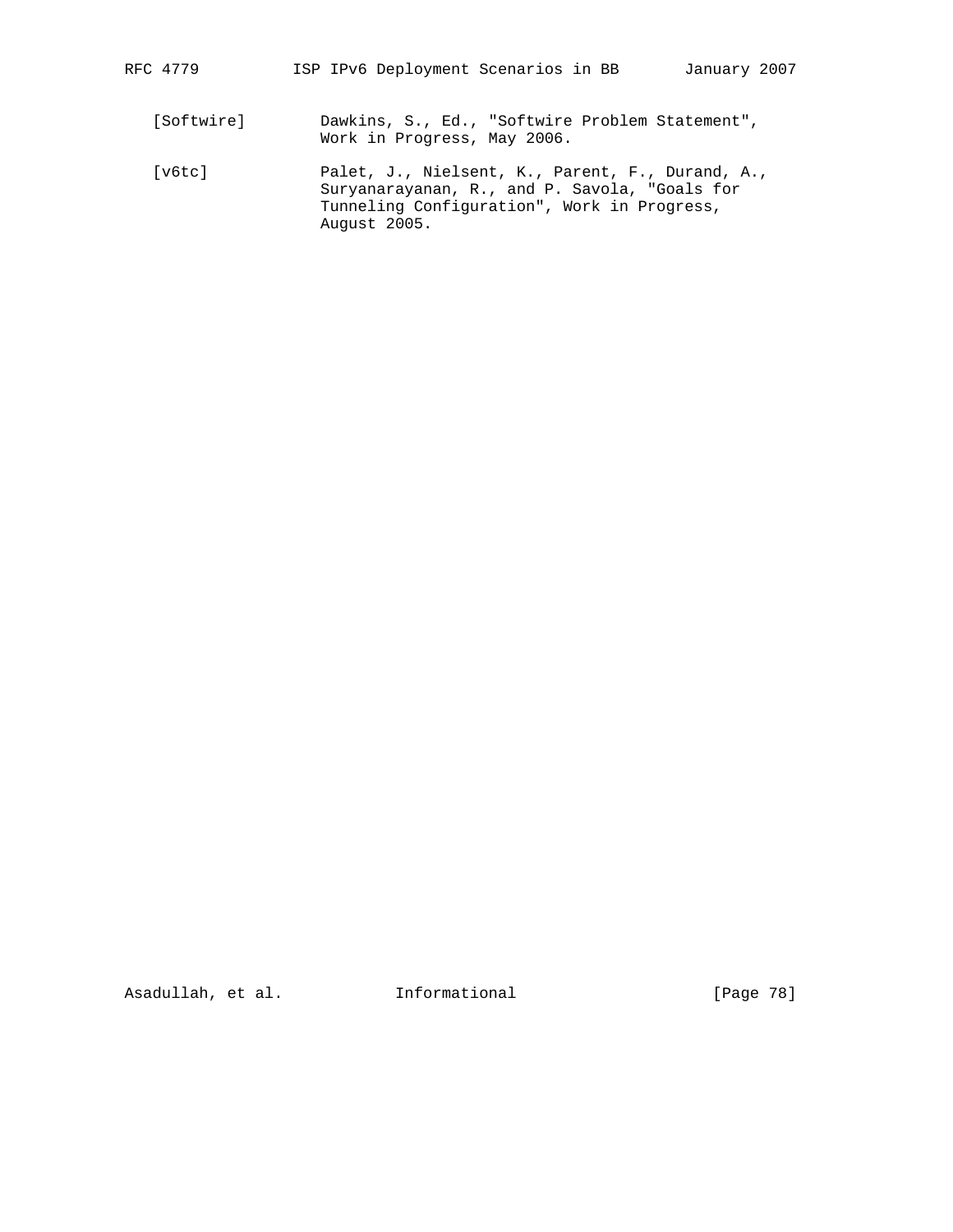[Softwire] Dawkins, S., Ed., "Softwire Problem Statement", Work in Progress, May 2006.

[v6tc] Palet, J., Nielsent, K., Parent, F., Durand, A., Suryanarayanan, R., and P. Savola, "Goals for Tunneling Configuration", Work in Progress, August 2005.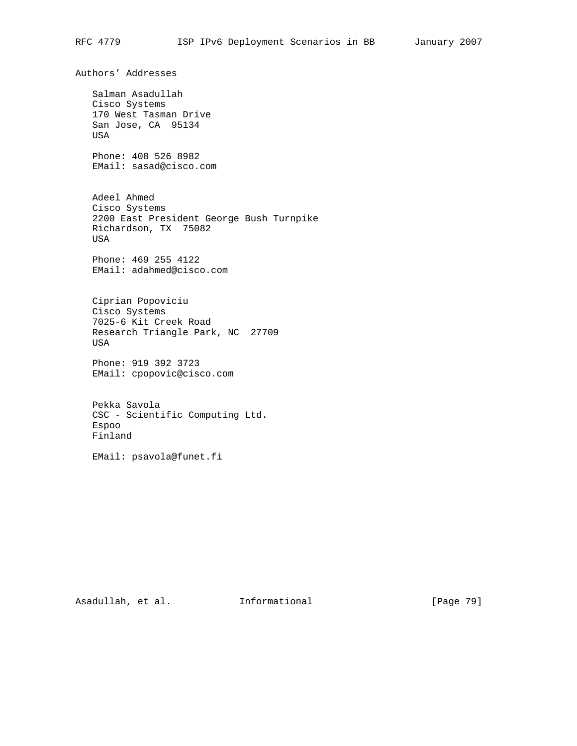## Authors' Addresses

Salman Asadullah
Cisco Systems
170 West Tasman Drive
San Jose, CA  95134
USA

Phone: 408 526 8982
EMail: sasad@cisco.com

Adeel Ahmed
Cisco Systems
2200 East President George Bush Turnpike
Richardson, TX  75082
USA

Phone: 469 255 4122
EMail: adahmed@cisco.com

Ciprian Popoviciu
Cisco Systems
7025-6 Kit Creek Road
Research Triangle Park, NC  27709
USA

Phone: 919 392 3723
EMail: cpopovic@cisco.com

Pekka Savola
CSC - Scientific Computing Ltd.
Espoo
Finland

EMail: psavola@funet.fi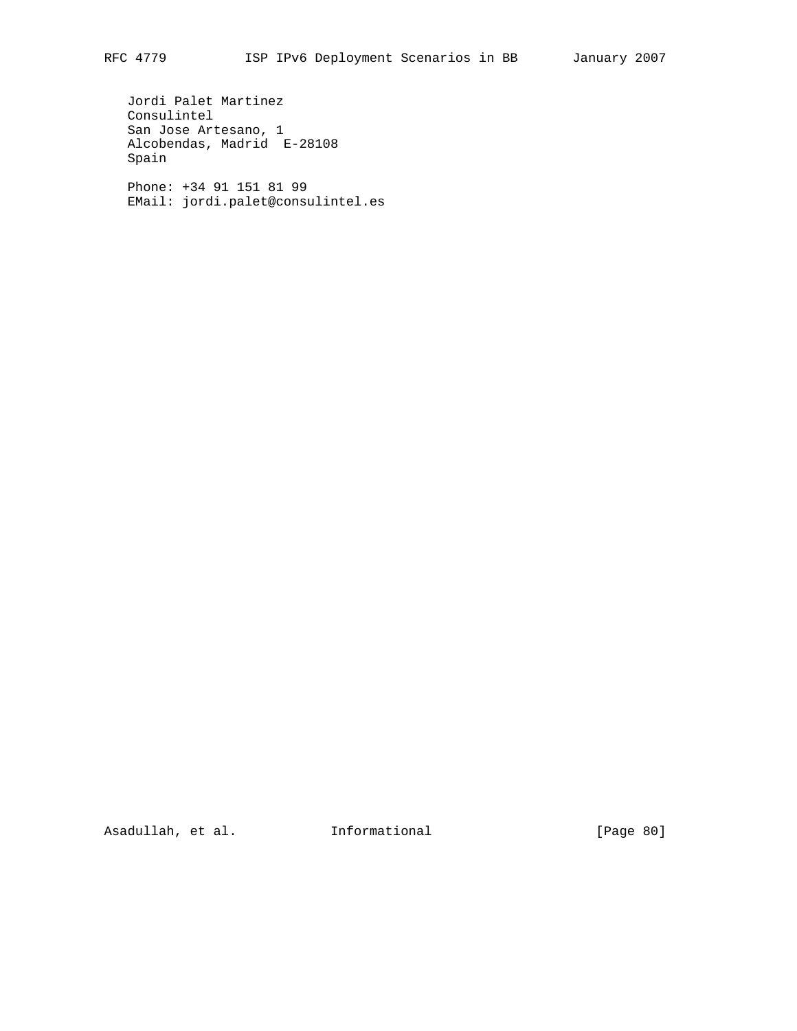Jordi Palet Martinez
Consulintel
San Jose Artesano, 1
Alcobendas, Madrid  E-28108
Spain

Phone: +34 91 151 81 99
EMail: jordi.palet@consulintel.es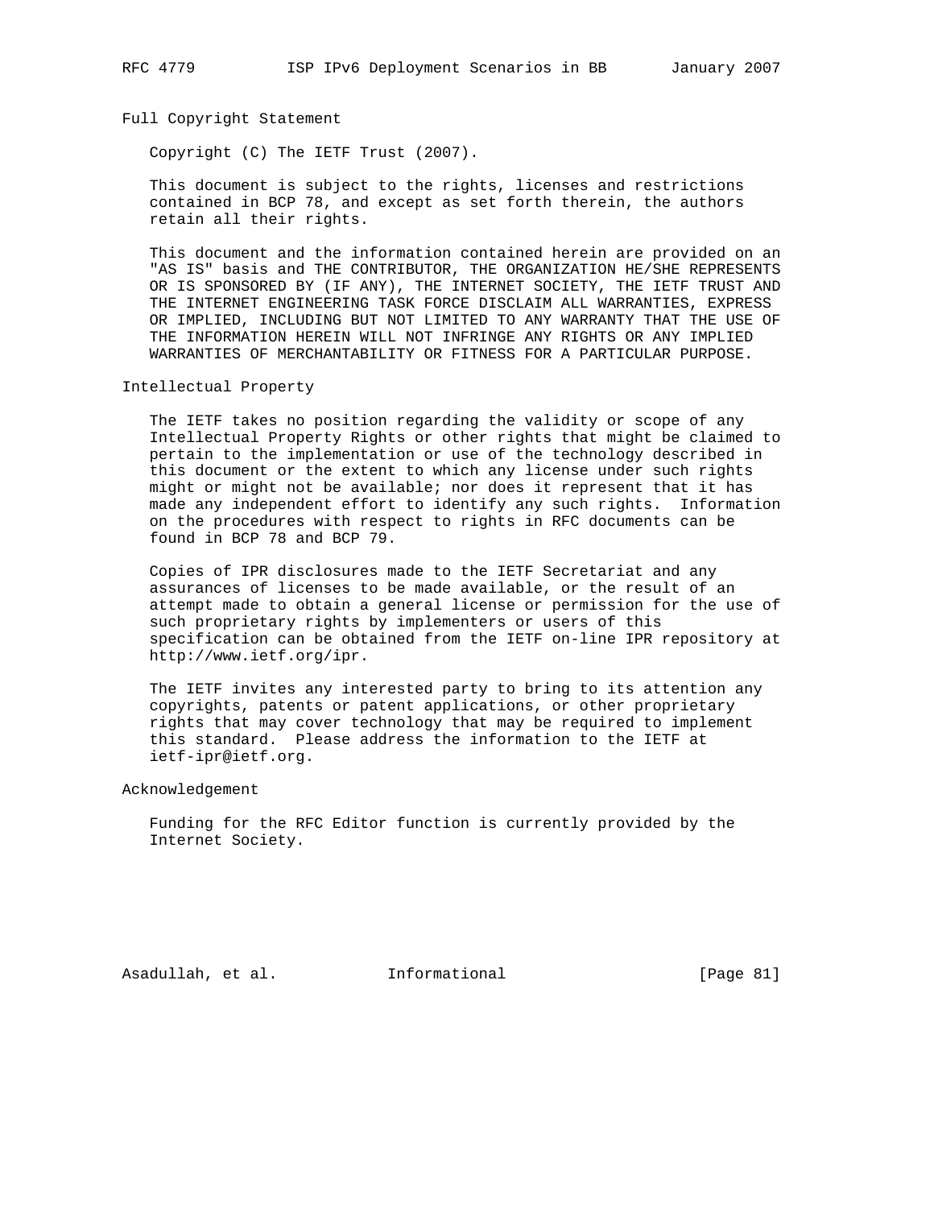## Full Copyright Statement

Copyright (C) The IETF Trust (2007).

This document is subject to the rights, licenses and restrictions contained in BCP 78, and except as set forth therein, the authors retain all their rights.

This document and the information contained herein are provided on an "AS IS" basis and THE CONTRIBUTOR, THE ORGANIZATION HE/SHE REPRESENTS OR IS SPONSORED BY (IF ANY), THE INTERNET SOCIETY, THE IETF TRUST AND THE INTERNET ENGINEERING TASK FORCE DISCLAIM ALL WARRANTIES, EXPRESS OR IMPLIED, INCLUDING BUT NOT LIMITED TO ANY WARRANTY THAT THE USE OF THE INFORMATION HEREIN WILL NOT INFRINGE ANY RIGHTS OR ANY IMPLIED WARRANTIES OF MERCHANTABILITY OR FITNESS FOR A PARTICULAR PURPOSE.

## Intellectual Property

The IETF takes no position regarding the validity or scope of any Intellectual Property Rights or other rights that might be claimed to pertain to the implementation or use of the technology described in this document or the extent to which any license under such rights might or might not be available; nor does it represent that it has made any independent effort to identify any such rights. Information on the procedures with respect to rights in RFC documents can be found in BCP 78 and BCP 79.

Copies of IPR disclosures made to the IETF Secretariat and any assurances of licenses to be made available, or the result of an attempt made to obtain a general license or permission for the use of such proprietary rights by implementers or users of this specification can be obtained from the IETF on-line IPR repository at http://www.ietf.org/ipr.

The IETF invites any interested party to bring to its attention any copyrights, patents or patent applications, or other proprietary rights that may cover technology that may be required to implement this standard. Please address the information to the IETF at ietf-ipr@ietf.org.

## Acknowledgement

Funding for the RFC Editor function is currently provided by the Internet Society.